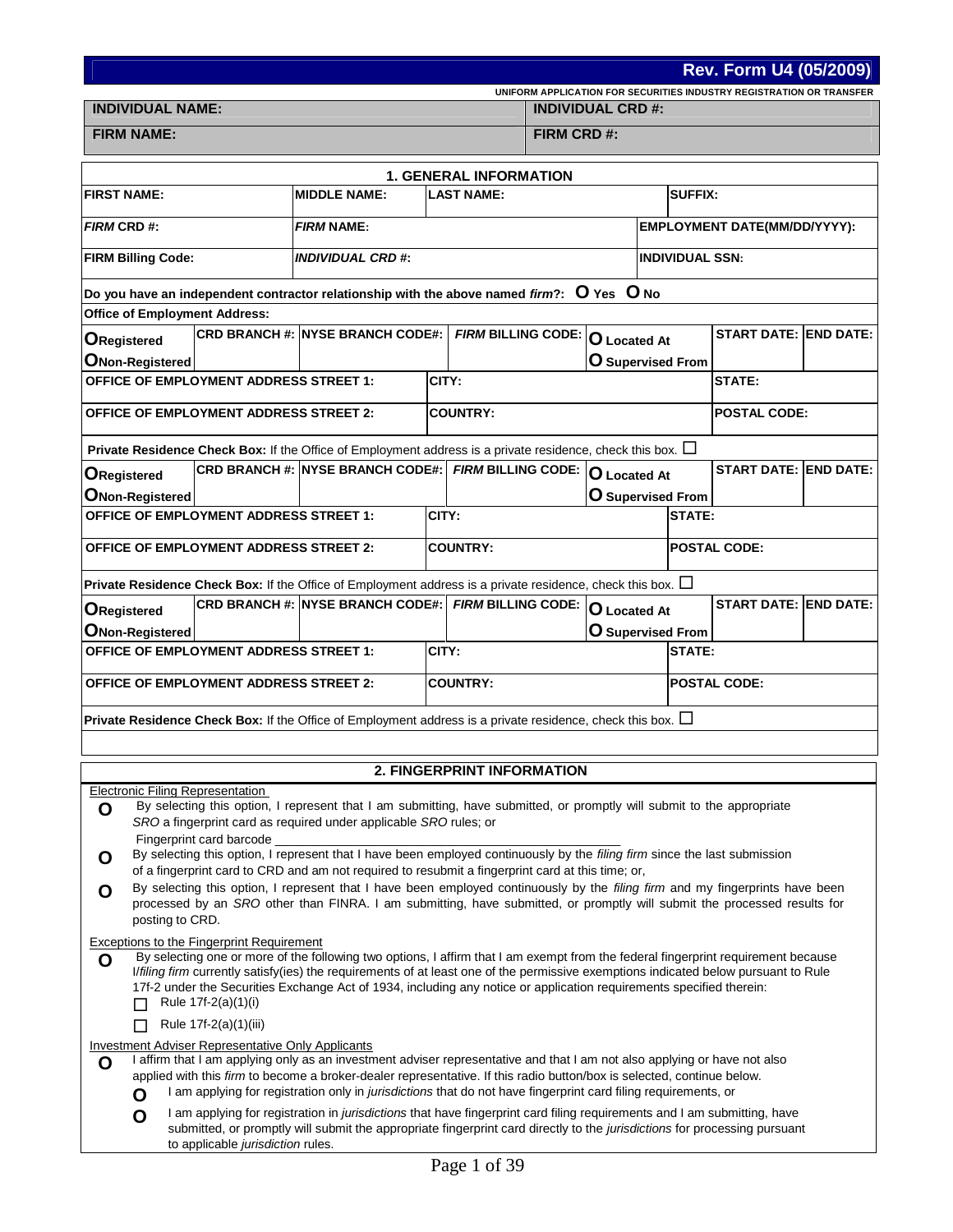**Rev. Form U4 (05/2009)**

UNIFORM APPLICATION FOR SECURITIES INDUSTRY REGISTRATION OR TRANSFER

| INDIVIDUAL NAME: | INDIVIDUAL CRD #: |
|---|---|
| FIRM NAME: | FIRM CRD #: |

## 1. GENERAL INFORMATION

| FIRST NAME: | MIDDLE NAME: | LAST NAME: | SUFFIX: |
|---|---|---|---|
| *FIRM* CRD #: | *FIRM* NAME: | | EMPLOYMENT DATE(MM/DD/YYYY): |
| FIRM Billing Code: | *INDIVIDUAL CRD #*: | | INDIVIDUAL SSN: |

Do you have an independent contractor relationship with the above named *firm*?: O Yes O No

Office of Employment Address:

| O Registered / O Non-Registered | CRD BRANCH #: | NYSE BRANCH CODE#: | *FIRM* BILLING CODE: | O Located At / O Supervised From | START DATE: | END DATE: |
|---|---|---|---|---|---|---|
| OFFICE OF EMPLOYMENT ADDRESS STREET 1: | | CITY: | | | STATE: | |
| OFFICE OF EMPLOYMENT ADDRESS STREET 2: | | COUNTRY: | | | POSTAL CODE: | |

Private Residence Check Box: If the Office of Employment address is a private residence, check this box. ☐

| O Registered / O Non-Registered | CRD BRANCH #: | NYSE BRANCH CODE#: | *FIRM* BILLING CODE: | O Located At / O Supervised From | START DATE: | END DATE: |
|---|---|---|---|---|---|---|
| OFFICE OF EMPLOYMENT ADDRESS STREET 1: | | CITY: | | | STATE: | |
| OFFICE OF EMPLOYMENT ADDRESS STREET 2: | | COUNTRY: | | | POSTAL CODE: | |

Private Residence Check Box: If the Office of Employment address is a private residence, check this box. ☐

| O Registered / O Non-Registered | CRD BRANCH #: | NYSE BRANCH CODE#: | *FIRM* BILLING CODE: | O Located At / O Supervised From | START DATE: | END DATE: |
|---|---|---|---|---|---|---|
| OFFICE OF EMPLOYMENT ADDRESS STREET 1: | | CITY: | | | STATE: | |
| OFFICE OF EMPLOYMENT ADDRESS STREET 2: | | COUNTRY: | | | POSTAL CODE: | |

Private Residence Check Box: If the Office of Employment address is a private residence, check this box. ☐

## 2. FINGERPRINT INFORMATION

Electronic Filing Representation

- O By selecting this option, I represent that I am submitting, have submitted, or promptly will submit to the appropriate *SRO* a fingerprint card as required under applicable *SRO* rules; or
  Fingerprint card barcode ____________________
- O By selecting this option, I represent that I have been employed continuously by the *filing firm* since the last submission of a fingerprint card to CRD and am not required to resubmit a fingerprint card at this time; or,
- O By selecting this option, I represent that I have been employed continuously by the *filing firm* and my fingerprints have been processed by an *SRO* other than FINRA. I am submitting, have submitted, or promptly will submit the processed results for posting to CRD.

Exceptions to the Fingerprint Requirement

- O By selecting one or more of the following two options, I affirm that I am exempt from the federal fingerprint requirement because I/*filing firm* currently satisfy(ies) the requirements of at least one of the permissive exemptions indicated below pursuant to Rule 17f-2 under the Securities Exchange Act of 1934, including any notice or application requirements specified therein:
  - ☐ Rule 17f-2(a)(1)(i)
  - ☐ Rule 17f-2(a)(1)(iii)

Investment Adviser Representative Only Applicants

- O I affirm that I am applying only as an investment adviser representative and that I am not also applying or have not also applied with this *firm* to become a broker-dealer representative. If this radio button/box is selected, continue below.
  - O I am applying for registration only in *jurisdictions* that do not have fingerprint card filing requirements, or
  - O I am applying for registration in *jurisdictions* that have fingerprint card filing requirements and I am submitting, have submitted, or promptly will submit the appropriate fingerprint card directly to the *jurisdictions* for processing pursuant to applicable *jurisdiction* rules.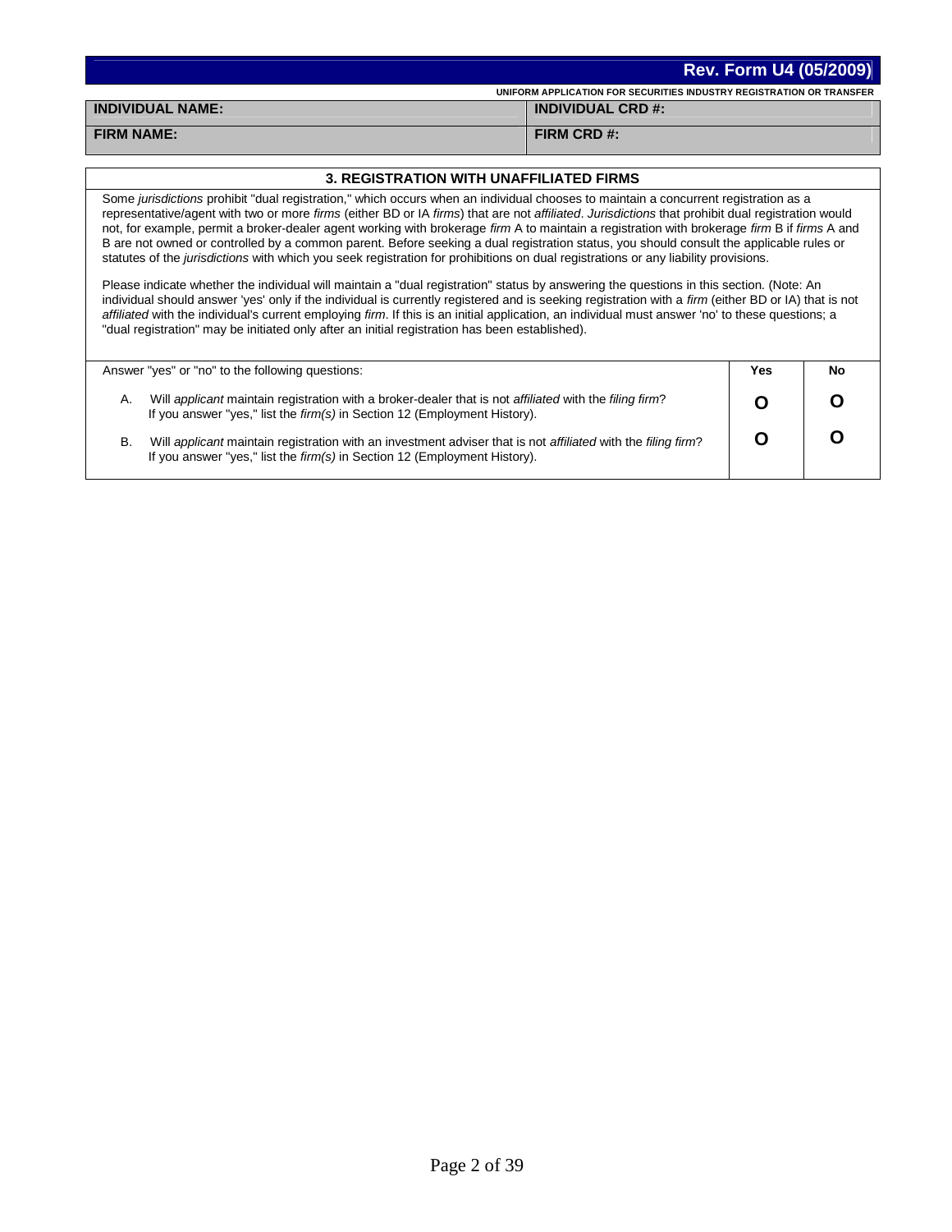**Rev. Form U4 (05/2009)**

**UNIFORM APPLICATION FOR SECURITIES INDUSTRY REGISTRATION OR TRANSFER**

| **INDIVIDUAL NAME:** | **INDIVIDUAL CRD #:** |
|---|---|
| **FIRM NAME:** | **FIRM CRD #:** |

## 3. REGISTRATION WITH UNAFFILIATED FIRMS

Some *jurisdictions* prohibit "dual registration," which occurs when an individual chooses to maintain a concurrent registration as a representative/agent with two or more *firms* (either BD or IA *firms*) that are not *affiliated*. *Jurisdictions* that prohibit dual registration would not, for example, permit a broker-dealer agent working with brokerage *firm* A to maintain a registration with brokerage *firm* B if *firms* A and B are not owned or controlled by a common parent. Before seeking a dual registration status, you should consult the applicable rules or statutes of the *jurisdictions* with which you seek registration for prohibitions on dual registrations or any liability provisions.

Please indicate whether the individual will maintain a "dual registration" status by answering the questions in this section. (Note: An individual should answer 'yes' only if the individual is currently registered and is seeking registration with a *firm* (either BD or IA) that is not *affiliated* with the individual's current employing *firm*. If this is an initial application, an individual must answer 'no' to these questions; a "dual registration" may be initiated only after an initial registration has been established).

| Answer "yes" or "no" to the following questions: | Yes | No |
|---|---|---|
| A. Will *applicant* maintain registration with a broker-dealer that is not *affiliated* with the *filing firm*? If you answer "yes," list the *firm(s)* in Section 12 (Employment History). | O | O |
| B. Will *applicant* maintain registration with an investment adviser that is not *affiliated* with the *filing firm*? If you answer "yes," list the *firm(s)* in Section 12 (Employment History). | O | O |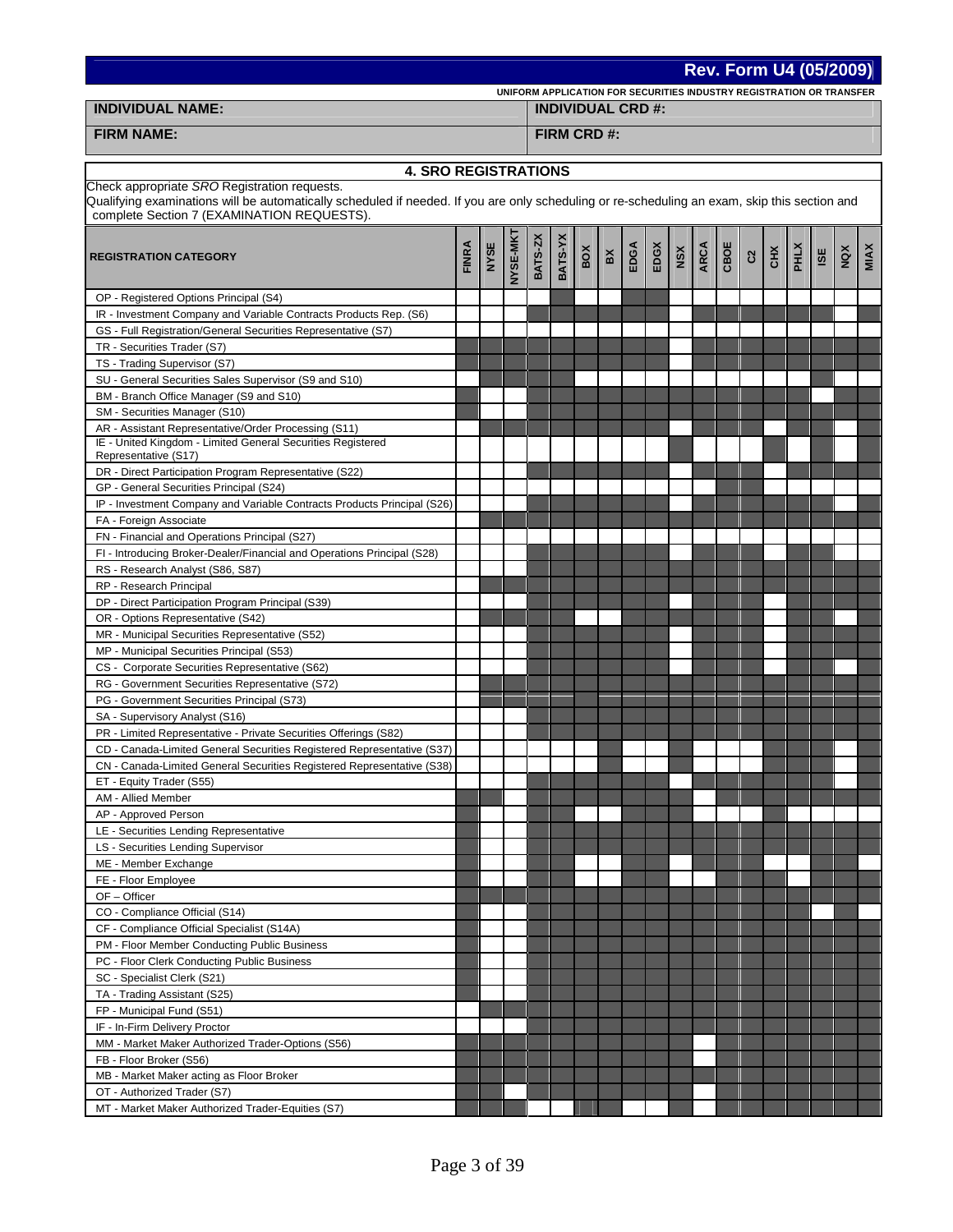**Rev. Form U4 (05/2009)**

UNIFORM APPLICATION FOR SECURITIES INDUSTRY REGISTRATION OR TRANSFER

| **INDIVIDUAL NAME:** | **INDIVIDUAL CRD #:** |
|---|---|
| **FIRM NAME:** | **FIRM CRD #:** |

## 4. SRO REGISTRATIONS

Check appropriate *SRO* Registration requests.
Qualifying examinations will be automatically scheduled if needed. If you are only scheduling or re-scheduling an exam, skip this section and complete Section 7 (EXAMINATION REQUESTS).

| REGISTRATION CATEGORY | FINRA | NYSE | NYSE-MKT | BATS-ZX | BATS-YX | BOX | BX | EDGA | EDGX | NSX | ARCA | CBOE | C2 | CHX | PHLX | ISE | NQX | MIAX |
|---|---|---|---|---|---|---|---|---|---|---|---|---|---|---|---|---|---|---|
| OP - Registered Options Principal (S4) | | | | | | | | | | | | | | | | | | |
| IR - Investment Company and Variable Contracts Products Rep. (S6) | | | | | | | | | | | | | | | | | | |
| GS - Full Registration/General Securities Representative (S7) | | | | | | | | | | | | | | | | | | |
| TR - Securities Trader (S7) | | | | | | | | | | | | | | | | | | |
| TS - Trading Supervisor (S7) | | | | | | | | | | | | | | | | | | |
| SU - General Securities Sales Supervisor (S9 and S10) | | | | | | | | | | | | | | | | | | |
| BM - Branch Office Manager (S9 and S10) | | | | | | | | | | | | | | | | | | |
| SM - Securities Manager (S10) | | | | | | | | | | | | | | | | | | |
| AR - Assistant Representative/Order Processing (S11) | | | | | | | | | | | | | | | | | | |
| IE - United Kingdom - Limited General Securities Registered Representative (S17) | | | | | | | | | | | | | | | | | | |
| DR - Direct Participation Program Representative (S22) | | | | | | | | | | | | | | | | | | |
| GP - General Securities Principal (S24) | | | | | | | | | | | | | | | | | | |
| IP - Investment Company and Variable Contracts Products Principal (S26) | | | | | | | | | | | | | | | | | | |
| FA - Foreign Associate | | | | | | | | | | | | | | | | | | |
| FN - Financial and Operations Principal (S27) | | | | | | | | | | | | | | | | | | |
| FI - Introducing Broker-Dealer/Financial and Operations Principal (S28) | | | | | | | | | | | | | | | | | | |
| RS - Research Analyst (S86, S87) | | | | | | | | | | | | | | | | | | |
| RP - Research Principal | | | | | | | | | | | | | | | | | | |
| DP - Direct Participation Program Principal (S39) | | | | | | | | | | | | | | | | | | |
| OR - Options Representative (S42) | | | | | | | | | | | | | | | | | | |
| MR - Municipal Securities Representative (S52) | | | | | | | | | | | | | | | | | | |
| MP - Municipal Securities Principal (S53) | | | | | | | | | | | | | | | | | | |
| CS - Corporate Securities Representative (S62) | | | | | | | | | | | | | | | | | | |
| RG - Government Securities Representative (S72) | | | | | | | | | | | | | | | | | | |
| PG - Government Securities Principal (S73) | | | | | | | | | | | | | | | | | | |
| SA - Supervisory Analyst (S16) | | | | | | | | | | | | | | | | | | |
| PR - Limited Representative - Private Securities Offerings (S82) | | | | | | | | | | | | | | | | | | |
| CD - Canada-Limited General Securities Registered Representative (S37) | | | | | | | | | | | | | | | | | | |
| CN - Canada-Limited General Securities Registered Representative (S38) | | | | | | | | | | | | | | | | | | |
| ET - Equity Trader (S55) | | | | | | | | | | | | | | | | | | |
| AM - Allied Member | | | | | | | | | | | | | | | | | | |
| AP - Approved Person | | | | | | | | | | | | | | | | | | |
| LE - Securities Lending Representative | | | | | | | | | | | | | | | | | | |
| LS - Securities Lending Supervisor | | | | | | | | | | | | | | | | | | |
| ME - Member Exchange | | | | | | | | | | | | | | | | | | |
| FE - Floor Employee | | | | | | | | | | | | | | | | | | |
| OF – Officer | | | | | | | | | | | | | | | | | | |
| CO - Compliance Official (S14) | | | | | | | | | | | | | | | | | | |
| CF - Compliance Official Specialist (S14A) | | | | | | | | | | | | | | | | | | |
| PM - Floor Member Conducting Public Business | | | | | | | | | | | | | | | | | | |
| PC - Floor Clerk Conducting Public Business | | | | | | | | | | | | | | | | | | |
| SC - Specialist Clerk (S21) | | | | | | | | | | | | | | | | | | |
| TA - Trading Assistant (S25) | | | | | | | | | | | | | | | | | | |
| FP - Municipal Fund (S51) | | | | | | | | | | | | | | | | | | |
| IF - In-Firm Delivery Proctor | | | | | | | | | | | | | | | | | | |
| MM - Market Maker Authorized Trader-Options (S56) | | | | | | | | | | | | | | | | | | |
| FB - Floor Broker (S56) | | | | | | | | | | | | | | | | | | |
| MB - Market Maker acting as Floor Broker | | | | | | | | | | | | | | | | | | |
| OT - Authorized Trader (S7) | | | | | | | | | | | | | | | | | | |
| MT - Market Maker Authorized Trader-Equities (S7) | | | | | | | | | | | | | | | | | | |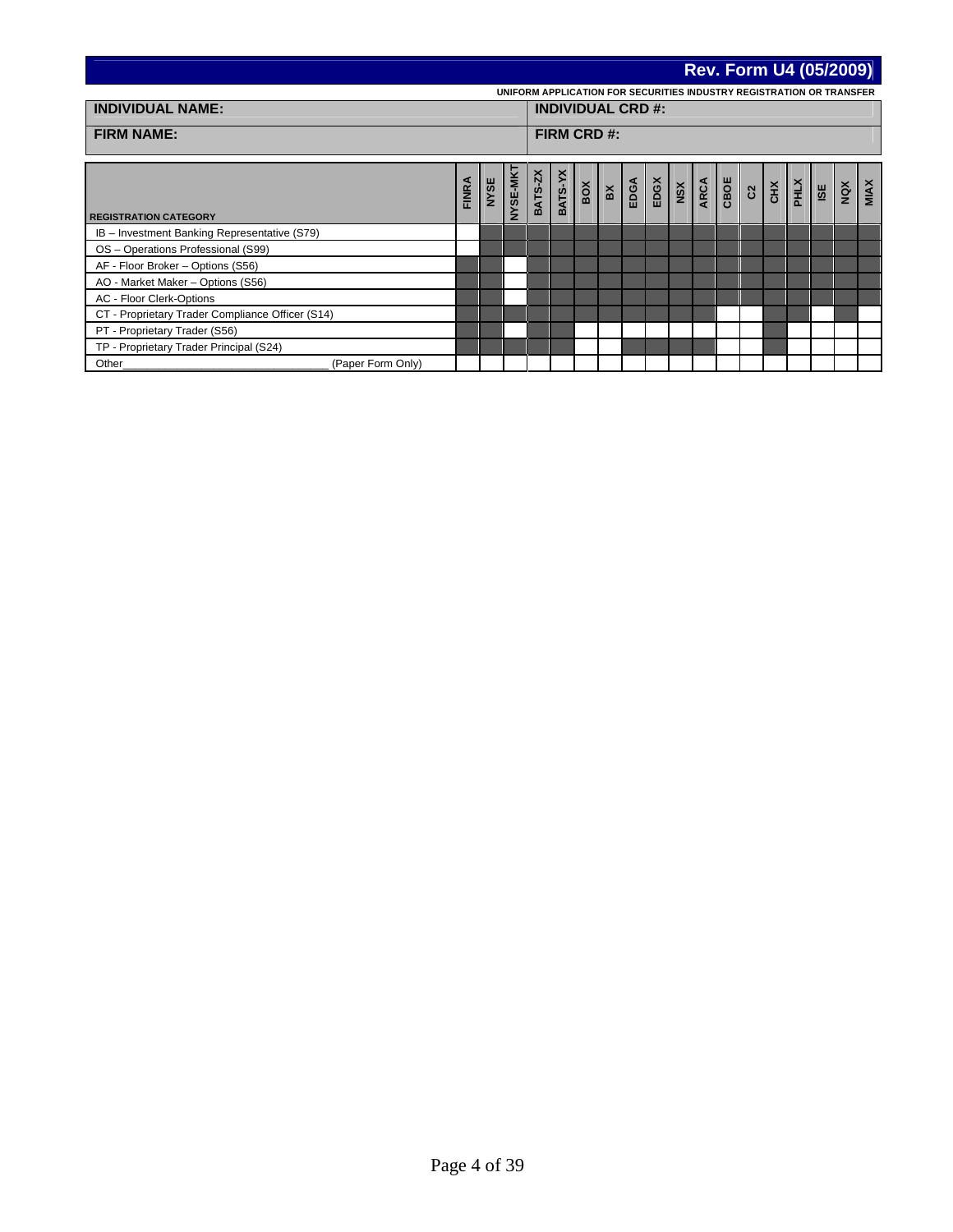**Rev. Form U4 (05/2009)**

**UNIFORM APPLICATION FOR SECURITIES INDUSTRY REGISTRATION OR TRANSFER**

| **INDIVIDUAL NAME:** | **INDIVIDUAL CRD #:** |
|---|---|
| **FIRM NAME:** | **FIRM CRD #:** |

| REGISTRATION CATEGORY | FINRA | NYSE | NYSE-MKT | BATS-ZX | BATS-YX | BOX | BX | EDGA | EDGX | NSX | ARCA | CBOE | C2 | CHX | PHLX | ISE | NQX | MIAX |
|---|---|---|---|---|---|---|---|---|---|---|---|---|---|---|---|---|---|---|
| IB – Investment Banking Representative (S79) | | | | | | | | | | | | | | | | | | |
| OS – Operations Professional (S99) | | | | | | | | | | | | | | | | | | |
| AF - Floor Broker – Options (S56) | | | | | | | | | | | | | | | | | | |
| AO - Market Maker – Options (S56) | | | | | | | | | | | | | | | | | | |
| AC - Floor Clerk-Options | | | | | | | | | | | | | | | | | | |
| CT - Proprietary Trader Compliance Officer (S14) | | | | | | | | | | | | | | | | | | |
| PT - Proprietary Trader (S56) | | | | | | | | | | | | | | | | | | |
| TP - Proprietary Trader Principal (S24) | | | | | | | | | | | | | | | | | | |
| Other________________________________ (Paper Form Only) | | | | | | | | | | | | | | | | | | |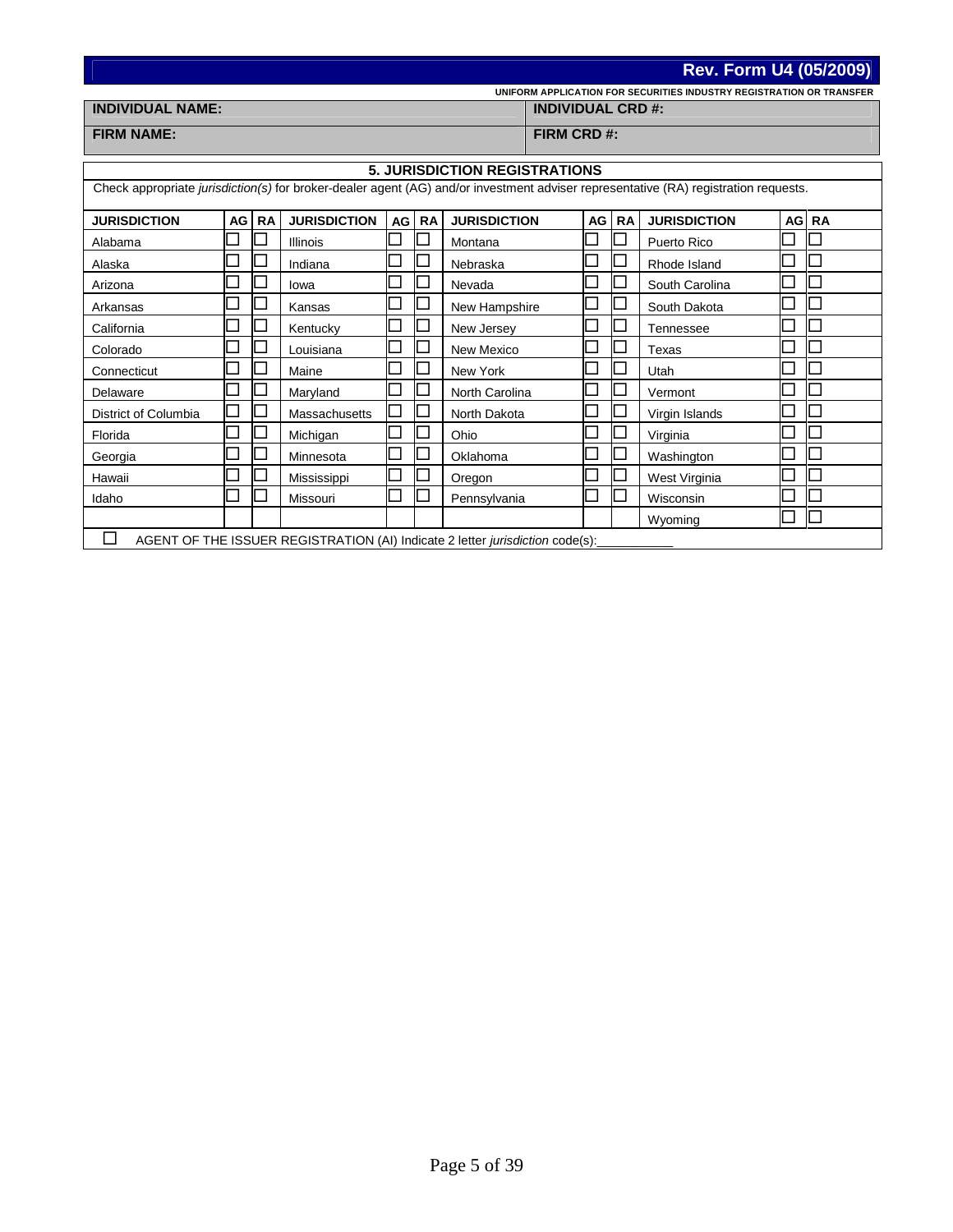**Rev. Form U4 (05/2009)**

**UNIFORM APPLICATION FOR SECURITIES INDUSTRY REGISTRATION OR TRANSFER**

| **INDIVIDUAL NAME:** | **INDIVIDUAL CRD #:** |
|---|---|
| **FIRM NAME:** | **FIRM CRD #:** |

## 5. JURISDICTION REGISTRATIONS

Check appropriate *jurisdiction(s)* for broker-dealer agent (AG) and/or investment adviser representative (RA) registration requests.

| JURISDICTION | AG | RA | JURISDICTION | AG | RA | JURISDICTION | AG | RA | JURISDICTION | AG | RA |
|---|---|---|---|---|---|---|---|---|---|---|---|
| Alabama | ☐ | ☐ | Illinois | ☐ | ☐ | Montana | ☐ | ☐ | Puerto Rico | ☐ | ☐ |
| Alaska | ☐ | ☐ | Indiana | ☐ | ☐ | Nebraska | ☐ | ☐ | Rhode Island | ☐ | ☐ |
| Arizona | ☐ | ☐ | Iowa | ☐ | ☐ | Nevada | ☐ | ☐ | South Carolina | ☐ | ☐ |
| Arkansas | ☐ | ☐ | Kansas | ☐ | ☐ | New Hampshire | ☐ | ☐ | South Dakota | ☐ | ☐ |
| California | ☐ | ☐ | Kentucky | ☐ | ☐ | New Jersey | ☐ | ☐ | Tennessee | ☐ | ☐ |
| Colorado | ☐ | ☐ | Louisiana | ☐ | ☐ | New Mexico | ☐ | ☐ | Texas | ☐ | ☐ |
| Connecticut | ☐ | ☐ | Maine | ☐ | ☐ | New York | ☐ | ☐ | Utah | ☐ | ☐ |
| Delaware | ☐ | ☐ | Maryland | ☐ | ☐ | North Carolina | ☐ | ☐ | Vermont | ☐ | ☐ |
| District of Columbia | ☐ | ☐ | Massachusetts | ☐ | ☐ | North Dakota | ☐ | ☐ | Virgin Islands | ☐ | ☐ |
| Florida | ☐ | ☐ | Michigan | ☐ | ☐ | Ohio | ☐ | ☐ | Virginia | ☐ | ☐ |
| Georgia | ☐ | ☐ | Minnesota | ☐ | ☐ | Oklahoma | ☐ | ☐ | Washington | ☐ | ☐ |
| Hawaii | ☐ | ☐ | Mississippi | ☐ | ☐ | Oregon | ☐ | ☐ | West Virginia | ☐ | ☐ |
| Idaho | ☐ | ☐ | Missouri | ☐ | ☐ | Pennsylvania | ☐ | ☐ | Wisconsin | ☐ | ☐ |
| | | | | | | | | | Wyoming | ☐ | ☐ |

☐ AGENT OF THE ISSUER REGISTRATION (AI) Indicate 2 letter *jurisdiction* code(s):__________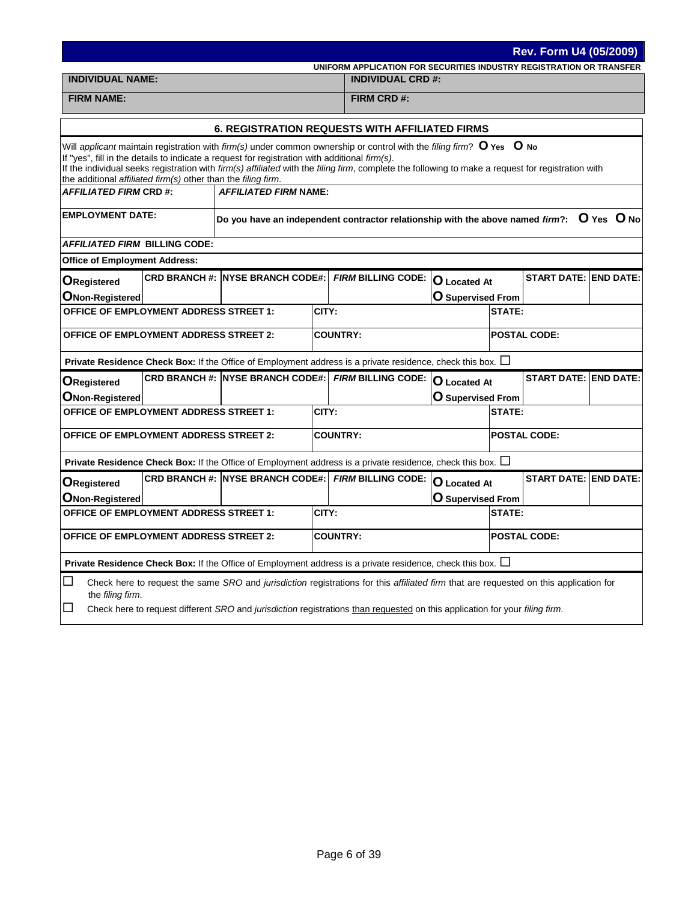**Rev. Form U4 (05/2009)**

**UNIFORM APPLICATION FOR SECURITIES INDUSTRY REGISTRATION OR TRANSFER**

| **INDIVIDUAL NAME:** | **INDIVIDUAL CRD #:** |
|---|---|
| **FIRM NAME:** | **FIRM CRD #:** |

## 6. REGISTRATION REQUESTS WITH AFFILIATED FIRMS

Will *applicant* maintain registration with *firm(s)* under common ownership or control with the *filing firm*? **O Yes** **O No**
If "yes", fill in the details to indicate a request for registration with additional *firm(s)*.
If the individual seeks registration with *firm(s) affiliated* with the *filing firm*, complete the following to make a request for registration with the additional *affiliated firm(s)* other than the *filing firm*.

| ***AFFILIATED FIRM* CRD #:** | ***AFFILIATED FIRM* NAME:** |
|---|---|
| **EMPLOYMENT DATE:** | **Do you have an independent contractor relationship with the above named *firm*?:** **O Yes** **O No** |

***AFFILIATED FIRM* BILLING CODE:**

**Office of Employment Address:**

| **O Registered** / **O Non-Registered** | **CRD BRANCH #:** | **NYSE BRANCH CODE#:** | ***FIRM* BILLING CODE:** | **O Located At** / **O Supervised From** | **START DATE:** | **END DATE:** |
|---|---|---|---|---|---|---|
| **OFFICE OF EMPLOYMENT ADDRESS STREET 1:** | | **CITY:** | | | **STATE:** | |
| **OFFICE OF EMPLOYMENT ADDRESS STREET 2:** | | **COUNTRY:** | | | **POSTAL CODE:** | |

**Private Residence Check Box:** If the Office of Employment address is a private residence, check this box. ☐

| **O Registered** / **O Non-Registered** | **CRD BRANCH #:** | **NYSE BRANCH CODE#:** | ***FIRM* BILLING CODE:** | **O Located At** / **O Supervised From** | **START DATE:** | **END DATE:** |
|---|---|---|---|---|---|---|
| **OFFICE OF EMPLOYMENT ADDRESS STREET 1:** | | **CITY:** | | | **STATE:** | |
| **OFFICE OF EMPLOYMENT ADDRESS STREET 2:** | | **COUNTRY:** | | | **POSTAL CODE:** | |

**Private Residence Check Box:** If the Office of Employment address is a private residence, check this box. ☐

| **O Registered** / **O Non-Registered** | **CRD BRANCH #:** | **NYSE BRANCH CODE#:** | ***FIRM* BILLING CODE:** | **O Located At** / **O Supervised From** | **START DATE:** | **END DATE:** |
|---|---|---|---|---|---|---|
| **OFFICE OF EMPLOYMENT ADDRESS STREET 1:** | | **CITY:** | | | **STATE:** | |
| **OFFICE OF EMPLOYMENT ADDRESS STREET 2:** | | **COUNTRY:** | | | **POSTAL CODE:** | |

**Private Residence Check Box:** If the Office of Employment address is a private residence, check this box. ☐

☐ Check here to request the same *SRO* and *jurisdiction* registrations for this *affiliated firm* that are requested on this application for the *filing firm*.

☐ Check here to request different *SRO* and *jurisdiction* registrations than requested on this application for your *filing firm*.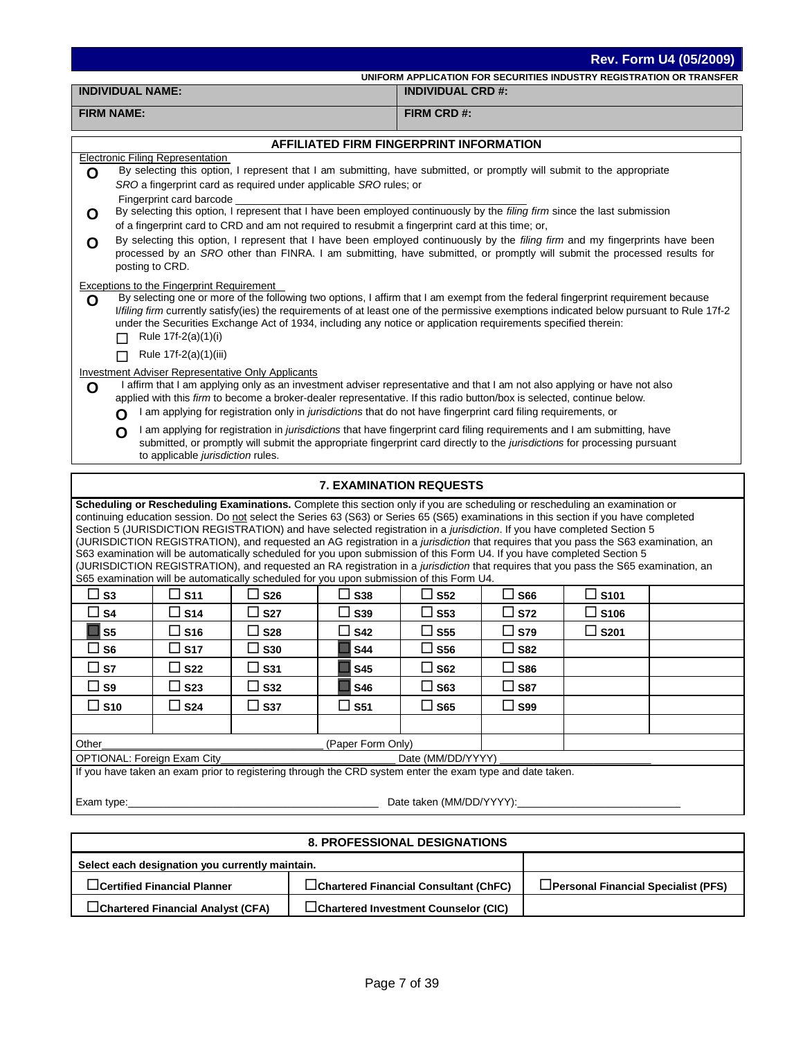**Rev. Form U4 (05/2009)**

**UNIFORM APPLICATION FOR SECURITIES INDUSTRY REGISTRATION OR TRANSFER**

| **INDIVIDUAL NAME:** | **INDIVIDUAL CRD #:** |
|---|---|
| **FIRM NAME:** | **FIRM CRD #:** |

## AFFILIATED FIRM FINGERPRINT INFORMATION

Electronic Filing Representation

- O By selecting this option, I represent that I am submitting, have submitted, or promptly will submit to the appropriate *SRO* a fingerprint card as required under applicable *SRO* rules; or

  Fingerprint card barcode ______________________________
- O By selecting this option, I represent that I have been employed continuously by the *filing firm* since the last submission of a fingerprint card to CRD and am not required to resubmit a fingerprint card at this time; or,
- O By selecting this option, I represent that I have been employed continuously by the *filing firm* and my fingerprints have been processed by an *SRO* other than FINRA. I am submitting, have submitted, or promptly will submit the processed results for posting to CRD.

Exceptions to the Fingerprint Requirement

- O By selecting one or more of the following two options, I affirm that I am exempt from the federal fingerprint requirement because I/*filing firm* currently satisfy(ies) the requirements of at least one of the permissive exemptions indicated below pursuant to Rule 17f-2 under the Securities Exchange Act of 1934, including any notice or application requirements specified therein:
  - ☐ Rule 17f-2(a)(1)(i)
  - ☐ Rule 17f-2(a)(1)(iii)

Investment Adviser Representative Only Applicants

- O I affirm that I am applying only as an investment adviser representative and that I am not also applying or have not also applied with this *firm* to become a broker-dealer representative. If this radio button/box is selected, continue below.
  - O I am applying for registration only in *jurisdictions* that do not have fingerprint card filing requirements, or
  - O I am applying for registration in *jurisdictions* that have fingerprint card filing requirements and I am submitting, have submitted, or promptly will submit the appropriate fingerprint card directly to the *jurisdictions* for processing pursuant to applicable *jurisdiction* rules.

## 7. EXAMINATION REQUESTS

**Scheduling or Rescheduling Examinations.** Complete this section only if you are scheduling or rescheduling an examination or continuing education session. Do not select the Series 63 (S63) or Series 65 (S65) examinations in this section if you have completed Section 5 (JURISDICTION REGISTRATION) and have selected registration in a *jurisdiction*. If you have completed Section 5 (JURISDICTION REGISTRATION), and requested an AG registration in a *jurisdiction* that requires that you pass the S63 examination, an S63 examination will be automatically scheduled for you upon submission of this Form U4. If you have completed Section 5 (JURISDICTION REGISTRATION), and requested an RA registration in a *jurisdiction* that requires that you pass the S65 examination, an S65 examination will be automatically scheduled for you upon submission of this Form U4.

| | | | | | | | |
|---|---|---|---|---|---|---|---|
| ☐ **S3** | ☐ **S11** | ☐ **S26** | ☐ **S38** | ☐ **S52** | ☐ **S66** | ☐ **S101** | |
| ☐ **S4** | ☐ **S14** | ☐ **S27** | ☐ **S39** | ☐ **S53** | ☐ **S72** | ☐ **S106** | |
| ■ **S5** | ☐ **S16** | ☐ **S28** | ☐ **S42** | ☐ **S55** | ☐ **S79** | ☐ **S201** | |
| ☐ **S6** | ☐ **S17** | ☐ **S30** | ■ **S44** | ☐ **S56** | ☐ **S82** | | |
| ☐ **S7** | ☐ **S22** | ☐ **S31** | ■ **S45** | ☐ **S62** | ☐ **S86** | | |
| ☐ **S9** | ☐ **S23** | ☐ **S32** | ■ **S46** | ☐ **S63** | ☐ **S87** | | |
| ☐ **S10** | ☐ **S24** | ☐ **S37** | ☐ **S51** | ☐ **S65** | ☐ **S99** | | |

Other______________________________ (Paper Form Only)

OPTIONAL: Foreign Exam City______________________________ Date (MM/DD/YYYY) ______________________

If you have taken an exam prior to registering through the CRD system enter the exam type and date taken.

Exam type:______________________________ Date taken (MM/DD/YYYY):______________________

## 8. PROFESSIONAL DESIGNATIONS

**Select each designation you currently maintain.**

| | | |
|---|---|---|
| ☐**Certified Financial Planner** | ☐**Chartered Financial Consultant (ChFC)** | ☐**Personal Financial Specialist (PFS)** |
| ☐**Chartered Financial Analyst (CFA)** | ☐**Chartered Investment Counselor (CIC)** | |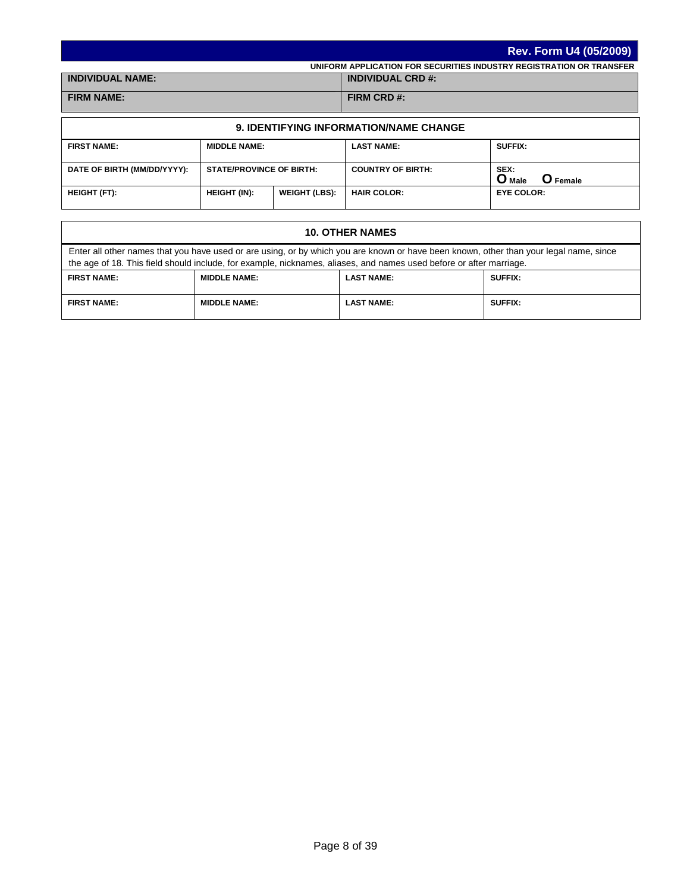**Rev. Form U4 (05/2009)**

**UNIFORM APPLICATION FOR SECURITIES INDUSTRY REGISTRATION OR TRANSFER**

| INDIVIDUAL NAME: | INDIVIDUAL CRD #: |
|---|---|
| FIRM NAME: | FIRM CRD #: |

## 9. IDENTIFYING INFORMATION/NAME CHANGE

| FIRST NAME: | MIDDLE NAME: | | LAST NAME: | SUFFIX: |
|---|---|---|---|---|
| DATE OF BIRTH (MM/DD/YYYY): | STATE/PROVINCE OF BIRTH: | | COUNTRY OF BIRTH: | SEX: O Male O Female |
| HEIGHT (FT): | HEIGHT (IN): | WEIGHT (LBS): | HAIR COLOR: | EYE COLOR: |

## 10. OTHER NAMES

Enter all other names that you have used or are using, or by which you are known or have been known, other than your legal name, since the age of 18. This field should include, for example, nicknames, aliases, and names used before or after marriage.

| FIRST NAME: | MIDDLE NAME: | LAST NAME: | SUFFIX: |
|---|---|---|---|
| FIRST NAME: | MIDDLE NAME: | LAST NAME: | SUFFIX: |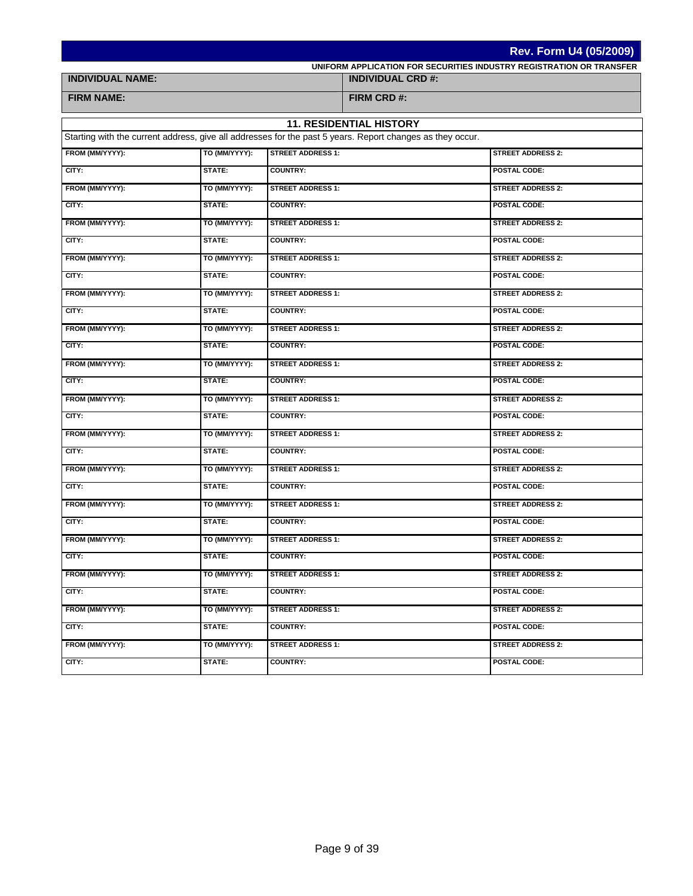**Rev. Form U4 (05/2009)**

**UNIFORM APPLICATION FOR SECURITIES INDUSTRY REGISTRATION OR TRANSFER**

| INDIVIDUAL NAME: | INDIVIDUAL CRD #: |
|---|---|
| FIRM NAME: | FIRM CRD #: |

## 11. RESIDENTIAL HISTORY

Starting with the current address, give all addresses for the past 5 years. Report changes as they occur.

| FROM (MM/YYYY): | TO (MM/YYYY): | STREET ADDRESS 1: | STREET ADDRESS 2: |
|---|---|---|---|
| CITY: | STATE: | COUNTRY: | POSTAL CODE: |
| FROM (MM/YYYY): | TO (MM/YYYY): | STREET ADDRESS 1: | STREET ADDRESS 2: |
| CITY: | STATE: | COUNTRY: | POSTAL CODE: |
| FROM (MM/YYYY): | TO (MM/YYYY): | STREET ADDRESS 1: | STREET ADDRESS 2: |
| CITY: | STATE: | COUNTRY: | POSTAL CODE: |
| FROM (MM/YYYY): | TO (MM/YYYY): | STREET ADDRESS 1: | STREET ADDRESS 2: |
| CITY: | STATE: | COUNTRY: | POSTAL CODE: |
| FROM (MM/YYYY): | TO (MM/YYYY): | STREET ADDRESS 1: | STREET ADDRESS 2: |
| CITY: | STATE: | COUNTRY: | POSTAL CODE: |
| FROM (MM/YYYY): | TO (MM/YYYY): | STREET ADDRESS 1: | STREET ADDRESS 2: |
| CITY: | STATE: | COUNTRY: | POSTAL CODE: |
| FROM (MM/YYYY): | TO (MM/YYYY): | STREET ADDRESS 1: | STREET ADDRESS 2: |
| CITY: | STATE: | COUNTRY: | POSTAL CODE: |
| FROM (MM/YYYY): | TO (MM/YYYY): | STREET ADDRESS 1: | STREET ADDRESS 2: |
| CITY: | STATE: | COUNTRY: | POSTAL CODE: |
| FROM (MM/YYYY): | TO (MM/YYYY): | STREET ADDRESS 1: | STREET ADDRESS 2: |
| CITY: | STATE: | COUNTRY: | POSTAL CODE: |
| FROM (MM/YYYY): | TO (MM/YYYY): | STREET ADDRESS 1: | STREET ADDRESS 2: |
| CITY: | STATE: | COUNTRY: | POSTAL CODE: |
| FROM (MM/YYYY): | TO (MM/YYYY): | STREET ADDRESS 1: | STREET ADDRESS 2: |
| CITY: | STATE: | COUNTRY: | POSTAL CODE: |
| FROM (MM/YYYY): | TO (MM/YYYY): | STREET ADDRESS 1: | STREET ADDRESS 2: |
| CITY: | STATE: | COUNTRY: | POSTAL CODE: |
| FROM (MM/YYYY): | TO (MM/YYYY): | STREET ADDRESS 1: | STREET ADDRESS 2: |
| CITY: | STATE: | COUNTRY: | POSTAL CODE: |
| FROM (MM/YYYY): | TO (MM/YYYY): | STREET ADDRESS 1: | STREET ADDRESS 2: |
| CITY: | STATE: | COUNTRY: | POSTAL CODE: |
| FROM (MM/YYYY): | TO (MM/YYYY): | STREET ADDRESS 1: | STREET ADDRESS 2: |
| CITY: | STATE: | COUNTRY: | POSTAL CODE: |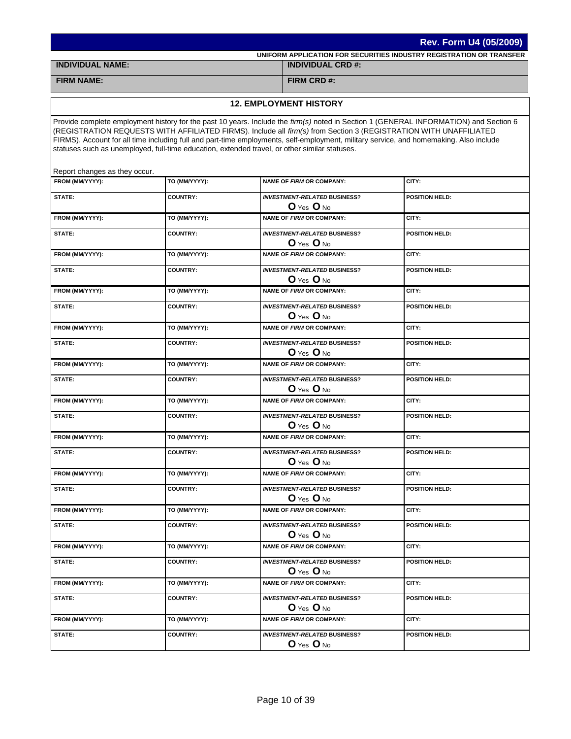**Rev. Form U4 (05/2009)**

**UNIFORM APPLICATION FOR SECURITIES INDUSTRY REGISTRATION OR TRANSFER**

| INDIVIDUAL NAME: | INDIVIDUAL CRD #: |
|---|---|
| FIRM NAME: | FIRM CRD #: |

## 12. EMPLOYMENT HISTORY

Provide complete employment history for the past 10 years. Include the *firm(s)* noted in Section 1 (GENERAL INFORMATION) and Section 6 (REGISTRATION REQUESTS WITH AFFILIATED FIRMS). Include all *firm(s)* from Section 3 (REGISTRATION WITH UNAFFILIATED FIRMS). Account for all time including full and part-time employments, self-employment, military service, and homemaking. Also include statuses such as unemployed, full-time education, extended travel, or other similar statuses.

Report changes as they occur.

| FROM (MM/YYYY): | TO (MM/YYYY): | NAME OF *FIRM* OR COMPANY: | CITY: |
|---|---|---|---|
| STATE: | COUNTRY: | *INVESTMENT-RELATED* BUSINESS? O Yes O No | POSITION HELD: |
| FROM (MM/YYYY): | TO (MM/YYYY): | NAME OF *FIRM* OR COMPANY: | CITY: |
| STATE: | COUNTRY: | *INVESTMENT-RELATED* BUSINESS? O Yes O No | POSITION HELD: |
| FROM (MM/YYYY): | TO (MM/YYYY): | NAME OF *FIRM* OR COMPANY: | CITY: |
| STATE: | COUNTRY: | *INVESTMENT-RELATED* BUSINESS? O Yes O No | POSITION HELD: |
| FROM (MM/YYYY): | TO (MM/YYYY): | NAME OF *FIRM* OR COMPANY: | CITY: |
| STATE: | COUNTRY: | *INVESTMENT-RELATED* BUSINESS? O Yes O No | POSITION HELD: |
| FROM (MM/YYYY): | TO (MM/YYYY): | NAME OF *FIRM* OR COMPANY: | CITY: |
| STATE: | COUNTRY: | *INVESTMENT-RELATED* BUSINESS? O Yes O No | POSITION HELD: |
| FROM (MM/YYYY): | TO (MM/YYYY): | NAME OF *FIRM* OR COMPANY: | CITY: |
| STATE: | COUNTRY: | *INVESTMENT-RELATED* BUSINESS? O Yes O No | POSITION HELD: |
| FROM (MM/YYYY): | TO (MM/YYYY): | NAME OF *FIRM* OR COMPANY: | CITY: |
| STATE: | COUNTRY: | *INVESTMENT-RELATED* BUSINESS? O Yes O No | POSITION HELD: |
| FROM (MM/YYYY): | TO (MM/YYYY): | NAME OF *FIRM* OR COMPANY: | CITY: |
| STATE: | COUNTRY: | *INVESTMENT-RELATED* BUSINESS? O Yes O No | POSITION HELD: |
| FROM (MM/YYYY): | TO (MM/YYYY): | NAME OF *FIRM* OR COMPANY: | CITY: |
| STATE: | COUNTRY: | *INVESTMENT-RELATED* BUSINESS? O Yes O No | POSITION HELD: |
| FROM (MM/YYYY): | TO (MM/YYYY): | NAME OF *FIRM* OR COMPANY: | CITY: |
| STATE: | COUNTRY: | *INVESTMENT-RELATED* BUSINESS? O Yes O No | POSITION HELD: |
| FROM (MM/YYYY): | TO (MM/YYYY): | NAME OF *FIRM* OR COMPANY: | CITY: |
| STATE: | COUNTRY: | *INVESTMENT-RELATED* BUSINESS? O Yes O No | POSITION HELD: |
| FROM (MM/YYYY): | TO (MM/YYYY): | NAME OF *FIRM* OR COMPANY: | CITY: |
| STATE: | COUNTRY: | *INVESTMENT-RELATED* BUSINESS? O Yes O No | POSITION HELD: |
| FROM (MM/YYYY): | TO (MM/YYYY): | NAME OF *FIRM* OR COMPANY: | CITY: |
| STATE: | COUNTRY: | *INVESTMENT-RELATED* BUSINESS? O Yes O No | POSITION HELD: |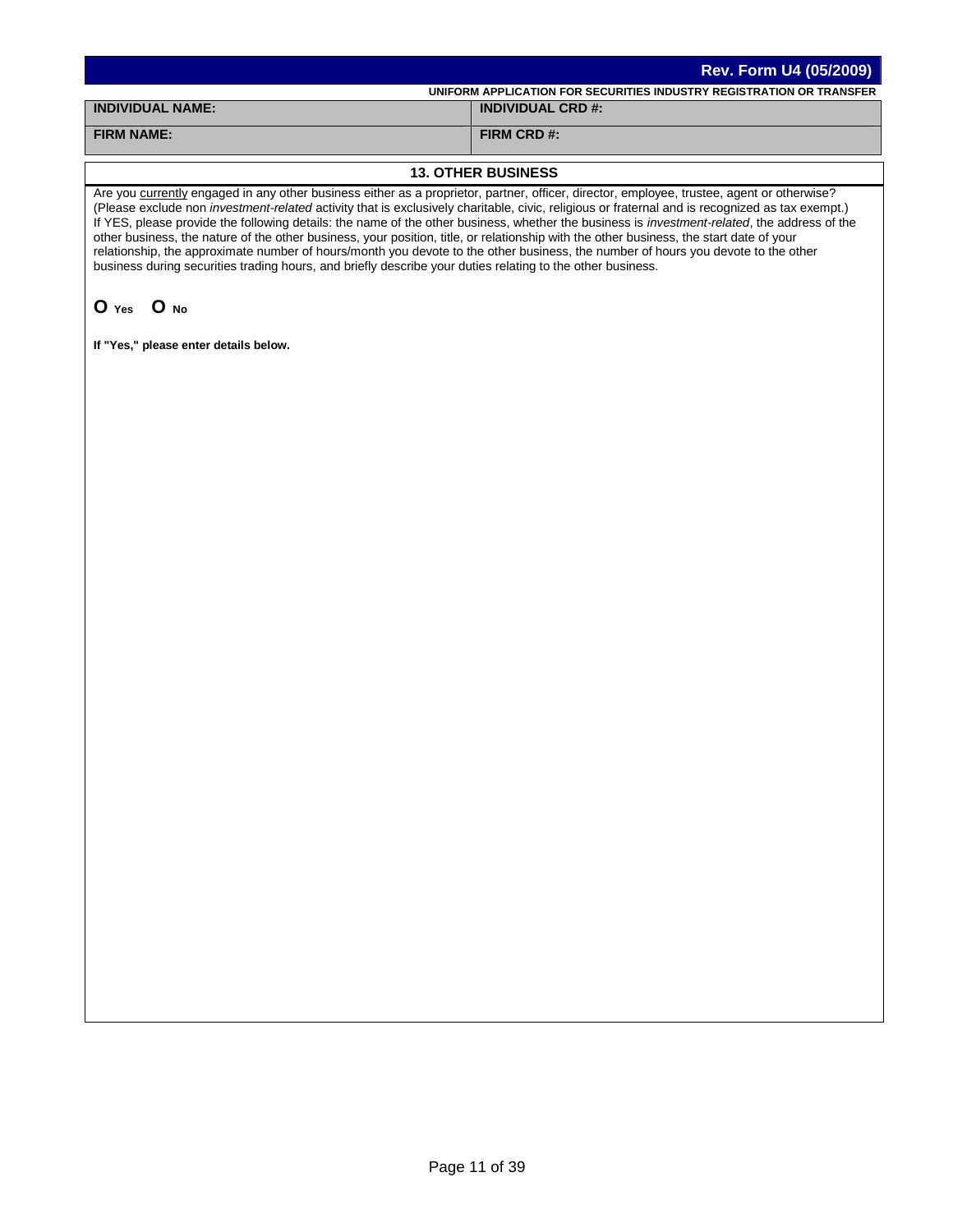**Rev. Form U4 (05/2009)**

**UNIFORM APPLICATION FOR SECURITIES INDUSTRY REGISTRATION OR TRANSFER**

| **INDIVIDUAL NAME:** | **INDIVIDUAL CRD #:** |
| --- | --- |
| **FIRM NAME:** | **FIRM CRD #:** |

## 13. OTHER BUSINESS

Are you currently engaged in any other business either as a proprietor, partner, officer, director, employee, trustee, agent or otherwise? (Please exclude non *investment-related* activity that is exclusively charitable, civic, religious or fraternal and is recognized as tax exempt.) If YES, please provide the following details: the name of the other business, whether the business is *investment-related*, the address of the other business, the nature of the other business, your position, title, or relationship with the other business, the start date of your relationship, the approximate number of hours/month you devote to the other business, the number of hours you devote to the other business during securities trading hours, and briefly describe your duties relating to the other business.

O Yes O No

**If "Yes," please enter details below.**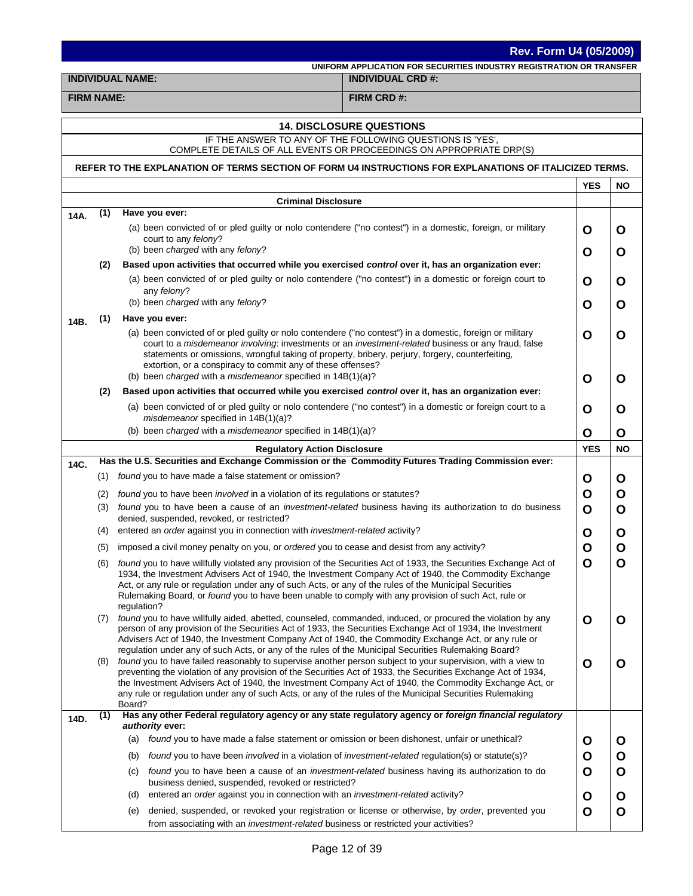**Rev. Form U4 (05/2009)**

**UNIFORM APPLICATION FOR SECURITIES INDUSTRY REGISTRATION OR TRANSFER**

| **INDIVIDUAL NAME:** | **INDIVIDUAL CRD #:** |
|---|---|
| **FIRM NAME:** | **FIRM CRD #:** |

## 14. DISCLOSURE QUESTIONS

IF THE ANSWER TO ANY OF THE FOLLOWING QUESTIONS IS 'YES', COMPLETE DETAILS OF ALL EVENTS OR PROCEEDINGS ON APPROPRIATE DRP(S)

**REFER TO THE EXPLANATION OF TERMS SECTION OF FORM U4 INSTRUCTIONS FOR EXPLANATIONS OF ITALICIZED TERMS.**

| | | | YES | NO |
|---|---|---|---|---|
| | | **Criminal Disclosure** | | |
| **14A.** | **(1)** | **Have you ever:** | | |
| | | (a) been convicted of or pled guilty or nolo contendere ("no contest") in a domestic, foreign, or military court to any *felony*? | O | O |
| | | (b) been *charged* with any *felony*? | O | O |
| | **(2)** | **Based upon activities that occurred while you exercised *control* over it, has an organization ever:** | | |
| | | (a) been convicted of or pled guilty or nolo contendere ("no contest") in a domestic or foreign court to any *felony*? | O | O |
| | | (b) been *charged* with any *felony*? | O | O |
| **14B.** | **(1)** | **Have you ever:** | | |
| | | (a) been convicted of or pled guilty or nolo contendere ("no contest") in a domestic, foreign or military court to a *misdemeanor involving*: investments or an *investment-related* business or any fraud, false statements or omissions, wrongful taking of property, bribery, perjury, forgery, counterfeiting, extortion, or a conspiracy to commit any of these offenses? | O | O |
| | | (b) been *charged* with a *misdemeanor* specified in 14B(1)(a)? | O | O |
| | **(2)** | **Based upon activities that occurred while you exercised *control* over it, has an organization ever:** | | |
| | | (a) been convicted of or pled guilty or nolo contendere ("no contest") in a domestic or foreign court to a *misdemeanor* specified in 14B(1)(a)? | O | O |
| | | (b) been *charged* with a *misdemeanor* specified in 14B(1)(a)? | O | O |
| | | **Regulatory Action Disclosure** | **YES** | **NO** |
| **14C.** | | **Has the U.S. Securities and Exchange Commission or the Commodity Futures Trading Commission ever:** | | |
| | (1) | *found* you to have made a false statement or omission? | O | O |
| | (2) | *found* you to have been *involved* in a violation of its regulations or statutes? | O | O |
| | (3) | *found* you to have been a cause of an *investment-related* business having its authorization to do business denied, suspended, revoked, or restricted? | O | O |
| | (4) | entered an *order* against you in connection with *investment-related* activity? | O | O |
| | (5) | imposed a civil money penalty on you, or *ordered* you to cease and desist from any activity? | O | O |
| | (6) | *found* you to have willfully violated any provision of the Securities Act of 1933, the Securities Exchange Act of 1934, the Investment Advisers Act of 1940, the Investment Company Act of 1940, the Commodity Exchange Act, or any rule or regulation under any of such Acts, or any of the rules of the Municipal Securities Rulemaking Board, or *found* you to have been unable to comply with any provision of such Act, rule or regulation? | O | O |
| | (7) | *found* you to have willfully aided, abetted, counseled, commanded, induced, or procured the violation by any person of any provision of the Securities Act of 1933, the Securities Exchange Act of 1934, the Investment Advisers Act of 1940, the Investment Company Act of 1940, the Commodity Exchange Act, or any rule or regulation under any of such Acts, or any of the rules of the Municipal Securities Rulemaking Board? | O | O |
| | (8) | *found* you to have failed reasonably to supervise another person subject to your supervision, with a view to preventing the violation of any provision of the Securities Act of 1933, the Securities Exchange Act of 1934, the Investment Advisers Act of 1940, the Investment Company Act of 1940, the Commodity Exchange Act, or any rule or regulation under any of such Acts, or any of the rules of the Municipal Securities Rulemaking Board? | O | O |
| **14D.** | **(1)** | **Has any other Federal regulatory agency or any state regulatory agency or *foreign financial regulatory authority* ever:** | | |
| | | (a) *found* you to have made a false statement or omission or been dishonest, unfair or unethical? | O | O |
| | | (b) *found* you to have been *involved* in a violation of *investment-related* regulation(s) or statute(s)? | O | O |
| | | (c) *found* you to have been a cause of an *investment-related* business having its authorization to do business denied, suspended, revoked or restricted? | O | O |
| | | (d) entered an *order* against you in connection with an *investment-related* activity? | O | O |
| | | (e) denied, suspended, or revoked your registration or license or otherwise, by *order*, prevented you from associating with an *investment-related* business or restricted your activities? | O | O |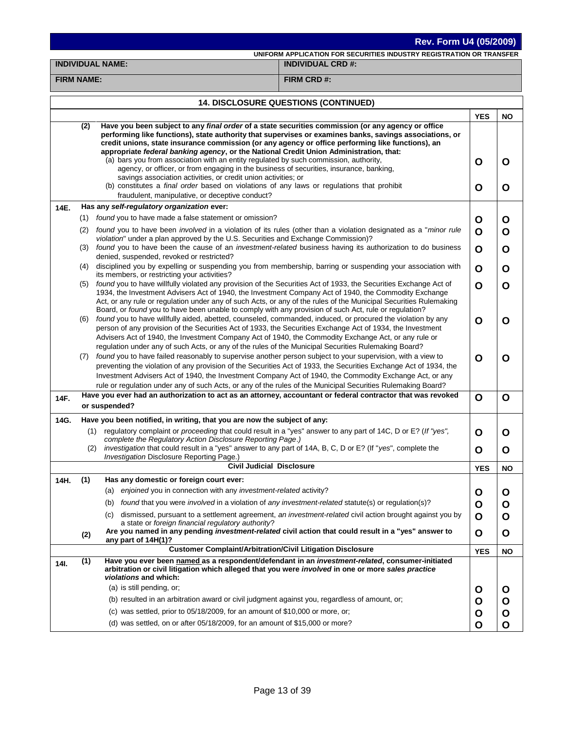**Rev. Form U4 (05/2009)**

**UNIFORM APPLICATION FOR SECURITIES INDUSTRY REGISTRATION OR TRANSFER**

| **INDIVIDUAL NAME:** | **INDIVIDUAL CRD #:** |
|---|---|
| **FIRM NAME:** | **FIRM CRD #:** |

## 14. DISCLOSURE QUESTIONS (CONTINUED)

| | | | YES | NO |
|---|---|---|---|---|
| | (2) | **Have you been subject to any *final order* of a state securities commission (or any agency or office performing like functions), state authority that supervises or examines banks, savings associations, or credit unions, state insurance commission (or any agency or office performing like functions), an appropriate *federal banking agency*, or the National Credit Union Administration, that:** | | |
| | | (a) bars you from association with an entity regulated by such commission, authority, agency, or officer, or from engaging in the business of securities, insurance, banking, savings association activities, or credit union activities; or | O | O |
| | | (b) constitutes a *final order* based on violations of any laws or regulations that prohibit fraudulent, manipulative, or deceptive conduct? | O | O |
| **14E.** | | **Has any *self-regulatory organization* ever:** | | |
| | (1) | *found* you to have made a false statement or omission? | O | O |
| | (2) | *found* you to have been *involved* in a violation of its rules (other than a violation designated as a "*minor rule violation*" under a plan approved by the U.S. Securities and Exchange Commission)? | O | O |
| | (3) | *found* you to have been the cause of an *investment-related* business having its authorization to do business denied, suspended, revoked or restricted? | O | O |
| | (4) | disciplined you by expelling or suspending you from membership, barring or suspending your association with its members, or restricting your activities? | O | O |
| | (5) | *found* you to have willfully violated any provision of the Securities Act of 1933, the Securities Exchange Act of 1934, the Investment Advisers Act of 1940, the Investment Company Act of 1940, the Commodity Exchange Act, or any rule or regulation under any of such Acts, or any of the rules of the Municipal Securities Rulemaking Board, or *found* you to have been unable to comply with any provision of such Act, rule or regulation? | O | O |
| | (6) | *found* you to have willfully aided, abetted, counseled, commanded, induced, or procured the violation by any person of any provision of the Securities Act of 1933, the Securities Exchange Act of 1934, the Investment Advisers Act of 1940, the Investment Company Act of 1940, the Commodity Exchange Act, or any rule or regulation under any of such Acts, or any of the rules of the Municipal Securities Rulemaking Board? | O | O |
| | (7) | *found* you to have failed reasonably to supervise another person subject to your supervision, with a view to preventing the violation of any provision of the Securities Act of 1933, the Securities Exchange Act of 1934, the Investment Advisers Act of 1940, the Investment Company Act of 1940, the Commodity Exchange Act, or any rule or regulation under any of such Acts, or any of the rules of the Municipal Securities Rulemaking Board? | O | O |
| **14F.** | | **Have you ever had an authorization to act as an attorney, accountant or federal contractor that was revoked or suspended?** | O | O |
| **14G.** | | **Have you been notified, in writing, that you are now the subject of any:** | | |
| | (1) | regulatory complaint or *proceeding* that could result in a "yes" answer to any part of 14C, D or E? (*If "yes", complete the Regulatory Action Disclosure Reporting Page*.) | O | O |
| | (2) | *investigation* that could result in a "yes" answer to any part of 14A, B, C, D or E? (If "*yes*", complete the *Investigation* Disclosure Reporting Page.) | O | O |
| | | **Civil Judicial Disclosure** | **YES** | **NO** |
| **14H.** | **(1)** | **Has any domestic or foreign court ever:** | | |
| | | (a) *enjoined* you in connection with any *investment-related* activity? | O | O |
| | | (b) *found* that you were *involved* in a violation of *any investment-related* statute(s) or regulation(s)? | O | O |
| | | (c) dismissed, pursuant to a settlement agreement, *an investment-related* civil action brought against you by a state or *foreign financial regulatory authority*? | O | O |
| | **(2)** | **Are you named in any pending *investment-related* civil action that could result in a "yes" answer to any part of 14H(1)?** | O | O |
| | | **Customer Complaint/Arbitration/Civil Litigation Disclosure** | **YES** | **NO** |
| **14I.** | **(1)** | **Have you ever been <u>named</u> as a respondent/defendant in an *investment-related*, consumer-initiated arbitration or civil litigation which alleged that you were *involved* in one or more *sales practice violations* and which:** | | |
| | | (a) is still pending, or; | O | O |
| | | (b) resulted in an arbitration award or civil judgment against you, regardless of amount, or; | O | O |
| | | (c) was settled, prior to 05/18/2009, for an amount of $10,000 or more, or; | O | O |
| | | (d) was settled, on or after 05/18/2009, for an amount of $15,000 or more? | O | O |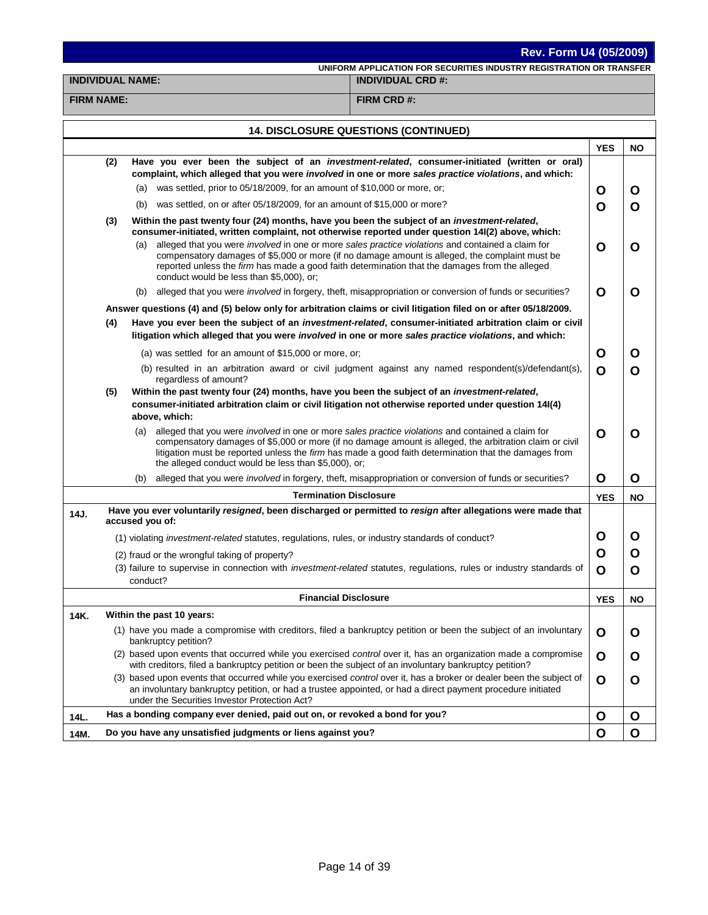**Rev. Form U4 (05/2009)**

**UNIFORM APPLICATION FOR SECURITIES INDUSTRY REGISTRATION OR TRANSFER**

| **INDIVIDUAL NAME:** | **INDIVIDUAL CRD #:** |
|---|---|
| **FIRM NAME:** | **FIRM CRD #:** |

## 14. DISCLOSURE QUESTIONS (CONTINUED)

| | | YES | NO |
|---|---|---|---|
| | **(2) Have you ever been the subject of an *investment-related*, consumer-initiated (written or oral) complaint, which alleged that you were *involved* in one or more *sales practice violations*, and which:** | | |
| | (a) was settled, prior to 05/18/2009, for an amount of $10,000 or more, or; | O | O |
| | (b) was settled, on or after 05/18/2009, for an amount of $15,000 or more? | O | O |
| | **(3) Within the past twenty four (24) months, have you been the subject of an *investment-related*, consumer-initiated, written complaint, not otherwise reported under question 14I(2) above, which:** | | |
| | (a) alleged that you were *involved* in one or more *sales practice violations* and contained a claim for compensatory damages of $5,000 or more (if no damage amount is alleged, the complaint must be reported unless the *firm* has made a good faith determination that the damages from the alleged conduct would be less than $5,000), or; | O | O |
| | (b) alleged that you were *involved* in forgery, theft, misappropriation or conversion of funds or securities? | O | O |
| | **Answer questions (4) and (5) below only for arbitration claims or civil litigation filed on or after 05/18/2009.** | | |
| | **(4) Have you ever been the subject of an *investment-related*, consumer-initiated arbitration claim or civil litigation which alleged that you were *involved* in one or more *sales practice violations*, and which:** | | |
| | (a) was settled for an amount of $15,000 or more, or; | O | O |
| | (b) resulted in an arbitration award or civil judgment against any named respondent(s)/defendant(s), regardless of amount? | O | O |
| | **(5) Within the past twenty four (24) months, have you been the subject of an *investment-related*, consumer-initiated arbitration claim or civil litigation not otherwise reported under question 14I(4) above, which:** | | |
| | (a) alleged that you were *involved* in one or more *sales practice violations* and contained a claim for compensatory damages of $5,000 or more (if no damage amount is alleged, the arbitration claim or civil litigation must be reported unless the *firm* has made a good faith determination that the damages from the alleged conduct would be less than $5,000), or; | O | O |
| | (b) alleged that you were *involved* in forgery, theft, misappropriation or conversion of funds or securities? | O | O |

| | **Termination Disclosure** | YES | NO |
|---|---|---|---|
| **14J.** | **Have you ever voluntarily *resigned*, been discharged or permitted to *resign* after allegations were made that accused you of:** | | |
| | (1) violating *investment-related* statutes, regulations, rules, or industry standards of conduct? | O | O |
| | (2) fraud or the wrongful taking of property? | O | O |
| | (3) failure to supervise in connection with *investment-related* statutes, regulations, rules or industry standards of conduct? | O | O |

| | **Financial Disclosure** | YES | NO |
|---|---|---|---|
| **14K.** | **Within the past 10 years:** | | |
| | (1) have you made a compromise with creditors, filed a bankruptcy petition or been the subject of an involuntary bankruptcy petition? | O | O |
| | (2) based upon events that occurred while you exercised *control* over it, has an organization made a compromise with creditors, filed a bankruptcy petition or been the subject of an involuntary bankruptcy petition? | O | O |
| | (3) based upon events that occurred while you exercised *control* over it, has a broker or dealer been the subject of an involuntary bankruptcy petition, or had a trustee appointed, or had a direct payment procedure initiated under the Securities Investor Protection Act? | O | O |
| **14L.** | **Has a bonding company ever denied, paid out on, or revoked a bond for you?** | O | O |
| **14M.** | **Do you have any unsatisfied judgments or liens against you?** | O | O |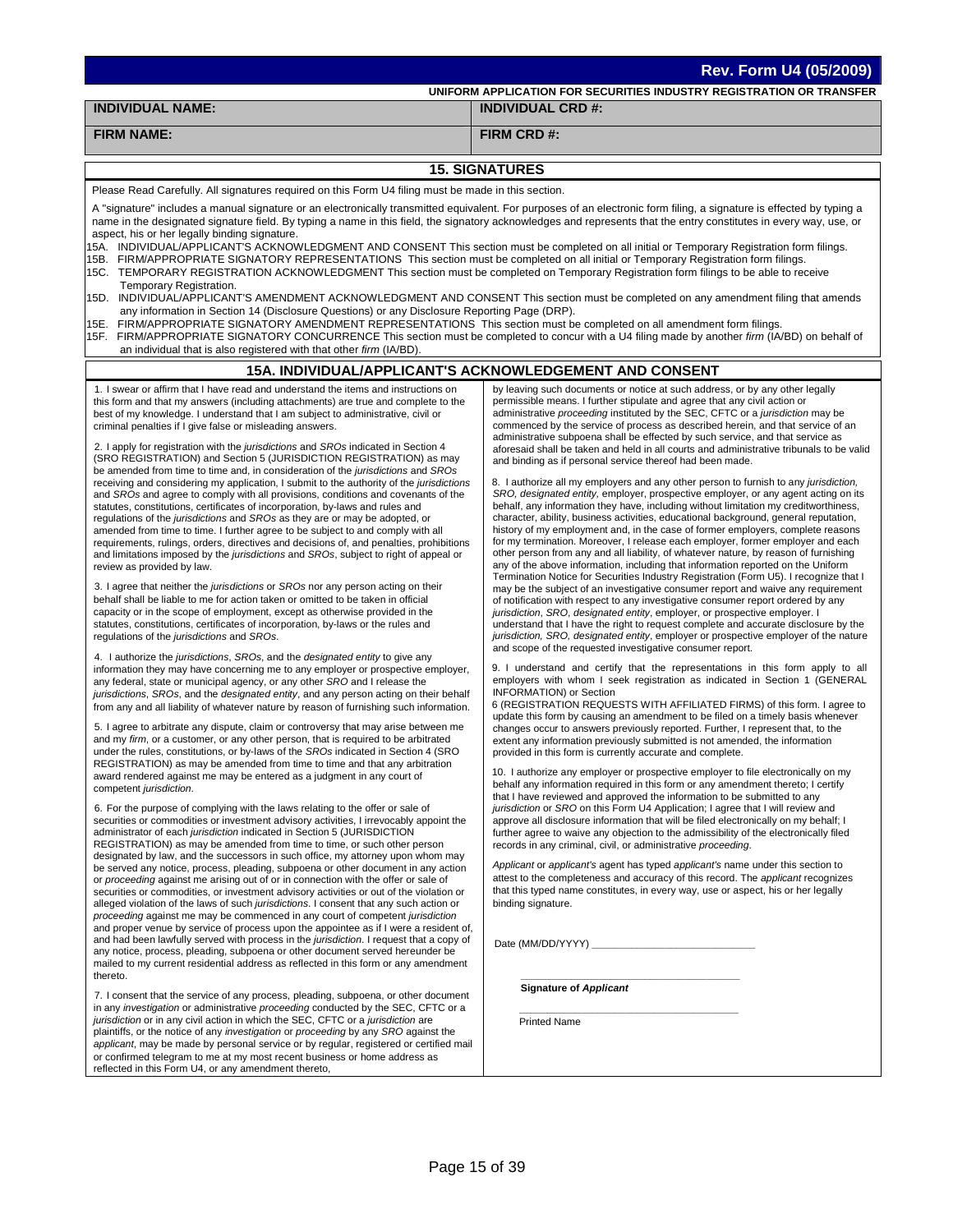**Rev. Form U4 (05/2009)**

**UNIFORM APPLICATION FOR SECURITIES INDUSTRY REGISTRATION OR TRANSFER**

| **INDIVIDUAL NAME:** | **INDIVIDUAL CRD #:** |
|---|---|
| **FIRM NAME:** | **FIRM CRD #:** |

## 15. SIGNATURES

Please Read Carefully. All signatures required on this Form U4 filing must be made in this section.

A "signature" includes a manual signature or an electronically transmitted equivalent. For purposes of an electronic form filing, a signature is effected by typing a name in the designated signature field. By typing a name in this field, the signatory acknowledges and represents that the entry constitutes in every way, use, or aspect, his or her legally binding signature.

15A. INDIVIDUAL/APPLICANT'S ACKNOWLEDGMENT AND CONSENT This section must be completed on all initial or Temporary Registration form filings.
15B. FIRM/APPROPRIATE SIGNATORY REPRESENTATIONS This section must be completed on all initial or Temporary Registration form filings.
15C. TEMPORARY REGISTRATION ACKNOWLEDGMENT This section must be completed on Temporary Registration form filings to be able to receive Temporary Registration.
15D. INDIVIDUAL/APPLICANT'S AMENDMENT ACKNOWLEDGMENT AND CONSENT This section must be completed on any amendment filing that amends any information in Section 14 (Disclosure Questions) or any Disclosure Reporting Page (DRP).
15E. FIRM/APPROPRIATE SIGNATORY AMENDMENT REPRESENTATIONS This section must be completed on all amendment form filings.
15F. FIRM/APPROPRIATE SIGNATORY CONCURRENCE This section must be completed to concur with a U4 filing made by another *firm* (IA/BD) on behalf of an individual that is also registered with that other *firm* (IA/BD).

## 15A. INDIVIDUAL/APPLICANT'S ACKNOWLEDGEMENT AND CONSENT

1. I swear or affirm that I have read and understand the items and instructions on this form and that my answers (including attachments) are true and complete to the best of my knowledge. I understand that I am subject to administrative, civil or criminal penalties if I give false or misleading answers.

2. I apply for registration with the *jurisdictions* and *SROs* indicated in Section 4 (SRO REGISTRATION) and Section 5 (JURISDICTION REGISTRATION) as may be amended from time to time and, in consideration of the *jurisdictions* and *SROs* receiving and considering my application, I submit to the authority of the *jurisdictions* and *SROs* and agree to comply with all provisions, conditions and covenants of the statutes, constitutions, certificates of incorporation, by-laws and rules and regulations of the *jurisdictions* and *SROs* as they are or may be adopted, or amended from time to time. I further agree to be subject to and comply with all requirements, rulings, orders, directives and decisions of, and penalties, prohibitions and limitations imposed by the *jurisdictions* and *SROs*, subject to right of appeal or review as provided by law.

3. I agree that neither the *jurisdictions* or *SROs* nor any person acting on their behalf shall be liable to me for action taken or omitted to be taken in official capacity or in the scope of employment, except as otherwise provided in the statutes, constitutions, certificates of incorporation, by-laws or the rules and regulations of the *jurisdictions* and *SROs*.

4. I authorize the *jurisdictions*, *SROs*, and the *designated entity* to give any information they may have concerning me to any employer or prospective employer, any federal, state or municipal agency, or any other *SRO* and I release the *jurisdictions*, *SROs*, and the *designated entity*, and any person acting on their behalf from any and all liability of whatever nature by reason of furnishing such information.

5. I agree to arbitrate any dispute, claim or controversy that may arise between me and my *firm*, or a customer, or any other person, that is required to be arbitrated under the rules, constitutions, or by-laws of the *SROs* indicated in Section 4 (SRO REGISTRATION) as may be amended from time to time and that any arbitration award rendered against me may be entered as a judgment in any court of competent *jurisdiction*.

6. For the purpose of complying with the laws relating to the offer or sale of securities or commodities or investment advisory activities, I irrevocably appoint the administrator of each *jurisdiction* indicated in Section 5 (JURISDICTION REGISTRATION) as may be amended from time to time, or such other person designated by law, and the successors in such office, my attorney upon whom may be served any notice, process, pleading, subpoena or other document in any action or *proceeding* against me arising out of or in connection with the offer or sale of securities or commodities, or investment advisory activities or out of the violation or alleged violation of the laws of such *jurisdictions*. I consent that any such action or *proceeding* against me may be commenced in any court of competent *jurisdiction* and proper venue by service of process upon the appointee as if I were a resident of, and had been lawfully served with process in the *jurisdiction*. I request that a copy of any notice, process, pleading, subpoena or other document served hereunder be mailed to my current residential address as reflected in this form or any amendment thereto.

7. I consent that the service of any process, pleading, subpoena, or other document in any *investigation* or administrative *proceeding* conducted by the SEC, CFTC or a *jurisdiction* or in any civil action in which the SEC, CFTC or a *jurisdiction* are plaintiffs, or the notice of any *investigation* or *proceeding* by any *SRO* against the *applicant*, may be made by personal service or by regular, registered or certified mail or confirmed telegram to me at my most recent business or home address as reflected in this Form U4, or any amendment thereto, by leaving such documents or notice at such address, or by any other legally permissible means. I further stipulate and agree that any civil action or administrative *proceeding* instituted by the SEC, CFTC or a *jurisdiction* may be commenced by the service of process as described herein, and that service of an administrative subpoena shall be effected by such service, and that service as aforesaid shall be taken and held in all courts and administrative tribunals to be valid and binding as if personal service thereof had been made.

8. I authorize all my employers and any other person to furnish to any *jurisdiction, SRO, designated entity*, employer, prospective employer, or any agent acting on its behalf, any information they have, including without limitation my creditworthiness, character, ability, business activities, educational background, general reputation, history of my employment and, in the case of former employers, complete reasons for my termination. Moreover, I release each employer, former employer and each other person from any and all liability, of whatever nature, by reason of furnishing any of the above information, including that information reported on the Uniform Termination Notice for Securities Industry Registration (Form U5). I recognize that I may be the subject of an investigative consumer report and waive any requirement of notification with respect to any investigative consumer report ordered by any *jurisdiction*, *SRO*, *designated entity*, employer, or prospective employer. I understand that I have the right to request complete and accurate disclosure by the *jurisdiction, SRO, designated entity*, employer or prospective employer of the nature and scope of the requested investigative consumer report.

9. I understand and certify that the representations in this form apply to all employers with whom I seek registration as indicated in Section 1 (GENERAL INFORMATION) or Section 6 (REGISTRATION REQUESTS WITH AFFILIATED FIRMS) of this form. I agree to update this form by causing an amendment to be filed on a timely basis whenever changes occur to answers previously reported. Further, I represent that, to the extent any information previously submitted is not amended, the information provided in this form is currently accurate and complete.

10. I authorize any employer or prospective employer to file electronically on my behalf any information required in this form or any amendment thereto; I certify that I have reviewed and approved the information to be submitted to any *jurisdiction* or *SRO* on this Form U4 Application; I agree that I will review and approve all disclosure information that will be filed electronically on my behalf; I further agree to waive any objection to the admissibility of the electronically filed records in any criminal, civil, or administrative *proceeding*.

*Applicant* or *applicant's* agent has typed *applicant's* name under this section to attest to the completeness and accuracy of this record. The *applicant* recognizes that this typed name constitutes, in every way, use or aspect, his or her legally binding signature.

Date (MM/DD/YYYY) ____________________________

____________________________________
**Signature of *Applicant***

____________________________________
Printed Name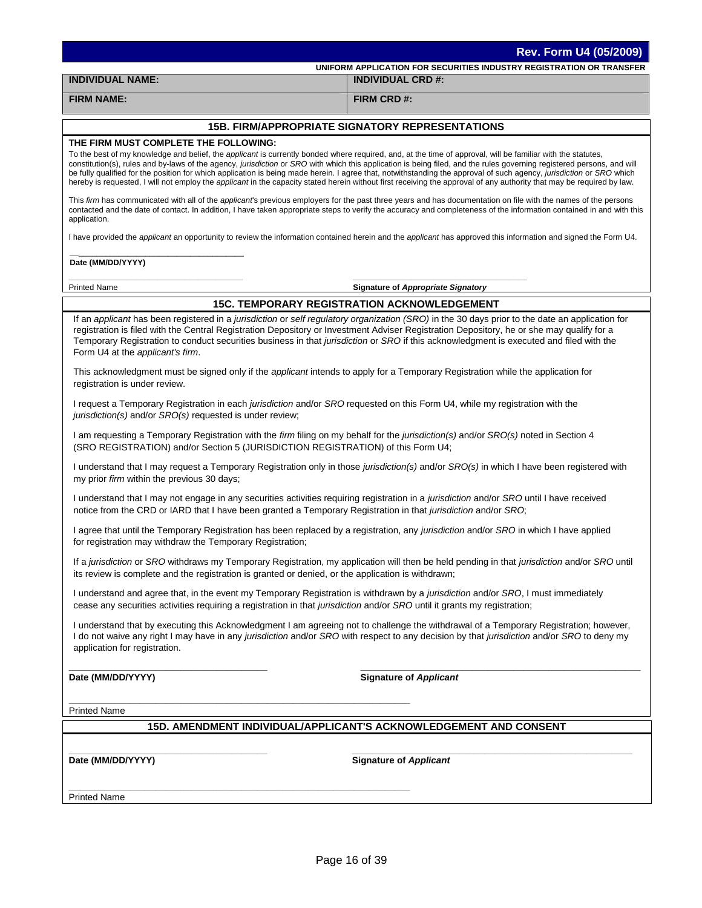**Rev. Form U4 (05/2009)**

**UNIFORM APPLICATION FOR SECURITIES INDUSTRY REGISTRATION OR TRANSFER**

| **INDIVIDUAL NAME:** | **INDIVIDUAL CRD #:** |
|---|---|
| **FIRM NAME:** | **FIRM CRD #:** |

## 15B. FIRM/APPROPRIATE SIGNATORY REPRESENTATIONS

**THE FIRM MUST COMPLETE THE FOLLOWING:**

To the best of my knowledge and belief, the *applicant* is currently bonded where required, and, at the time of approval, will be familiar with the statutes, constitution(s), rules and by-laws of the agency, *jurisdiction* or *SRO* with which this application is being filed, and the rules governing registered persons, and will be fully qualified for the position for which application is being made herein. I agree that, notwithstanding the approval of such agency, *jurisdiction* or *SRO* which hereby is requested, I will not employ the *applicant* in the capacity stated herein without first receiving the approval of any authority that may be required by law.

This *firm* has communicated with all of the *applicant*'s previous employers for the past three years and has documentation on file with the names of the persons contacted and the date of contact. In addition, I have taken appropriate steps to verify the accuracy and completeness of the information contained in and with this application.

I have provided the *applicant* an opportunity to review the information contained herein and the *applicant* has approved this information and signed the Form U4.

____________________________________
**Date (MM/DD/YYYY)**

____________________________________ ____________________________________
Printed Name **Signature of *Appropriate Signatory***

## 15C. TEMPORARY REGISTRATION ACKNOWLEDGEMENT

If an *applicant* has been registered in a *jurisdiction* or *self regulatory organization (SRO)* in the 30 days prior to the date an application for registration is filed with the Central Registration Depository or Investment Adviser Registration Depository, he or she may qualify for a Temporary Registration to conduct securities business in that *jurisdiction* or *SRO* if this acknowledgment is executed and filed with the Form U4 at the *applicant's firm*.

This acknowledgment must be signed only if the *applicant* intends to apply for a Temporary Registration while the application for registration is under review.

I request a Temporary Registration in each *jurisdiction* and/or *SRO* requested on this Form U4, while my registration with the *jurisdiction(s)* and/or *SRO(s)* requested is under review;

I am requesting a Temporary Registration with the *firm* filing on my behalf for the *jurisdiction(s)* and/or *SRO(s)* noted in Section 4 (SRO REGISTRATION) and/or Section 5 (JURISDICTION REGISTRATION) of this Form U4;

I understand that I may request a Temporary Registration only in those *jurisdiction(s)* and/or *SRO(s)* in which I have been registered with my prior *firm* within the previous 30 days;

I understand that I may not engage in any securities activities requiring registration in a *jurisdiction* and/or *SRO* until I have received notice from the CRD or IARD that I have been granted a Temporary Registration in that *jurisdiction* and/or *SRO*;

I agree that until the Temporary Registration has been replaced by a registration, any *jurisdiction* and/or *SRO* in which I have applied for registration may withdraw the Temporary Registration;

If a *jurisdiction* or *SRO* withdraws my Temporary Registration, my application will then be held pending in that *jurisdiction* and/or *SRO* until its review is complete and the registration is granted or denied, or the application is withdrawn;

I understand and agree that, in the event my Temporary Registration is withdrawn by a *jurisdiction* and/or *SRO*, I must immediately cease any securities activities requiring a registration in that *jurisdiction* and/or *SRO* until it grants my registration;

I understand that by executing this Acknowledgment I am agreeing not to challenge the withdrawal of a Temporary Registration; however, I do not waive any right I may have in any *jurisdiction* and/or *SRO* with respect to any decision by that *jurisdiction* and/or *SRO* to deny my application for registration.

____________________________________ ____________________________________
**Date (MM/DD/YYYY)** **Signature of *Applicant***

____________________________________
Printed Name

## 15D. AMENDMENT INDIVIDUAL/APPLICANT'S ACKNOWLEDGEMENT AND CONSENT

____________________________________ ____________________________________
**Date (MM/DD/YYYY)** **Signature of *Applicant***

____________________________________
Printed Name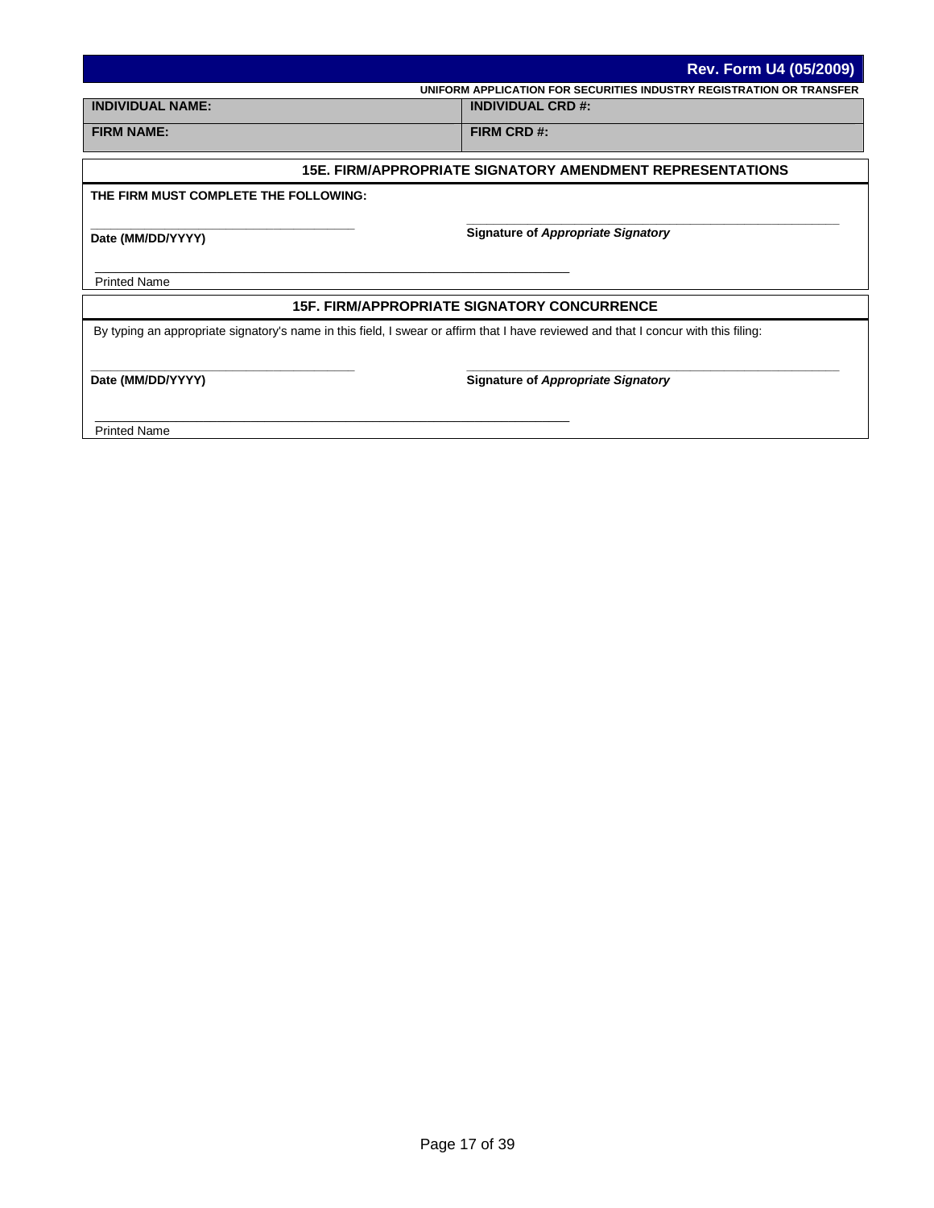**Rev. Form U4 (05/2009)**

**UNIFORM APPLICATION FOR SECURITIES INDUSTRY REGISTRATION OR TRANSFER**

| **INDIVIDUAL NAME:** | **INDIVIDUAL CRD #:** |
|---|---|
| **FIRM NAME:** | **FIRM CRD #:** |

## 15E. FIRM/APPROPRIATE SIGNATORY AMENDMENT REPRESENTATIONS

**THE FIRM MUST COMPLETE THE FOLLOWING:**

\_\_\_\_\_\_\_\_\_\_\_\_\_\_\_\_\_\_\_\_\_\_\_\_\_\_\_\_\_\_\_\_\_\_\_\_
**Date (MM/DD/YYYY)**

\_\_\_\_\_\_\_\_\_\_\_\_\_\_\_\_\_\_\_\_\_\_\_\_\_\_\_\_\_\_\_\_\_\_\_\_\_\_\_\_\_\_\_\_\_\_\_\_
**Signature of *Appropriate Signatory***

\_\_\_\_\_\_\_\_\_\_\_\_\_\_\_\_\_\_\_\_\_\_\_\_\_\_\_\_\_\_\_\_\_\_\_\_\_\_\_\_\_\_\_\_\_\_\_\_\_\_\_\_\_\_\_\_\_\_\_\_\_\_
Printed Name

## 15F. FIRM/APPROPRIATE SIGNATORY CONCURRENCE

By typing an appropriate signatory's name in this field, I swear or affirm that I have reviewed and that I concur with this filing:

\_\_\_\_\_\_\_\_\_\_\_\_\_\_\_\_\_\_\_\_\_\_\_\_\_\_\_\_\_\_\_\_\_\_\_\_
**Date (MM/DD/YYYY)**

\_\_\_\_\_\_\_\_\_\_\_\_\_\_\_\_\_\_\_\_\_\_\_\_\_\_\_\_\_\_\_\_\_\_\_\_\_\_\_\_\_\_\_\_\_\_\_\_
**Signature of *Appropriate Signatory***

\_\_\_\_\_\_\_\_\_\_\_\_\_\_\_\_\_\_\_\_\_\_\_\_\_\_\_\_\_\_\_\_\_\_\_\_\_\_\_\_\_\_\_\_\_\_\_\_\_\_\_\_\_\_\_\_\_\_\_\_\_\_
Printed Name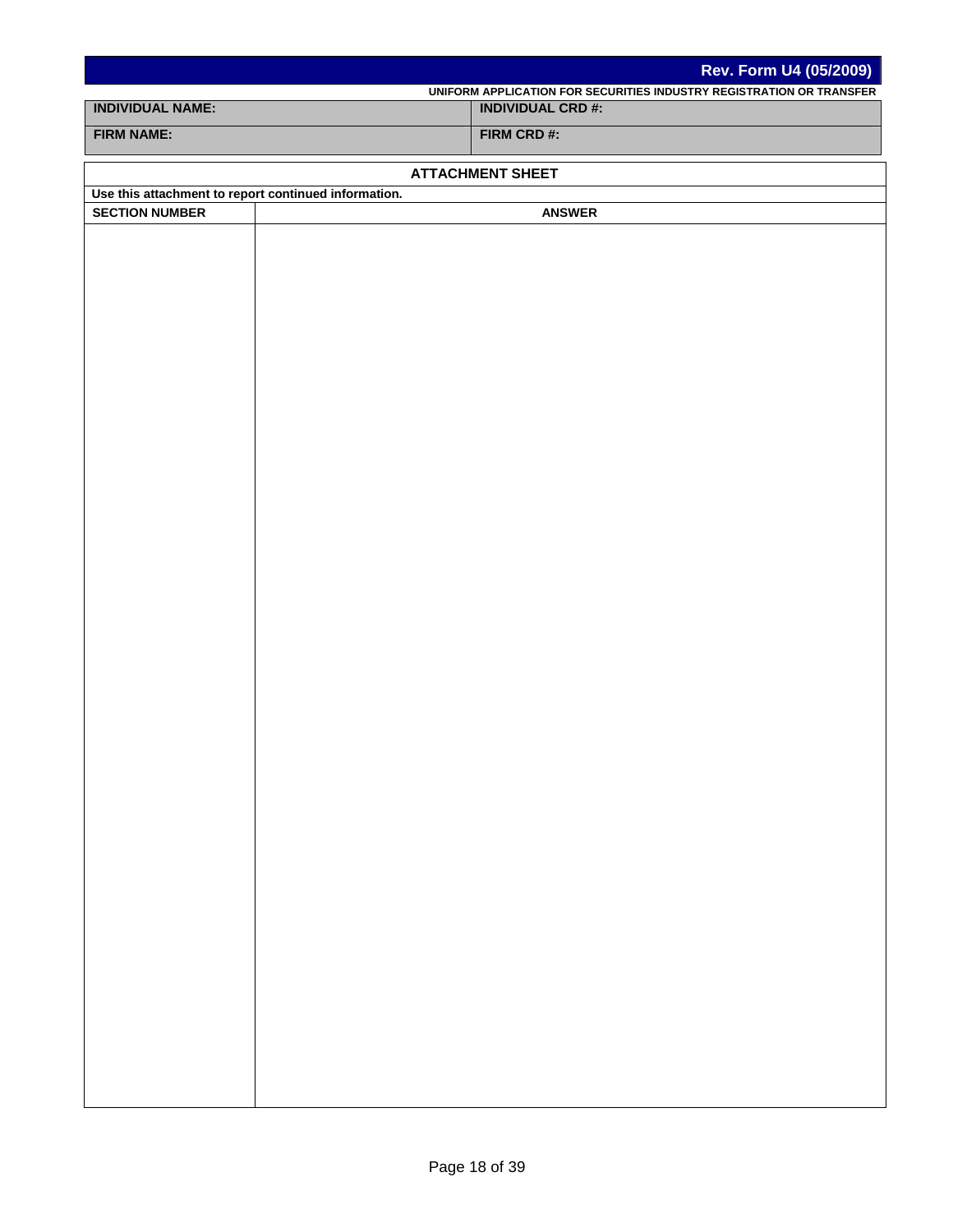**Rev. Form U4 (05/2009)**

**UNIFORM APPLICATION FOR SECURITIES INDUSTRY REGISTRATION OR TRANSFER**

| INDIVIDUAL NAME: | INDIVIDUAL CRD #: |
|---|---|
| FIRM NAME: | FIRM CRD #: |

## ATTACHMENT SHEET

**Use this attachment to report continued information.**

| SECTION NUMBER | ANSWER |
|---|---|
| | |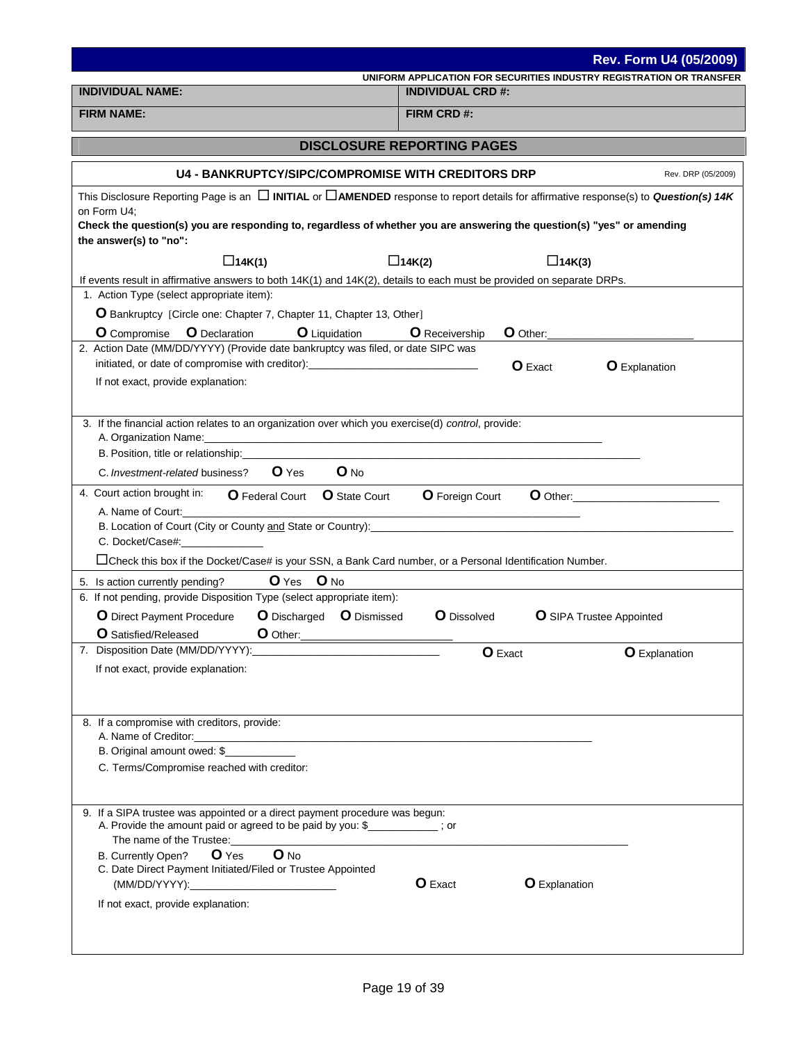**Rev. Form U4 (05/2009)**

**UNIFORM APPLICATION FOR SECURITIES INDUSTRY REGISTRATION OR TRANSFER**

| **INDIVIDUAL NAME:** | **INDIVIDUAL CRD #:** |
|---|---|
| **FIRM NAME:** | **FIRM CRD #:** |

## DISCLOSURE REPORTING PAGES

### U4 - BANKRUPTCY/SIPC/COMPROMISE WITH CREDITORS DRP

Rev. DRP (05/2009)

This Disclosure Reporting Page is an ☐ **INITIAL** or ☐ **AMENDED** response to report details for affirmative response(s) to ***Question(s) 14K*** on Form U4;

**Check the question(s) you are responding to, regardless of whether you are answering the question(s) "yes" or amending the answer(s) to "no":**

☐ **14K(1)** ☐ **14K(2)** ☐ **14K(3)**

If events result in affirmative answers to both 14K(1) and 14K(2), details to each must be provided on separate DRPs.

1. Action Type (select appropriate item):

   O Bankruptcy [Circle one: Chapter 7, Chapter 11, Chapter 13, Other]

   O Compromise O Declaration O Liquidation O Receivership O Other:______________________

2. Action Date (MM/DD/YYYY) (Provide date bankruptcy was filed, or date SIPC was initiated, or date of compromise with creditor):____________________________ O Exact O Explanation

   If not exact, provide explanation:

3. If the financial action relates to an organization over which you exercise(d) *control*, provide:

   A. Organization Name:______________________________________________________________

   B. Position, title or relationship:_______________________________________________________

   C. *Investment-related* business? O Yes O No

4. Court action brought in: O Federal Court O State Court O Foreign Court O Other:______________________

   A. Name of Court:_________________________________________________________________

   B. Location of Court (City or County and State or Country):____________________________________

   C. Docket/Case#:______________

   ☐ Check this box if the Docket/Case# is your SSN, a Bank Card number, or a Personal Identification Number.

5. Is action currently pending? O Yes O No

6. If not pending, provide Disposition Type (select appropriate item):

   O Direct Payment Procedure O Discharged O Dismissed O Dissolved O SIPA Trustee Appointed

   O Satisfied/Released O Other:________________________

7. Disposition Date (MM/DD/YYYY):______________________________ O Exact O Explanation

   If not exact, provide explanation:

8. If a compromise with creditors, provide:

   A. Name of Creditor:_______________________________________________________________

   B. Original amount owed: $____________

   C. Terms/Compromise reached with creditor:

9. If a SIPA trustee was appointed or a direct payment procedure was begun:

   A. Provide the amount paid or agreed to be paid by you: $___________ ; or

   The name of the Trustee:___________________________________________________________

   B. Currently Open? O Yes O No

   C. Date Direct Payment Initiated/Filed or Trustee Appointed (MM/DD/YYYY):________________________ O Exact O Explanation

   If not exact, provide explanation: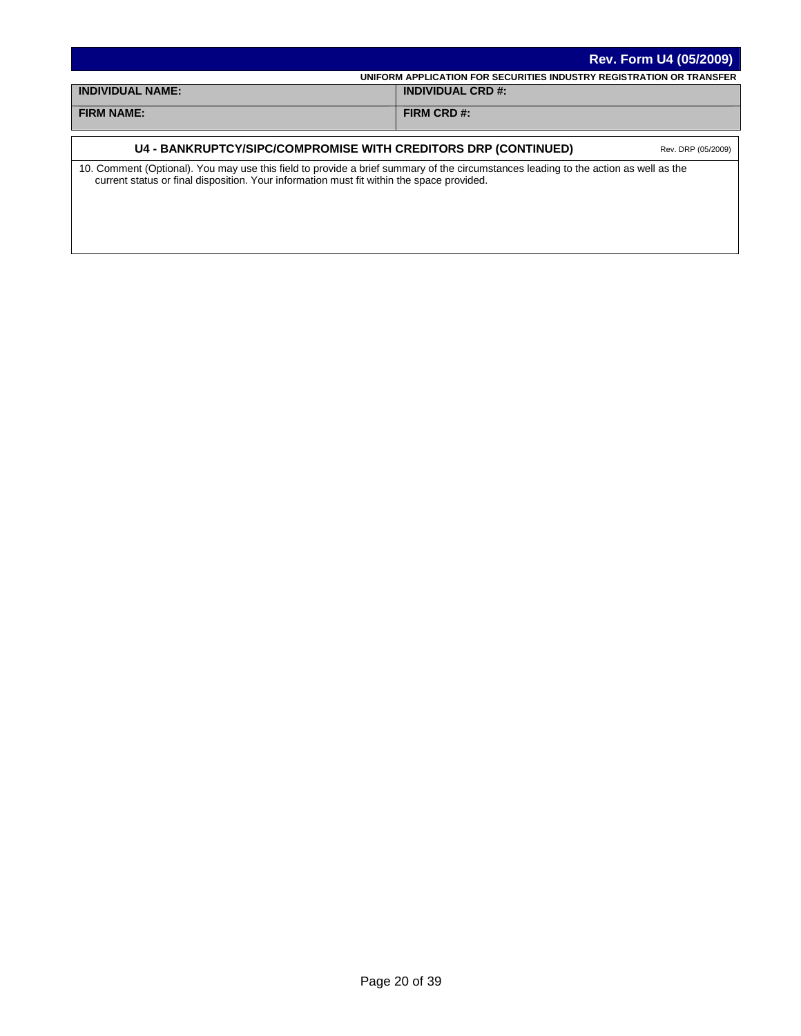**Rev. Form U4 (05/2009)**

**UNIFORM APPLICATION FOR SECURITIES INDUSTRY REGISTRATION OR TRANSFER**

| **INDIVIDUAL NAME:** | **INDIVIDUAL CRD #:** |
|---|---|
| **FIRM NAME:** | **FIRM CRD #:** |

## U4 - BANKRUPTCY/SIPC/COMPROMISE WITH CREDITORS DRP (CONTINUED)

Rev. DRP (05/2009)

10. Comment (Optional). You may use this field to provide a brief summary of the circumstances leading to the action as well as the current status or final disposition. Your information must fit within the space provided.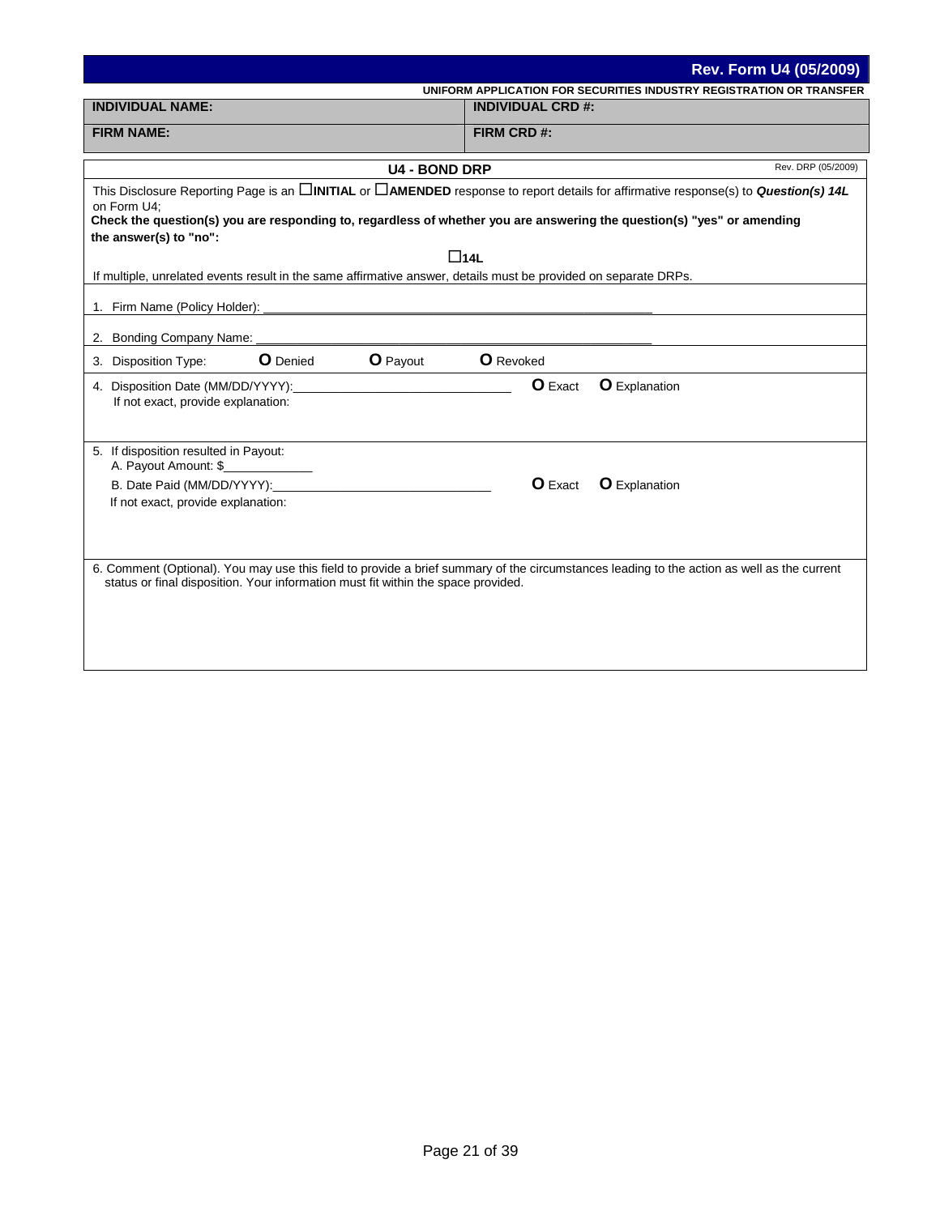**Rev. Form U4 (05/2009)**

**UNIFORM APPLICATION FOR SECURITIES INDUSTRY REGISTRATION OR TRANSFER**

| **INDIVIDUAL NAME:** | **INDIVIDUAL CRD #:** |
|---|---|
| **FIRM NAME:** | **FIRM CRD #:** |

## U4 - BOND DRP

Rev. DRP (05/2009)

This Disclosure Reporting Page is an ☐**INITIAL** or ☐**AMENDED** response to report details for affirmative response(s) to ***Question(s) 14L*** on Form U4;

**Check the question(s) you are responding to, regardless of whether you are answering the question(s) "yes" or amending the answer(s) to "no":**

☐**14L**

If multiple, unrelated events result in the same affirmative answer, details must be provided on separate DRPs.

1. Firm Name (Policy Holder): ____________________________________________________________

2. Bonding Company Name: ____________________________________________________________

3. Disposition Type: O Denied O Payout O Revoked

4. Disposition Date (MM/DD/YYYY):______________________________ O Exact O Explanation
   If not exact, provide explanation:

5. If disposition resulted in Payout:
   A. Payout Amount: $_____________
   B. Date Paid (MM/DD/YYYY):______________________________ O Exact O Explanation
   If not exact, provide explanation:

6. Comment (Optional). You may use this field to provide a brief summary of the circumstances leading to the action as well as the current status or final disposition. Your information must fit within the space provided.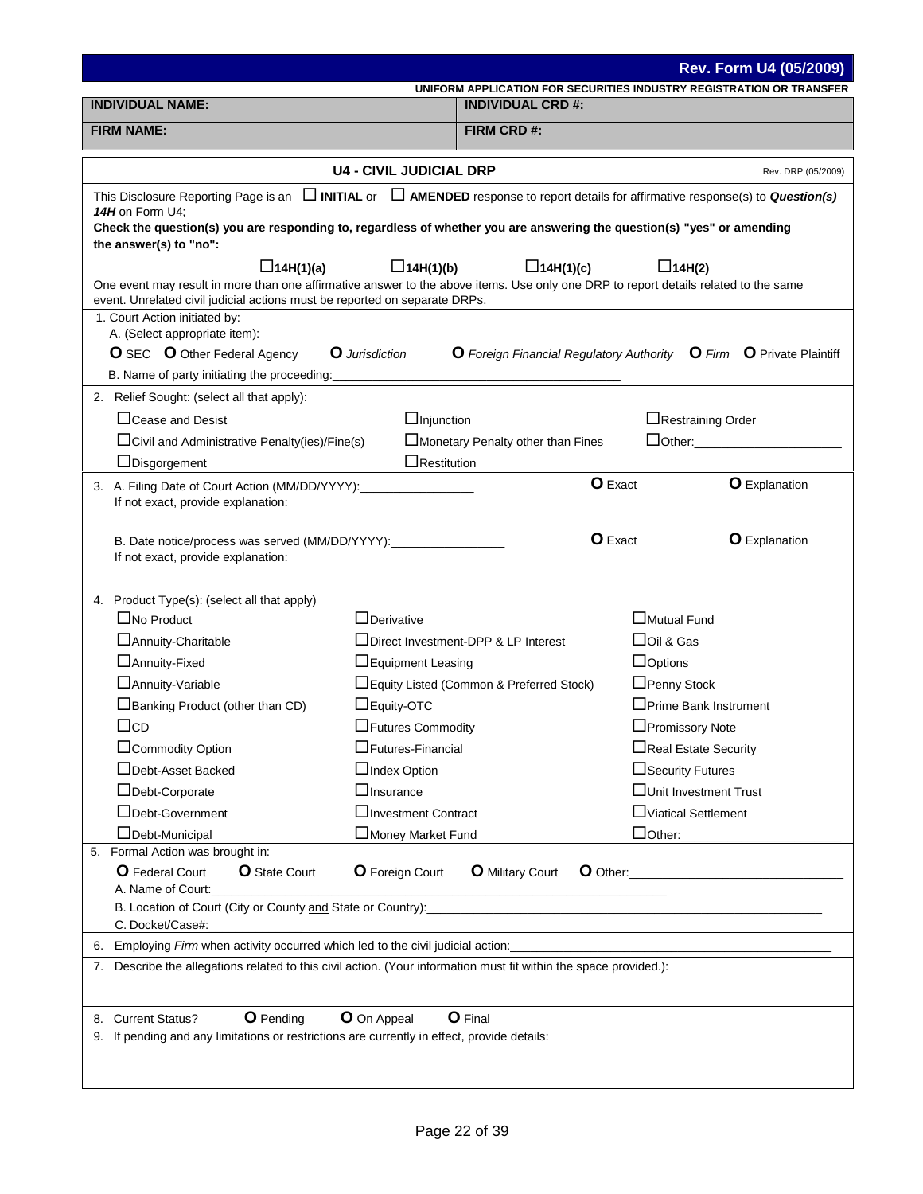**Rev. Form U4 (05/2009)**

**UNIFORM APPLICATION FOR SECURITIES INDUSTRY REGISTRATION OR TRANSFER**

| **INDIVIDUAL NAME:** | **INDIVIDUAL CRD #:** |
|---|---|
| **FIRM NAME:** | **FIRM CRD #:** |

## U4 - CIVIL JUDICIAL DRP

Rev. DRP (05/2009)

This Disclosure Reporting Page is an ☐ **INITIAL** or ☐ **AMENDED** response to report details for affirmative response(s) to ***Question(s) 14H*** on Form U4;

**Check the question(s) you are responding to, regardless of whether you are answering the question(s) "yes" or amending the answer(s) to "no":**

☐ **14H(1)(a)** ☐ **14H(1)(b)** ☐ **14H(1)(c)** ☐ **14H(2)**

One event may result in more than one affirmative answer to the above items. Use only one DRP to report details related to the same event. Unrelated civil judicial actions must be reported on separate DRPs.

1. Court Action initiated by:
   A. (Select appropriate item):
   O SEC O Other Federal Agency O *Jurisdiction* O *Foreign Financial Regulatory Authority* O *Firm* O Private Plaintiff
   B. Name of party initiating the proceeding:\_\_\_\_\_\_\_\_\_\_\_\_\_\_\_\_\_\_\_\_\_\_\_\_\_\_\_\_\_\_\_\_\_\_\_\_\_\_\_\_

2. Relief Sought: (select all that apply):

   ☐ Cease and Desist ☐ Injunction ☐ Restraining Order
   ☐ Civil and Administrative Penalty(ies)/Fine(s) ☐ Monetary Penalty other than Fines ☐ Other:\_\_\_\_\_\_\_\_\_\_\_\_\_\_\_\_\_\_\_\_
   ☐ Disgorgement ☐ Restitution

3. A. Filing Date of Court Action (MM/DD/YYYY):\_\_\_\_\_\_\_\_\_\_\_\_\_\_\_\_ O Exact O Explanation
   If not exact, provide explanation:

   B. Date notice/process was served (MM/DD/YYYY):\_\_\_\_\_\_\_\_\_\_\_\_\_\_\_\_ O Exact O Explanation
   If not exact, provide explanation:

4. Product Type(s): (select all that apply)

| | | |
|---|---|---|
| ☐ No Product | ☐ Derivative | ☐ Mutual Fund |
| ☐ Annuity-Charitable | ☐ Direct Investment-DPP & LP Interest | ☐ Oil & Gas |
| ☐ Annuity-Fixed | ☐ Equipment Leasing | ☐ Options |
| ☐ Annuity-Variable | ☐ Equity Listed (Common & Preferred Stock) | ☐ Penny Stock |
| ☐ Banking Product (other than CD) | ☐ Equity-OTC | ☐ Prime Bank Instrument |
| ☐ CD | ☐ Futures Commodity | ☐ Promissory Note |
| ☐ Commodity Option | ☐ Futures-Financial | ☐ Real Estate Security |
| ☐ Debt-Asset Backed | ☐ Index Option | ☐ Security Futures |
| ☐ Debt-Corporate | ☐ Insurance | ☐ Unit Investment Trust |
| ☐ Debt-Government | ☐ Investment Contract | ☐ Viatical Settlement |
| ☐ Debt-Municipal | ☐ Money Market Fund | ☐ Other:\_\_\_\_\_\_\_\_\_\_\_\_\_\_\_\_\_\_\_\_ |

5. Formal Action was brought in:
   O Federal Court O State Court O Foreign Court O Military Court O Other:\_\_\_\_\_\_\_\_\_\_\_\_\_\_\_\_\_\_\_\_\_\_\_\_
   A. Name of Court:\_\_\_\_\_\_\_\_\_\_\_\_\_\_\_\_\_\_\_\_\_\_\_\_\_\_\_\_\_\_\_\_\_\_\_\_\_\_\_\_\_\_\_\_
   B. Location of Court (City or County and State or Country):\_\_\_\_\_\_\_\_\_\_\_\_\_\_\_\_\_\_\_\_\_\_\_\_\_\_\_\_\_\_\_\_\_\_\_\_\_\_\_\_
   C. Docket/Case#:\_\_\_\_\_\_\_\_\_\_\_\_\_\_\_\_

6. Employing *Firm* when activity occurred which led to the civil judicial action:\_\_\_\_\_\_\_\_\_\_\_\_\_\_\_\_\_\_\_\_\_\_\_\_\_\_\_\_\_\_\_\_\_\_\_\_\_\_\_\_

7. Describe the allegations related to this civil action. (Your information must fit within the space provided.):

8. Current Status? O Pending O On Appeal O Final

9. If pending and any limitations or restrictions are currently in effect, provide details: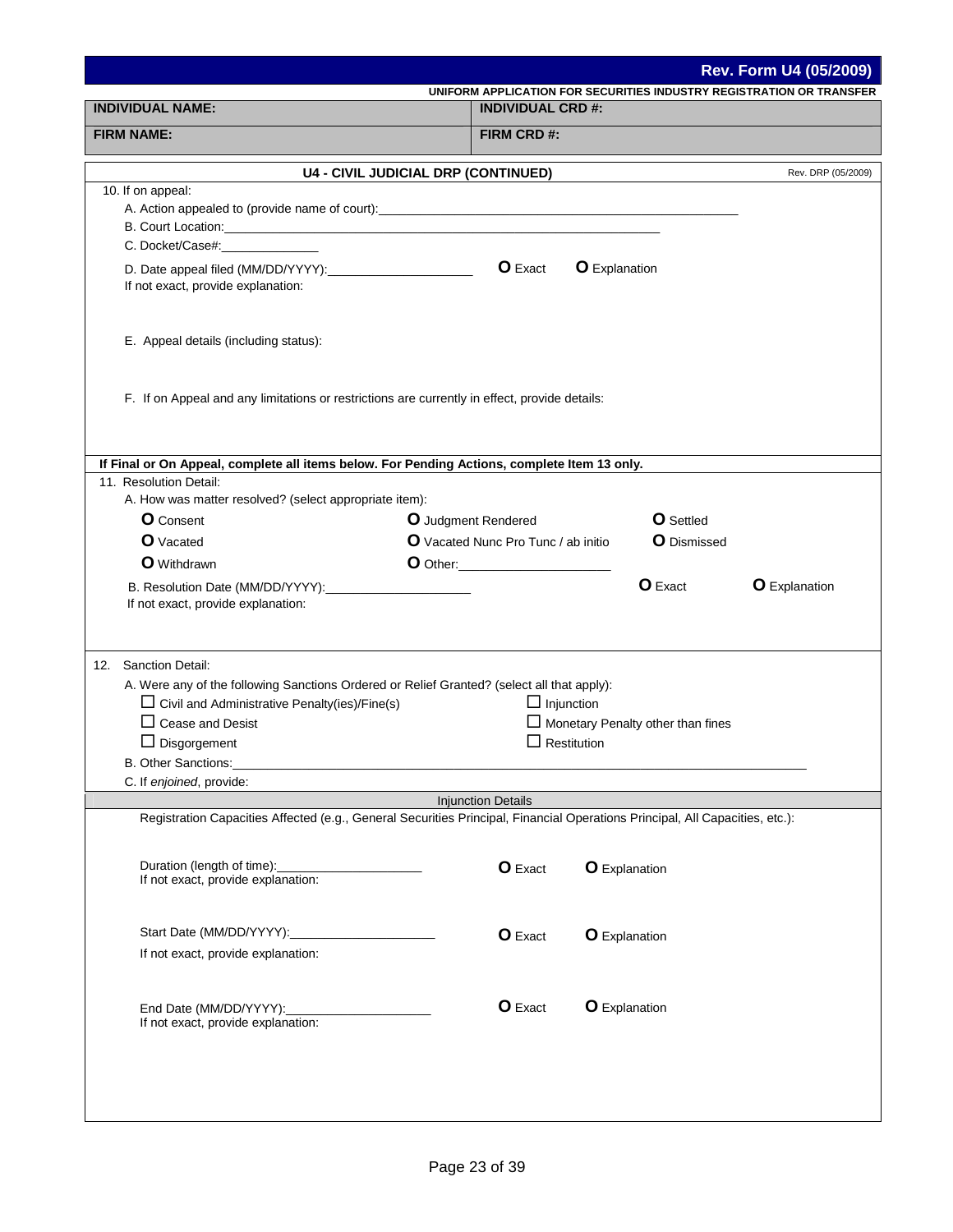**Rev. Form U4 (05/2009)**

**UNIFORM APPLICATION FOR SECURITIES INDUSTRY REGISTRATION OR TRANSFER**

| **INDIVIDUAL NAME:** | **INDIVIDUAL CRD #:** |
|---|---|
| **FIRM NAME:** | **FIRM CRD #:** |

## U4 - CIVIL JUDICIAL DRP (CONTINUED)

Rev. DRP (05/2009)

10. If on appeal:
    - A. Action appealed to (provide name of court):\_\_\_\_\_\_\_\_\_\_\_\_\_\_\_\_\_\_\_\_\_\_\_\_\_\_\_\_\_\_\_\_\_\_\_\_\_\_\_\_\_\_\_\_\_\_\_\_
    - B. Court Location:\_\_\_\_\_\_\_\_\_\_\_\_\_\_\_\_\_\_\_\_\_\_\_\_\_\_\_\_\_\_\_\_\_\_\_\_\_\_\_\_\_\_\_\_\_\_\_\_\_\_\_\_\_\_\_\_\_\_\_\_
    - C. Docket/Case#:\_\_\_\_\_\_\_\_\_\_\_\_\_\_
    - D. Date appeal filed (MM/DD/YYYY):\_\_\_\_\_\_\_\_\_\_\_\_\_\_\_\_\_\_\_\_ O Exact O Explanation

      If not exact, provide explanation:
    - E. Appeal details (including status):
    - F. If on Appeal and any limitations or restrictions are currently in effect, provide details:

**If Final or On Appeal, complete all items below. For Pending Actions, complete Item 13 only.**

11. Resolution Detail:
    - A. How was matter resolved? (select appropriate item):

      O Consent O Judgment Rendered O Settled

      O Vacated O Vacated Nunc Pro Tunc / ab initio O Dismissed

      O Withdrawn O Other:\_\_\_\_\_\_\_\_\_\_\_\_\_\_\_\_\_\_\_\_
    - B. Resolution Date (MM/DD/YYYY):\_\_\_\_\_\_\_\_\_\_\_\_\_\_\_\_\_\_\_\_ O Exact O Explanation

      If not exact, provide explanation:

12. Sanction Detail:
    - A. Were any of the following Sanctions Ordered or Relief Granted? (select all that apply):

      ☐ Civil and Administrative Penalty(ies)/Fine(s) ☐ Injunction

      ☐ Cease and Desist ☐ Monetary Penalty other than fines

      ☐ Disgorgement ☐ Restitution
    - B. Other Sanctions:\_\_\_\_\_\_\_\_\_\_\_\_\_\_\_\_\_\_\_\_\_\_\_\_\_\_\_\_\_\_\_\_\_\_\_\_\_\_\_\_\_\_\_\_\_\_\_\_\_\_\_\_\_\_\_\_\_\_\_\_\_\_\_\_\_\_\_\_\_\_\_\_\_\_\_\_\_\_
    - C. If *enjoined*, provide:

**Injunction Details**

Registration Capacities Affected (e.g., General Securities Principal, Financial Operations Principal, All Capacities, etc.):

Duration (length of time):\_\_\_\_\_\_\_\_\_\_\_\_\_\_\_\_\_\_\_\_ O Exact O Explanation

If not exact, provide explanation:

Start Date (MM/DD/YYYY):\_\_\_\_\_\_\_\_\_\_\_\_\_\_\_\_\_\_\_\_ O Exact O Explanation

If not exact, provide explanation:

End Date (MM/DD/YYYY):\_\_\_\_\_\_\_\_\_\_\_\_\_\_\_\_\_\_\_\_ O Exact O Explanation

If not exact, provide explanation: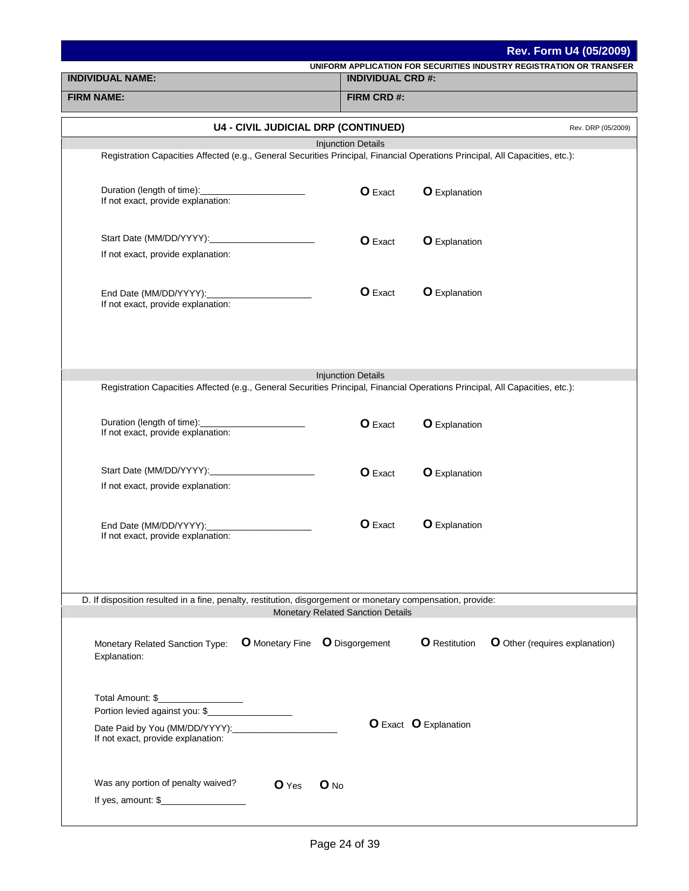**Rev. Form U4 (05/2009)**

**UNIFORM APPLICATION FOR SECURITIES INDUSTRY REGISTRATION OR TRANSFER**

| **INDIVIDUAL NAME:** | **INDIVIDUAL CRD #:** |
|---|---|
| **FIRM NAME:** | **FIRM CRD #:** |

## U4 - CIVIL JUDICIAL DRP (CONTINUED)

Rev. DRP (05/2009)

### Injunction Details

Registration Capacities Affected (e.g., General Securities Principal, Financial Operations Principal, All Capacities, etc.):

Duration (length of time):____________________ O Exact O Explanation
If not exact, provide explanation:

Start Date (MM/DD/YYYY):____________________ O Exact O Explanation
If not exact, provide explanation:

End Date (MM/DD/YYYY):____________________ O Exact O Explanation
If not exact, provide explanation:

### Injunction Details

Registration Capacities Affected (e.g., General Securities Principal, Financial Operations Principal, All Capacities, etc.):

Duration (length of time):____________________ O Exact O Explanation
If not exact, provide explanation:

Start Date (MM/DD/YYYY):____________________ O Exact O Explanation
If not exact, provide explanation:

End Date (MM/DD/YYYY):____________________ O Exact O Explanation
If not exact, provide explanation:

D. If disposition resulted in a fine, penalty, restitution, disgorgement or monetary compensation, provide:

### Monetary Related Sanction Details

Monetary Related Sanction Type: O Monetary Fine O Disgorgement O Restitution O Other (requires explanation)
Explanation:

Total Amount: $________________
Portion levied against you: $________________

Date Paid by You (MM/DD/YYYY):____________________ O Exact O Explanation
If not exact, provide explanation:

Was any portion of penalty waived? O Yes O No
If yes, amount: $________________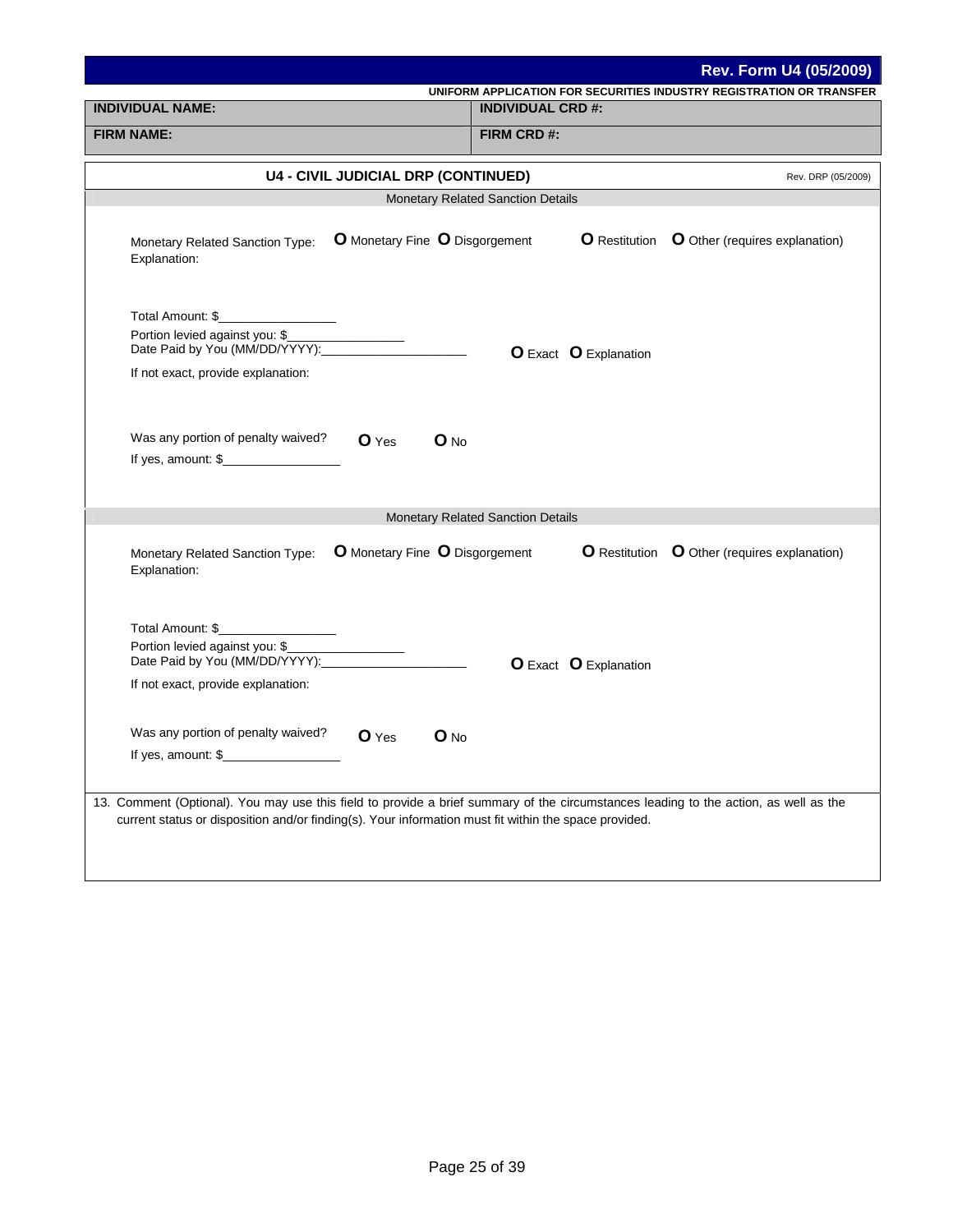**Rev. Form U4 (05/2009)**

**UNIFORM APPLICATION FOR SECURITIES INDUSTRY REGISTRATION OR TRANSFER**

| INDIVIDUAL NAME: | INDIVIDUAL CRD #: |
|---|---|
| FIRM NAME: | FIRM CRD #: |

## U4 - CIVIL JUDICIAL DRP (CONTINUED)

Rev. DRP (05/2009)

### Monetary Related Sanction Details

Monetary Related Sanction Type: O Monetary Fine O Disgorgement O Restitution O Other (requires explanation)

Explanation:

Total Amount: $\_\_\_\_\_\_\_\_\_\_\_\_\_\_\_\_

Portion levied against you: $\_\_\_\_\_\_\_\_\_\_\_\_\_\_\_\_

Date Paid by You (MM/DD/YYYY):\_\_\_\_\_\_\_\_\_\_\_\_\_\_\_\_\_\_\_\_ O Exact O Explanation

If not exact, provide explanation:

Was any portion of penalty waived? O Yes O No

If yes, amount: $\_\_\_\_\_\_\_\_\_\_\_\_\_\_\_\_

### Monetary Related Sanction Details

Monetary Related Sanction Type: O Monetary Fine O Disgorgement O Restitution O Other (requires explanation)

Explanation:

Total Amount: $\_\_\_\_\_\_\_\_\_\_\_\_\_\_\_\_

Portion levied against you: $\_\_\_\_\_\_\_\_\_\_\_\_\_\_\_\_

Date Paid by You (MM/DD/YYYY):\_\_\_\_\_\_\_\_\_\_\_\_\_\_\_\_\_\_\_\_ O Exact O Explanation

If not exact, provide explanation:

Was any portion of penalty waived? O Yes O No

If yes, amount: $\_\_\_\_\_\_\_\_\_\_\_\_\_\_\_\_

13. Comment (Optional). You may use this field to provide a brief summary of the circumstances leading to the action, as well as the current status or disposition and/or finding(s). Your information must fit within the space provided.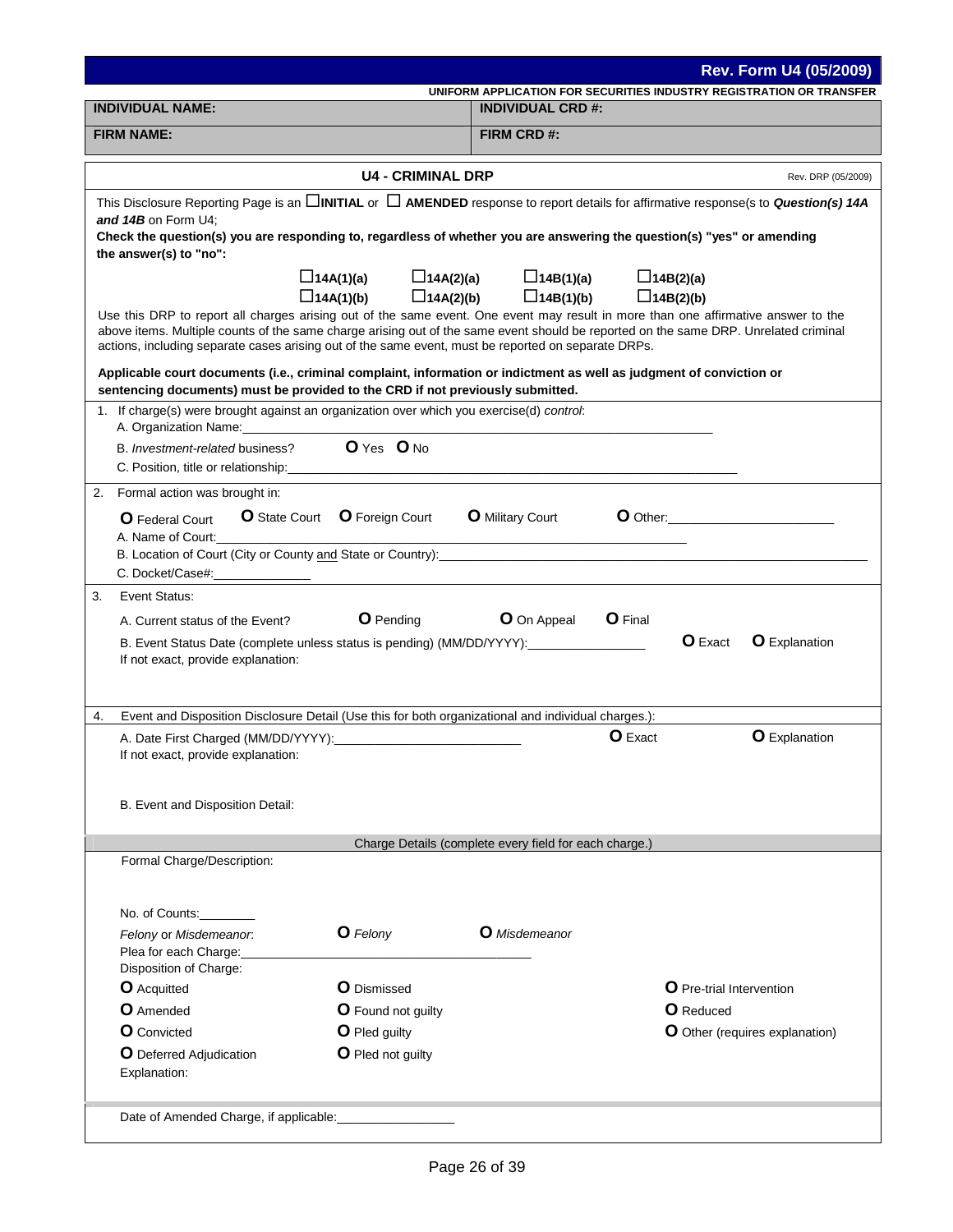**Rev. Form U4 (05/2009)**

**UNIFORM APPLICATION FOR SECURITIES INDUSTRY REGISTRATION OR TRANSFER**

| **INDIVIDUAL NAME:** | **INDIVIDUAL CRD #:** |
|---|---|
| **FIRM NAME:** | **FIRM CRD #:** |

## U4 - CRIMINAL DRP

Rev. DRP (05/2009)

This Disclosure Reporting Page is an ☐**INITIAL** or ☐ **AMENDED** response to report details for affirmative response(s to ***Question(s) 14A and 14B*** on Form U4;

**Check the question(s) you are responding to, regardless of whether you are answering the question(s) "yes" or amending the answer(s) to "no":**

☐**14A(1)(a)** ☐**14A(2)(a)** ☐**14B(1)(a)** ☐**14B(2)(a)**
☐**14A(1)(b)** ☐**14A(2)(b)** ☐**14B(1)(b)** ☐**14B(2)(b)**

Use this DRP to report all charges arising out of the same event. One event may result in more than one affirmative answer to the above items. Multiple counts of the same charge arising out of the same event should be reported on the same DRP. Unrelated criminal actions, including separate cases arising out of the same event, must be reported on separate DRPs.

**Applicable court documents (i.e., criminal complaint, information or indictment as well as judgment of conviction or sentencing documents) must be provided to the CRD if not previously submitted.**

1. If charge(s) were brought against an organization over which you exercise(d) *control*:
   A. Organization Name:\_\_\_\_\_\_\_\_\_\_\_\_\_\_\_\_\_\_\_\_\_\_\_\_\_\_\_\_
   B. *Investment-related* business? O Yes O No
   C. Position, title or relationship:\_\_\_\_\_\_\_\_\_\_\_\_\_\_\_\_\_\_\_\_\_\_\_\_\_\_\_\_

2. Formal action was brought in:
   O Federal Court O State Court O Foreign Court O Military Court O Other:\_\_\_\_\_\_\_\_\_\_\_\_
   A. Name of Court:\_\_\_\_\_\_\_\_\_\_\_\_\_\_\_\_\_\_\_\_\_\_\_\_\_\_\_\_
   B. Location of Court (City or County and State or Country):\_\_\_\_\_\_\_\_\_\_\_\_\_\_\_\_\_\_\_\_\_\_\_\_\_\_\_\_
   C. Docket/Case#:\_\_\_\_\_\_\_\_\_\_\_\_

3. Event Status:
   A. Current status of the Event? O Pending O On Appeal O Final
   B. Event Status Date (complete unless status is pending) (MM/DD/YYYY):\_\_\_\_\_\_\_\_\_\_\_\_ O Exact O Explanation
   If not exact, provide explanation:

4. Event and Disposition Disclosure Detail (Use this for both organizational and individual charges.):
   A. Date First Charged (MM/DD/YYYY):\_\_\_\_\_\_\_\_\_\_\_\_ O Exact O Explanation
   If not exact, provide explanation:

   B. Event and Disposition Detail:

**Charge Details (complete every field for each charge.)**

Formal Charge/Description:

No. of Counts:\_\_\_\_\_\_\_\_

*Felony* or *Misdemeanor*: O *Felony* O *Misdemeanor*

Plea for each Charge:\_\_\_\_\_\_\_\_\_\_\_\_\_\_\_\_\_\_\_\_\_\_\_\_\_\_\_\_

Disposition of Charge:

O Acquitted O Dismissed O Pre-trial Intervention
O Amended O Found not guilty O Reduced
O Convicted O Pled guilty O Other (requires explanation)
O Deferred Adjudication O Pled not guilty

Explanation:

Date of Amended Charge, if applicable:\_\_\_\_\_\_\_\_\_\_\_\_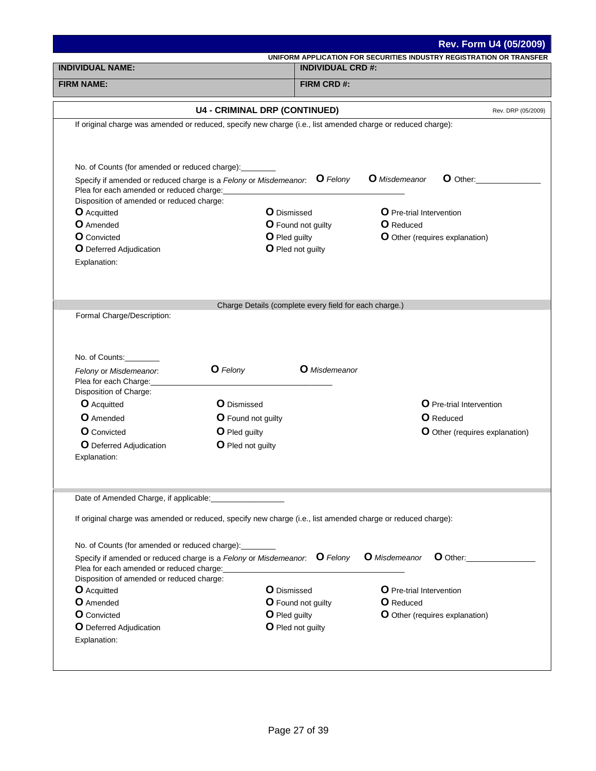**Rev. Form U4 (05/2009)**

**UNIFORM APPLICATION FOR SECURITIES INDUSTRY REGISTRATION OR TRANSFER**

| **INDIVIDUAL NAME:** | **INDIVIDUAL CRD #:** |
|---|---|
| **FIRM NAME:** | **FIRM CRD #:** |

## U4 - CRIMINAL DRP (CONTINUED)

Rev. DRP (05/2009)

If original charge was amended or reduced, specify new charge (i.e., list amended charge or reduced charge):

No. of Counts (for amended or reduced charge):________

Specify if amended or reduced charge is a *Felony* or *Misdemeanor*: O *Felony* O *Misdemeanor* O Other:______________

Plea for each amended or reduced charge:________________________________________

Disposition of amended or reduced charge:

- O Acquitted
- O Amended
- O Convicted
- O Deferred Adjudication
- O Dismissed
- O Found not guilty
- O Pled guilty
- O Pled not guilty
- O Pre-trial Intervention
- O Reduced
- O Other (requires explanation)

Explanation:

Charge Details (complete every field for each charge.)

Formal Charge/Description:

No. of Counts:________

*Felony* or *Misdemeanor*: O *Felony* O *Misdemeanor*

Plea for each Charge:________________________________________

Disposition of Charge:

- O Acquitted
- O Amended
- O Convicted
- O Deferred Adjudication
- O Dismissed
- O Found not guilty
- O Pled guilty
- O Pled not guilty
- O Pre-trial Intervention
- O Reduced
- O Other (requires explanation)

Explanation:

Date of Amended Charge, if applicable:_________________

If original charge was amended or reduced, specify new charge (i.e., list amended charge or reduced charge):

No. of Counts (for amended or reduced charge):________

Specify if amended or reduced charge is a *Felony* or *Misdemeanor*: O *Felony* O *Misdemeanor* O Other:_______________

Plea for each amended or reduced charge:________________________________________

Disposition of amended or reduced charge:

- O Acquitted
- O Amended
- O Convicted
- O Deferred Adjudication
- O Dismissed
- O Found not guilty
- O Pled guilty
- O Pled not guilty
- O Pre-trial Intervention
- O Reduced
- O Other (requires explanation)

Explanation: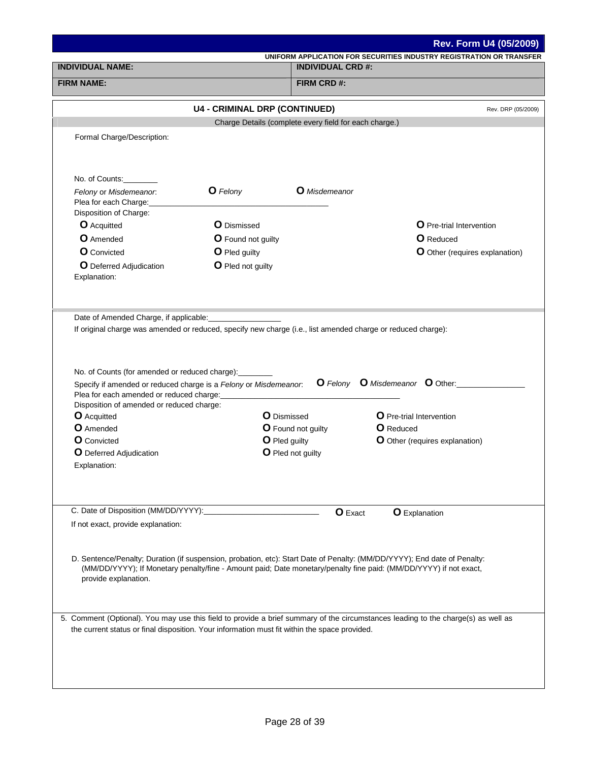**Rev. Form U4 (05/2009)**

**UNIFORM APPLICATION FOR SECURITIES INDUSTRY REGISTRATION OR TRANSFER**

| **INDIVIDUAL NAME:** | **INDIVIDUAL CRD #:** |
|---|---|
| **FIRM NAME:** | **FIRM CRD #:** |

## U4 - CRIMINAL DRP (CONTINUED)

Rev. DRP (05/2009)

Charge Details (complete every field for each charge.)

Formal Charge/Description:

No. of Counts:________

*Felony* or *Misdemeanor*: O *Felony* O *Misdemeanor*

Plea for each Charge:____________________________________________

Disposition of Charge:

O Acquitted O Dismissed O Pre-trial Intervention

O Amended O Found not guilty O Reduced

O Convicted O Pled guilty O Other (requires explanation)

O Deferred Adjudication O Pled not guilty

Explanation:

Date of Amended Charge, if applicable:_________________

If original charge was amended or reduced, specify new charge (i.e., list amended charge or reduced charge):

No. of Counts (for amended or reduced charge):________

Specify if amended or reduced charge is a *Felony* or *Misdemeanor*: O *Felony* O *Misdemeanor* O Other:_______________

Plea for each amended or reduced charge:____________________________________________

Disposition of amended or reduced charge:

O Acquitted O Dismissed O Pre-trial Intervention

O Amended O Found not guilty O Reduced

O Convicted O Pled guilty O Other (requires explanation)

O Deferred Adjudication O Pled not guilty

Explanation:

C. Date of Disposition (MM/DD/YYYY):___________________________ O Exact O Explanation

If not exact, provide explanation:

D. Sentence/Penalty; Duration (if suspension, probation, etc): Start Date of Penalty: (MM/DD/YYYY); End date of Penalty: (MM/DD/YYYY); If Monetary penalty/fine - Amount paid; Date monetary/penalty fine paid: (MM/DD/YYYY) if not exact, provide explanation.

5. Comment (Optional). You may use this field to provide a brief summary of the circumstances leading to the charge(s) as well as the current status or final disposition. Your information must fit within the space provided.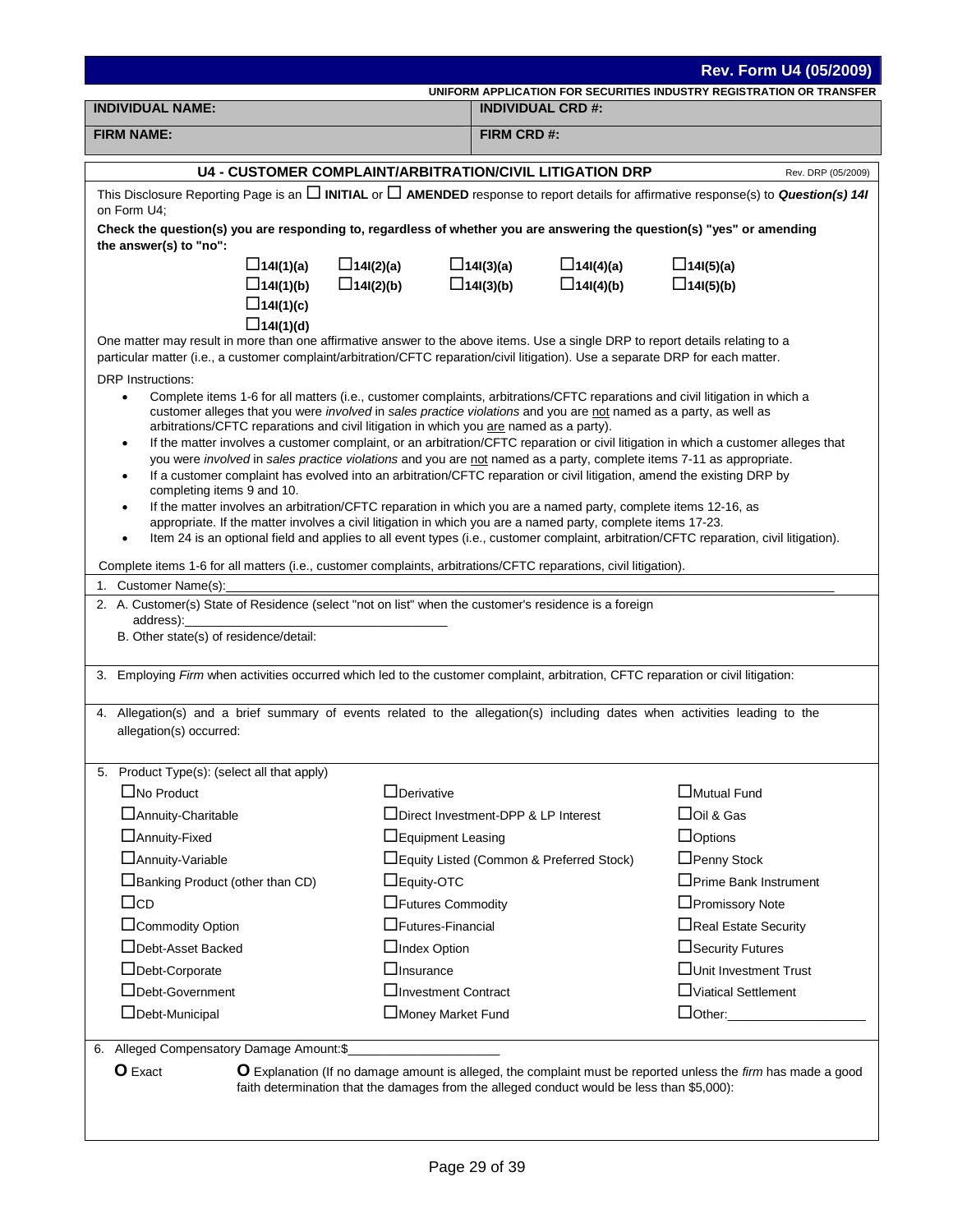**Rev. Form U4 (05/2009)**

**UNIFORM APPLICATION FOR SECURITIES INDUSTRY REGISTRATION OR TRANSFER**

| **INDIVIDUAL NAME:** | **INDIVIDUAL CRD #:** |
|---|---|
| **FIRM NAME:** | **FIRM CRD #:** |

## U4 - CUSTOMER COMPLAINT/ARBITRATION/CIVIL LITIGATION DRP

Rev. DRP (05/2009)

This Disclosure Reporting Page is an ☐ **INITIAL** or ☐ **AMENDED** response to report details for affirmative response(s) to ***Question(s) 14I*** on Form U4;

**Check the question(s) you are responding to, regardless of whether you are answering the question(s) "yes" or amending the answer(s) to "no":**

| | | | | |
|---|---|---|---|---|
| ☐**14I(1)(a)** | ☐**14I(2)(a)** | ☐**14I(3)(a)** | ☐**14I(4)(a)** | ☐**14I(5)(a)** |
| ☐**14I(1)(b)** | ☐**14I(2)(b)** | ☐**14I(3)(b)** | ☐**14I(4)(b)** | ☐**14I(5)(b)** |
| ☐**14I(1)(c)** | | | | |
| ☐**14I(1)(d)** | | | | |

One matter may result in more than one affirmative answer to the above items. Use a single DRP to report details relating to a particular matter (i.e., a customer complaint/arbitration/CFTC reparation/civil litigation). Use a separate DRP for each matter.

DRP Instructions:

- Complete items 1-6 for all matters (i.e., customer complaints, arbitrations/CFTC reparations and civil litigation in which a customer alleges that you were *involved* in *sales practice violations* and you are not named as a party, as well as arbitrations/CFTC reparations and civil litigation in which you are named as a party).
- If the matter involves a customer complaint, or an arbitration/CFTC reparation or civil litigation in which a customer alleges that you were *involved* in *sales practice violations* and you are not named as a party, complete items 7-11 as appropriate.
- If a customer complaint has evolved into an arbitration/CFTC reparation or civil litigation, amend the existing DRP by completing items 9 and 10.
- If the matter involves an arbitration/CFTC reparation in which you are a named party, complete items 12-16, as appropriate. If the matter involves a civil litigation in which you are a named party, complete items 17-23.
- Item 24 is an optional field and applies to all event types (i.e., customer complaint, arbitration/CFTC reparation, civil litigation).

Complete items 1-6 for all matters (i.e., customer complaints, arbitrations/CFTC reparations, civil litigation).

1. Customer Name(s):\_\_\_\_\_\_\_\_\_\_\_\_\_\_\_\_\_\_\_\_\_\_\_\_\_\_\_\_\_\_\_\_\_\_\_\_\_\_\_\_

2. A. Customer(s) State of Residence (select "not on list" when the customer's residence is a foreign address):\_\_\_\_\_\_\_\_\_\_\_\_\_\_\_\_\_\_\_\_\_\_\_\_\_\_\_\_\_\_\_\_\_\_\_\_

   B. Other state(s) of residence/detail:

3. Employing *Firm* when activities occurred which led to the customer complaint, arbitration, CFTC reparation or civil litigation:

4. Allegation(s) and a brief summary of events related to the allegation(s) including dates when activities leading to the allegation(s) occurred:

5. Product Type(s): (select all that apply)

| | | |
|---|---|---|
| ☐No Product | ☐Derivative | ☐Mutual Fund |
| ☐Annuity-Charitable | ☐Direct Investment-DPP & LP Interest | ☐Oil & Gas |
| ☐Annuity-Fixed | ☐Equipment Leasing | ☐Options |
| ☐Annuity-Variable | ☐Equity Listed (Common & Preferred Stock) | ☐Penny Stock |
| ☐Banking Product (other than CD) | ☐Equity-OTC | ☐Prime Bank Instrument |
| ☐CD | ☐Futures Commodity | ☐Promissory Note |
| ☐Commodity Option | ☐Futures-Financial | ☐Real Estate Security |
| ☐Debt-Asset Backed | ☐Index Option | ☐Security Futures |
| ☐Debt-Corporate | ☐Insurance | ☐Unit Investment Trust |
| ☐Debt-Government | ☐Investment Contract | ☐Viatical Settlement |
| ☐Debt-Municipal | ☐Money Market Fund | ☐Other:\_\_\_\_\_\_\_\_\_\_\_\_\_\_\_\_\_\_ |

6. Alleged Compensatory Damage Amount:$\_\_\_\_\_\_\_\_\_\_\_\_\_\_\_\_\_\_\_\_

   **O** Exact

   **O** Explanation (If no damage amount is alleged, the complaint must be reported unless the *firm* has made a good faith determination that the damages from the alleged conduct would be less than $5,000):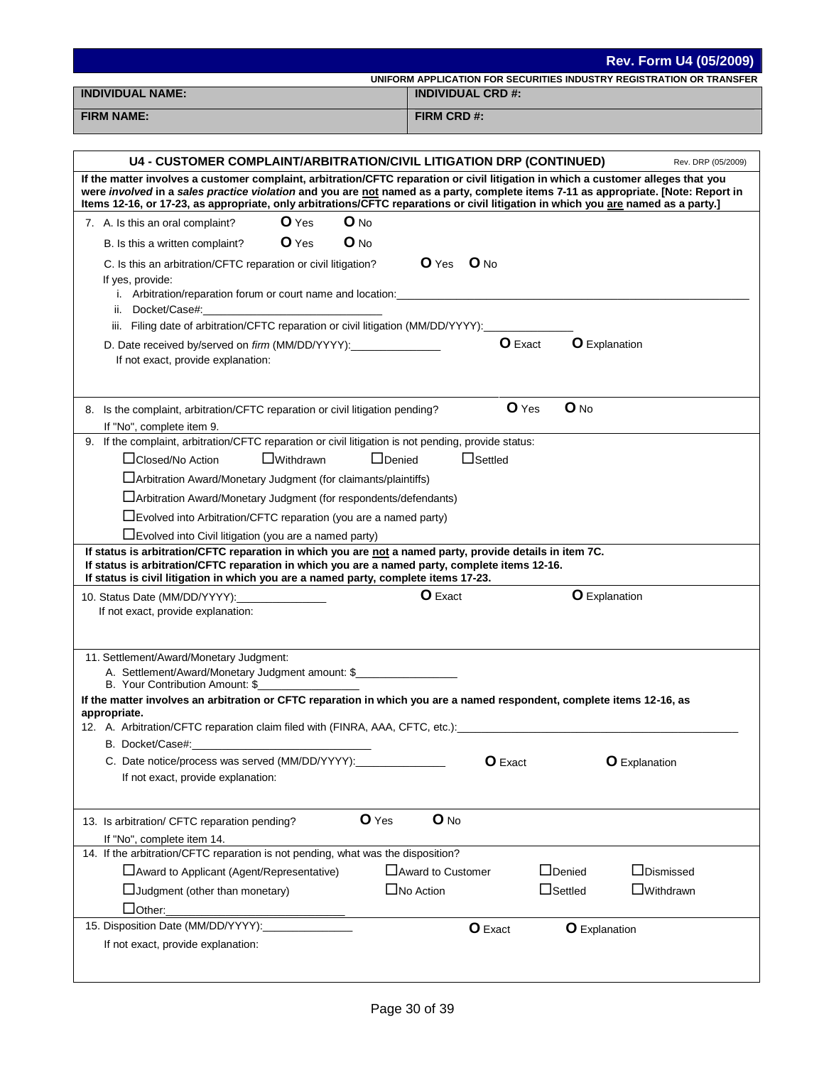**Rev. Form U4 (05/2009)**

UNIFORM APPLICATION FOR SECURITIES INDUSTRY REGISTRATION OR TRANSFER

| INDIVIDUAL NAME: | INDIVIDUAL CRD #: |
|---|---|
| FIRM NAME: | FIRM CRD #: |

## U4 - CUSTOMER COMPLAINT/ARBITRATION/CIVIL LITIGATION DRP (CONTINUED)

Rev. DRP (05/2009)

**If the matter involves a customer complaint, arbitration/CFTC reparation or civil litigation in which a customer alleges that you were *involved* in a *sales practice violation* and you are not named as a party, complete items 7-11 as appropriate. [Note: Report in Items 12-16, or 17-23, as appropriate, only arbitrations/CFTC reparations or civil litigation in which you are named as a party.]**

7. A. Is this an oral complaint? O Yes O No

   B. Is this a written complaint? O Yes O No

   C. Is this an arbitration/CFTC reparation or civil litigation? O Yes O No

   If yes, provide:

   i. Arbitration/reparation forum or court name and location:\_\_\_\_\_\_\_\_\_\_\_\_\_\_\_\_

   ii. Docket/Case#:\_\_\_\_\_\_\_\_\_\_\_\_\_\_\_\_

   iii. Filing date of arbitration/CFTC reparation or civil litigation (MM/DD/YYYY):\_\_\_\_\_\_\_\_\_\_\_\_\_\_\_\_

   D. Date received by/served on *firm* (MM/DD/YYYY):\_\_\_\_\_\_\_\_\_\_\_\_\_\_\_\_ O Exact O Explanation

   If not exact, provide explanation:

8. Is the complaint, arbitration/CFTC reparation or civil litigation pending? O Yes O No

   If "No", complete item 9.

9. If the complaint, arbitration/CFTC reparation or civil litigation is not pending, provide status:

   ☐ Closed/No Action ☐ Withdrawn ☐ Denied ☐ Settled

   ☐ Arbitration Award/Monetary Judgment (for claimants/plaintiffs)

   ☐ Arbitration Award/Monetary Judgment (for respondents/defendants)

   ☐ Evolved into Arbitration/CFTC reparation (you are a named party)

   ☐ Evolved into Civil litigation (you are a named party)

**If status is arbitration/CFTC reparation in which you are not a named party, provide details in item 7C.**
**If status is arbitration/CFTC reparation in which you are a named party, complete items 12-16.**
**If status is civil litigation in which you are a named party, complete items 17-23.**

10. Status Date (MM/DD/YYYY):\_\_\_\_\_\_\_\_\_\_\_\_\_\_\_\_ O Exact O Explanation

    If not exact, provide explanation:

11. Settlement/Award/Monetary Judgment:

    A. Settlement/Award/Monetary Judgment amount: $\_\_\_\_\_\_\_\_\_\_\_\_\_\_\_\_

    B. Your Contribution Amount: $\_\_\_\_\_\_\_\_\_\_\_\_\_\_\_\_

**If the matter involves an arbitration or CFTC reparation in which you are a named respondent, complete items 12-16, as appropriate.**

12. A. Arbitration/CFTC reparation claim filed with (FINRA, AAA, CFTC, etc.):\_\_\_\_\_\_\_\_\_\_\_\_\_\_\_\_

    B. Docket/Case#:\_\_\_\_\_\_\_\_\_\_\_\_\_\_\_\_

    C. Date notice/process was served (MM/DD/YYYY):\_\_\_\_\_\_\_\_\_\_\_\_\_\_\_\_ O Exact O Explanation

    If not exact, provide explanation:

13. Is arbitration/ CFTC reparation pending? O Yes O No

    If "No", complete item 14.

14. If the arbitration/CFTC reparation is not pending, what was the disposition?

    ☐ Award to Applicant (Agent/Representative) ☐ Award to Customer ☐ Denied ☐ Dismissed

    ☐ Judgment (other than monetary) ☐ No Action ☐ Settled ☐ Withdrawn

    ☐ Other:\_\_\_\_\_\_\_\_\_\_\_\_\_\_\_\_

15. Disposition Date (MM/DD/YYYY):\_\_\_\_\_\_\_\_\_\_\_\_\_\_\_\_ O Exact O Explanation

    If not exact, provide explanation: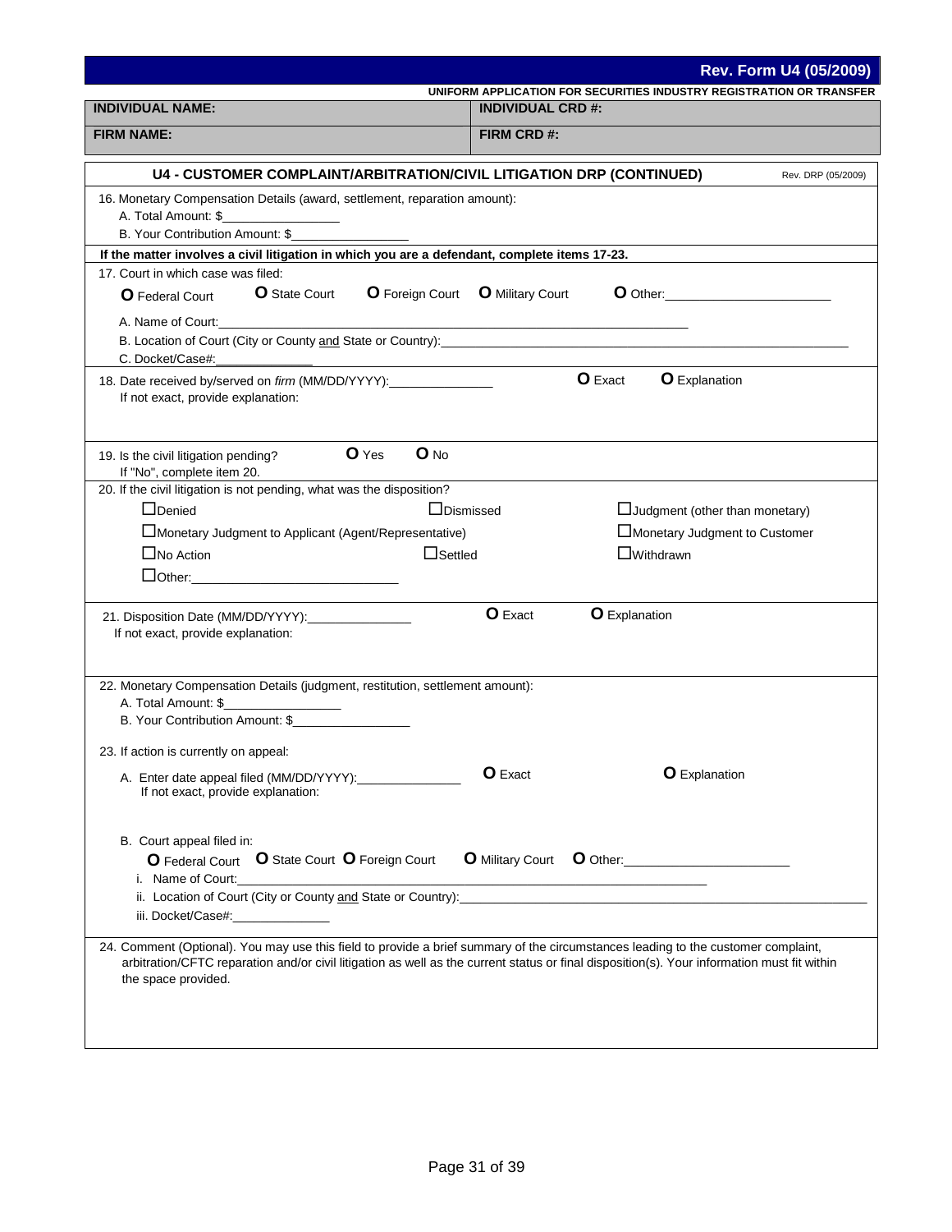**Rev. Form U4 (05/2009)**

**UNIFORM APPLICATION FOR SECURITIES INDUSTRY REGISTRATION OR TRANSFER**

| **INDIVIDUAL NAME:** | **INDIVIDUAL CRD #:** |
|---|---|
| **FIRM NAME:** | **FIRM CRD #:** |

## U4 - CUSTOMER COMPLAINT/ARBITRATION/CIVIL LITIGATION DRP (CONTINUED)

Rev. DRP (05/2009)

16. Monetary Compensation Details (award, settlement, reparation amount):
   A. Total Amount: $________________
   B. Your Contribution Amount: $________________

**If the matter involves a civil litigation in which you are a defendant, complete items 17-23.**

17. Court in which case was filed:

   O Federal Court   O State Court   O Foreign Court   O Military Court   O Other:______________________

   A. Name of Court:____________________________________________________________
   B. Location of Court (City or County and State or Country):____________________________________________________________
   C. Docket/Case#:______________

18. Date received by/served on *firm* (MM/DD/YYYY):______________   O Exact   O Explanation
   If not exact, provide explanation:

19. Is the civil litigation pending?   O Yes   O No
   If "No", complete item 20.

20. If the civil litigation is not pending, what was the disposition?

   ☐ Denied   ☐ Dismissed   ☐ Judgment (other than monetary)
   ☐ Monetary Judgment to Applicant (Agent/Representative)   ☐ Monetary Judgment to Customer
   ☐ No Action   ☐ Settled   ☐ Withdrawn
   ☐ Other:____________________________

21. Disposition Date (MM/DD/YYYY):______________   O Exact   O Explanation
   If not exact, provide explanation:

22. Monetary Compensation Details (judgment, restitution, settlement amount):
   A. Total Amount: $________________
   B. Your Contribution Amount: $________________

23. If action is currently on appeal:

   A. Enter date appeal filed (MM/DD/YYYY):______________   O Exact   O Explanation
      If not exact, provide explanation:

   B. Court appeal filed in:
      O Federal Court   O State Court   O Foreign Court   O Military Court   O Other:______________________
      i. Name of Court:____________________________________________________________
      ii. Location of Court (City or County and State or Country):____________________________________________________________
      iii. Docket/Case#:______________

24. Comment (Optional). You may use this field to provide a brief summary of the circumstances leading to the customer complaint, arbitration/CFTC reparation and/or civil litigation as well as the current status or final disposition(s). Your information must fit within the space provided.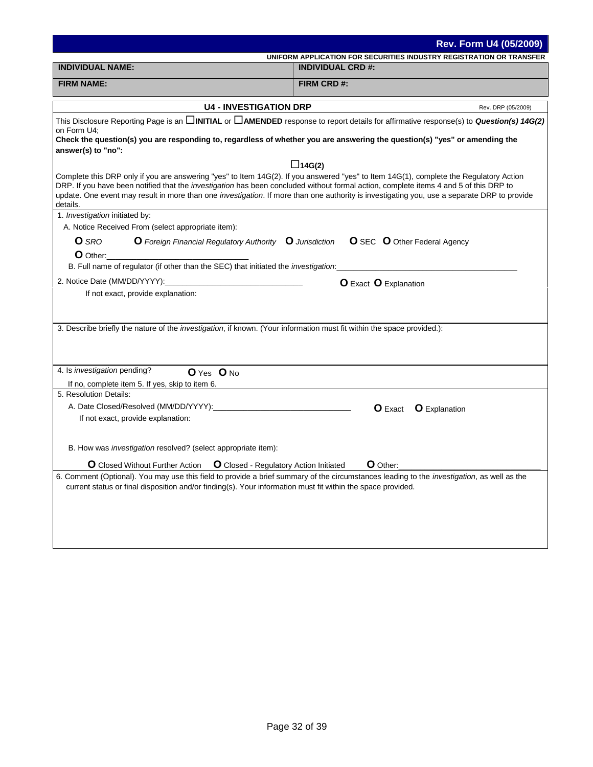**Rev. Form U4 (05/2009)**

**UNIFORM APPLICATION FOR SECURITIES INDUSTRY REGISTRATION OR TRANSFER**

| **INDIVIDUAL NAME:** | **INDIVIDUAL CRD #:** |
|---|---|
| **FIRM NAME:** | **FIRM CRD #:** |

## U4 - INVESTIGATION DRP

Rev. DRP (05/2009)

This Disclosure Reporting Page is an ☐**INITIAL** or ☐**AMENDED** response to report details for affirmative response(s) to ***Question(s) 14G(2)*** on Form U4;

**Check the question(s) you are responding to, regardless of whether you are answering the question(s) "yes" or amending the answer(s) to "no":**

☐**14G(2)**

Complete this DRP only if you are answering "yes" to Item 14G(2). If you answered "yes" to Item 14G(1), complete the Regulatory Action DRP. If you have been notified that the *investigation* has been concluded without formal action, complete items 4 and 5 of this DRP to update. One event may result in more than one *investigation*. If more than one authority is investigating you, use a separate DRP to provide details.

1. *Investigation* initiated by:

   A. Notice Received From (select appropriate item):

   O *SRO* O *Foreign Financial Regulatory Authority* O *Jurisdiction* O SEC O Other Federal Agency

   O Other:\_\_\_\_\_\_\_\_\_\_\_\_\_\_\_\_\_\_\_\_\_\_\_\_\_\_\_\_\_\_

   B. Full name of regulator (if other than the SEC) that initiated the *investigation*:\_\_\_\_\_\_\_\_\_\_\_\_\_\_\_\_\_\_\_\_\_\_\_\_\_\_\_\_\_\_

2. Notice Date (MM/DD/YYYY):\_\_\_\_\_\_\_\_\_\_\_\_\_\_\_\_\_\_\_\_\_\_\_\_\_\_\_\_\_\_ O Exact O Explanation

   If not exact, provide explanation:

3. Describe briefly the nature of the *investigation*, if known. (Your information must fit within the space provided.):

4. Is *investigation* pending? O Yes O No

   If no, complete item 5. If yes, skip to item 6.

5. Resolution Details:

   A. Date Closed/Resolved (MM/DD/YYYY):\_\_\_\_\_\_\_\_\_\_\_\_\_\_\_\_\_\_\_\_\_\_\_\_\_\_\_\_\_\_ O Exact O Explanation

   If not exact, provide explanation:

   B. How was *investigation* resolved? (select appropriate item):

   O Closed Without Further Action O Closed - Regulatory Action Initiated O Other:\_\_\_\_\_\_\_\_\_\_\_\_\_\_\_\_\_\_\_\_\_\_\_\_\_\_\_\_\_\_

6. Comment (Optional). You may use this field to provide a brief summary of the circumstances leading to the *investigation*, as well as the current status or final disposition and/or finding(s). Your information must fit within the space provided.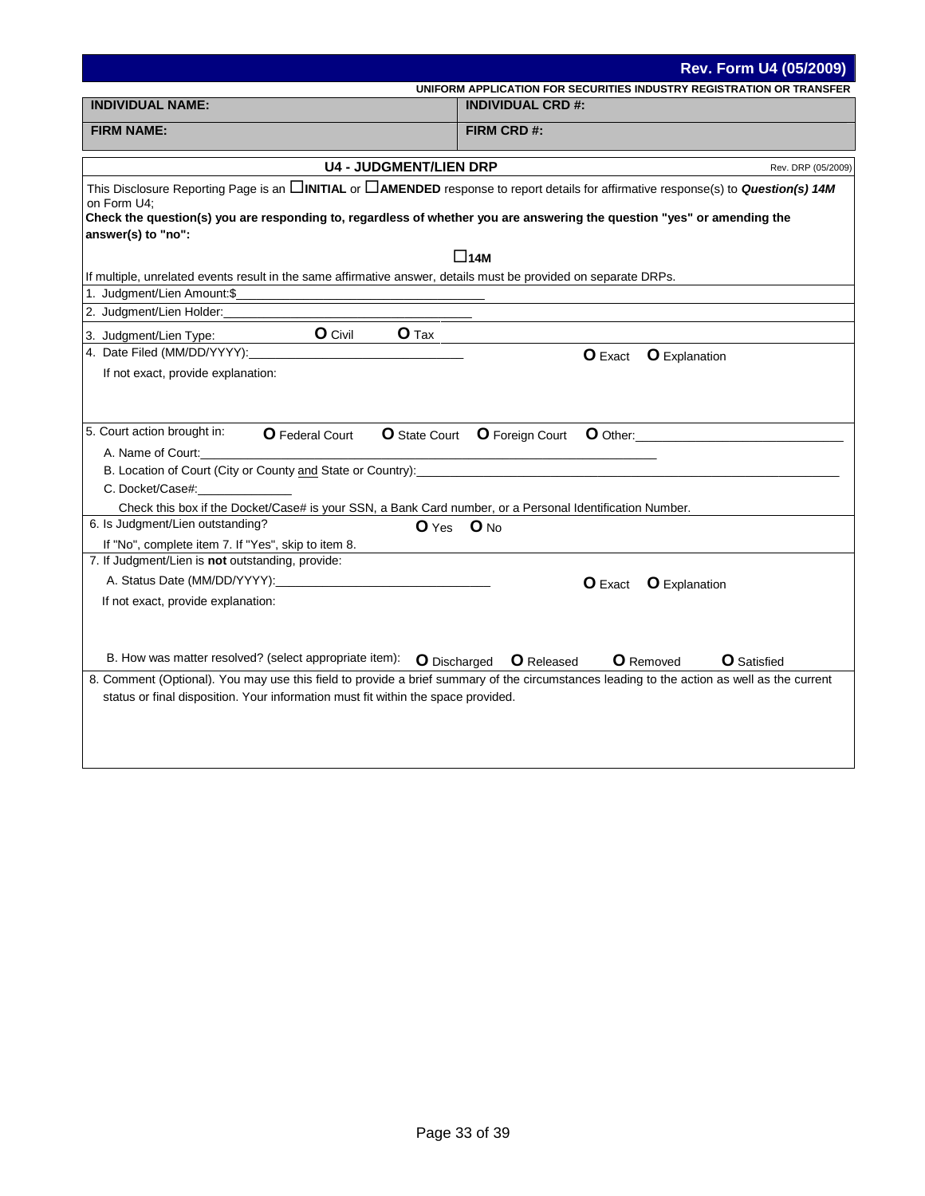**Rev. Form U4 (05/2009)**

**UNIFORM APPLICATION FOR SECURITIES INDUSTRY REGISTRATION OR TRANSFER**

| **INDIVIDUAL NAME:** | **INDIVIDUAL CRD #:** |
|---|---|
| **FIRM NAME:** | **FIRM CRD #:** |

## U4 - JUDGMENT/LIEN DRP

Rev. DRP (05/2009)

This Disclosure Reporting Page is an ☐**INITIAL** or ☐**AMENDED** response to report details for affirmative response(s) to ***Question(s) 14M*** on Form U4;

**Check the question(s) you are responding to, regardless of whether you are answering the question "yes" or amending the answer(s) to "no":**

☐**14M**

If multiple, unrelated events result in the same affirmative answer, details must be provided on separate DRPs.

1. Judgment/Lien Amount:$\_\_\_\_\_\_\_\_\_\_\_\_\_\_\_\_\_\_\_\_\_\_\_\_\_\_\_\_\_\_\_\_\_\_

2. Judgment/Lien Holder:\_\_\_\_\_\_\_\_\_\_\_\_\_\_\_\_\_\_\_\_\_\_\_\_\_\_\_\_\_\_\_\_\_\_

3. Judgment/Lien Type: **O** Civil **O** Tax

4. Date Filed (MM/DD/YYYY):\_\_\_\_\_\_\_\_\_\_\_\_\_\_\_\_\_\_\_\_\_\_\_\_\_\_\_\_\_\_ **O** Exact **O** Explanation

   If not exact, provide explanation:

5. Court action brought in: **O** Federal Court **O** State Court **O** Foreign Court **O** Other:\_\_\_\_\_\_\_\_\_\_\_\_\_\_\_\_\_\_\_\_\_\_\_\_\_\_\_\_

   A. Name of Court:\_\_\_\_\_\_\_\_\_\_\_\_\_\_\_\_\_\_\_\_\_\_\_\_\_\_\_\_\_\_\_\_\_\_\_\_\_\_\_\_\_\_\_\_\_\_\_\_\_\_\_\_\_\_\_\_

   B. Location of Court (City or County <u>and</u> State or Country):\_\_\_\_\_\_\_\_\_\_\_\_\_\_\_\_\_\_\_\_\_\_\_\_\_\_\_\_\_\_\_\_\_\_\_\_\_\_\_\_\_\_\_\_

   C. Docket/Case#:\_\_\_\_\_\_\_\_\_\_\_\_\_\_

   Check this box if the Docket/Case# is your SSN, a Bank Card number, or a Personal Identification Number.

6. Is Judgment/Lien outstanding? **O** Yes **O** No

   If "No", complete item 7. If "Yes", skip to item 8.

7. If Judgment/Lien is **not** outstanding, provide:

   A. Status Date (MM/DD/YYYY):\_\_\_\_\_\_\_\_\_\_\_\_\_\_\_\_\_\_\_\_\_\_\_\_\_\_\_\_\_\_ **O** Exact **O** Explanation

   If not exact, provide explanation:

   B. How was matter resolved? (select appropriate item): **O** Discharged **O** Released **O** Removed **O** Satisfied

8. Comment (Optional). You may use this field to provide a brief summary of the circumstances leading to the action as well as the current status or final disposition. Your information must fit within the space provided.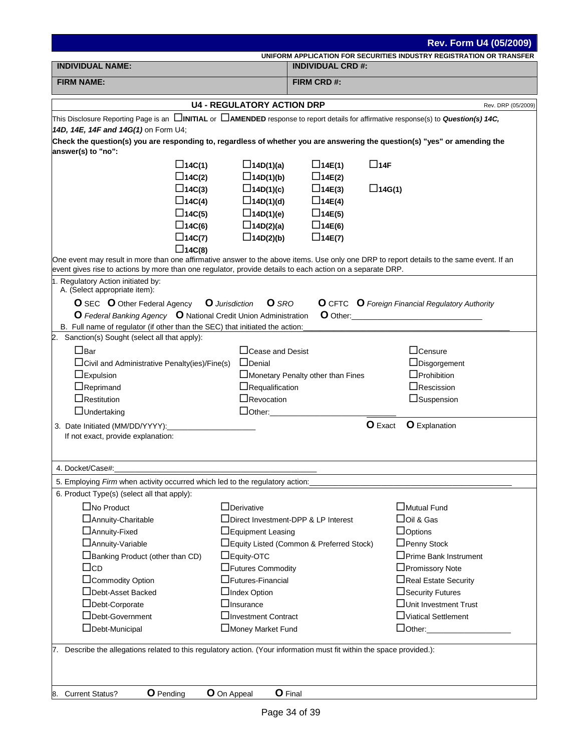**Rev. Form U4 (05/2009)**

**UNIFORM APPLICATION FOR SECURITIES INDUSTRY REGISTRATION OR TRANSFER**

| **INDIVIDUAL NAME:** | **INDIVIDUAL CRD #:** |
|---|---|
| **FIRM NAME:** | **FIRM CRD #:** |

## U4 - REGULATORY ACTION DRP

Rev. DRP (05/2009)

This Disclosure Reporting Page is an ☐**INITIAL** or ☐**AMENDED** response to report details for affirmative response(s) to ***Question(s) 14C, 14D, 14E, 14F and 14G(1)*** on Form U4;

**Check the question(s) you are responding to, regardless of whether you are answering the question(s) "yes" or amending the answer(s) to "no":**

| | | | |
|---|---|---|---|
| ☐**14C(1)** | ☐**14D(1)(a)** | ☐**14E(1)** | ☐**14F** |
| ☐**14C(2)** | ☐**14D(1)(b)** | ☐**14E(2)** | |
| ☐**14C(3)** | ☐**14D(1)(c)** | ☐**14E(3)** | ☐**14G(1)** |
| ☐**14C(4)** | ☐**14D(1)(d)** | ☐**14E(4)** | |
| ☐**14C(5)** | ☐**14D(1)(e)** | ☐**14E(5)** | |
| ☐**14C(6)** | ☐**14D(2)(a)** | ☐**14E(6)** | |
| ☐**14C(7)** | ☐**14D(2)(b)** | ☐**14E(7)** | |
| ☐**14C(8)** | | | |

One event may result in more than one affirmative answer to the above items. Use only one DRP to report details to the same event. If an event gives rise to actions by more than one regulator, provide details to each action on a separate DRP.

1. Regulatory Action initiated by:
   A. (Select appropriate item):

   O SEC  O Other Federal Agency  O *Jurisdiction*  O *SRO*  O CFTC  O *Foreign Financial Regulatory Authority*
   O *Federal Banking Agency*  O National Credit Union Administration  O Other:______________________

   B. Full name of regulator (if other than the SEC) that initiated the action:______________________

2. Sanction(s) Sought (select all that apply):

| | | |
|---|---|---|
| ☐Bar | ☐Cease and Desist | ☐Censure |
| ☐Civil and Administrative Penalty(ies)/Fine(s) | ☐Denial | ☐Disgorgement |
| ☐Expulsion | ☐Monetary Penalty other than Fines | ☐Prohibition |
| ☐Reprimand | ☐Requalification | ☐Rescission |
| ☐Restitution | ☐Revocation | ☐Suspension |
| ☐Undertaking | ☐Other:______________ | |

3. Date Initiated (MM/DD/YYYY):______________  O Exact  O Explanation
   If not exact, provide explanation:

4. Docket/Case#:______________________

5. Employing *Firm* when activity occurred which led to the regulatory action:______________________

6. Product Type(s) (select all that apply):

| | | |
|---|---|---|
| ☐No Product | ☐Derivative | ☐Mutual Fund |
| ☐Annuity-Charitable | ☐Direct Investment-DPP & LP Interest | ☐Oil & Gas |
| ☐Annuity-Fixed | ☐Equipment Leasing | ☐Options |
| ☐Annuity-Variable | ☐Equity Listed (Common & Preferred Stock) | ☐Penny Stock |
| ☐Banking Product (other than CD) | ☐Equity-OTC | ☐Prime Bank Instrument |
| ☐CD | ☐Futures Commodity | ☐Promissory Note |
| ☐Commodity Option | ☐Futures-Financial | ☐Real Estate Security |
| ☐Debt-Asset Backed | ☐Index Option | ☐Security Futures |
| ☐Debt-Corporate | ☐Insurance | ☐Unit Investment Trust |
| ☐Debt-Government | ☐Investment Contract | ☐Viatical Settlement |
| ☐Debt-Municipal | ☐Money Market Fund | ☐Other:______________ |

7. Describe the allegations related to this regulatory action. (Your information must fit within the space provided.):

8. Current Status?  O Pending  O On Appeal  O Final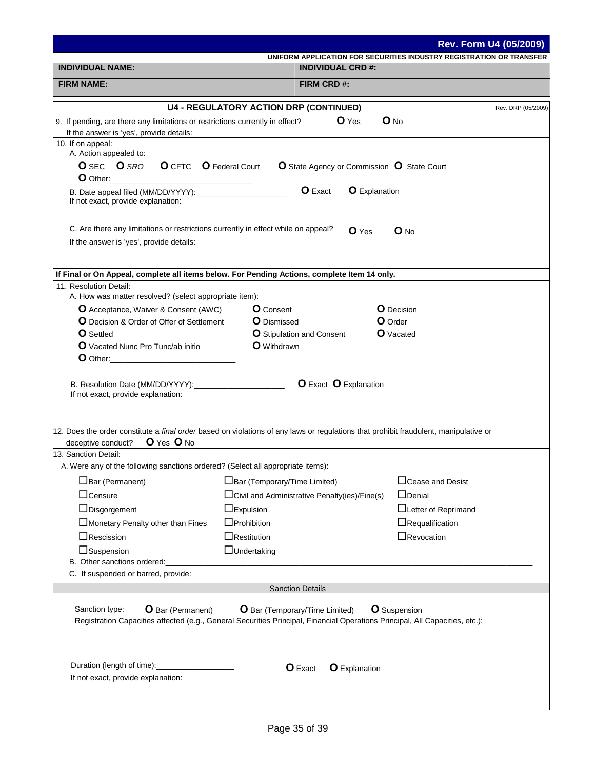**Rev. Form U4 (05/2009)**

**UNIFORM APPLICATION FOR SECURITIES INDUSTRY REGISTRATION OR TRANSFER**

| **INDIVIDUAL NAME:** | **INDIVIDUAL CRD #:** |
|---|---|
| **FIRM NAME:** | **FIRM CRD #:** |

## U4 - REGULATORY ACTION DRP (CONTINUED)

Rev. DRP (05/2009)

9. If pending, are there any limitations or restrictions currently in effect? O Yes O No
   If the answer is 'yes', provide details:

10. If on appeal:
   A. Action appealed to:
   O SEC O *SRO* O CFTC O Federal Court O State Agency or Commission O State Court
   O Other:\_\_\_\_\_\_\_\_\_\_\_\_\_\_\_\_\_\_\_\_\_\_\_\_\_\_\_\_

   B. Date appeal filed (MM/DD/YYYY):\_\_\_\_\_\_\_\_\_\_\_\_\_\_\_\_\_\_ O Exact O Explanation
   If not exact, provide explanation:

   C. Are there any limitations or restrictions currently in effect while on appeal? O Yes O No
   If the answer is 'yes', provide details:

**If Final or On Appeal, complete all items below. For Pending Actions, complete Item 14 only.**

11. Resolution Detail:
   A. How was matter resolved? (select appropriate item):

   O Acceptance, Waiver & Consent (AWC) O Consent O Decision
   O Decision & Order of Offer of Settlement O Dismissed O Order
   O Settled O Stipulation and Consent O Vacated
   O Vacated Nunc Pro Tunc/ab initio O Withdrawn
   O Other:\_\_\_\_\_\_\_\_\_\_\_\_\_\_\_\_\_\_\_\_\_\_\_\_\_\_\_\_

   B. Resolution Date (MM/DD/YYYY):\_\_\_\_\_\_\_\_\_\_\_\_\_\_\_\_\_\_ O Exact O Explanation
   If not exact, provide explanation:

12. Does the order constitute a *final order* based on violations of any laws or regulations that prohibit fraudulent, manipulative or deceptive conduct? O Yes O No

13. Sanction Detail:
   A. Were any of the following sanctions ordered? (Select all appropriate items):

   ☐ Bar (Permanent) ☐ Bar (Temporary/Time Limited) ☐ Cease and Desist
   ☐ Censure ☐ Civil and Administrative Penalty(ies)/Fine(s) ☐ Denial
   ☐ Disgorgement ☐ Expulsion ☐ Letter of Reprimand
   ☐ Monetary Penalty other than Fines ☐ Prohibition ☐ Requalification
   ☐ Rescission ☐ Restitution ☐ Revocation
   ☐ Suspension ☐ Undertaking

   B. Other sanctions ordered:\_\_\_\_\_\_\_\_\_\_\_\_\_\_\_\_\_\_\_\_\_\_\_\_\_\_\_\_\_\_\_\_\_\_\_\_\_\_\_\_\_\_\_\_\_\_\_\_
   C. If suspended or barred, provide:

**Sanction Details**

Sanction type: O Bar (Permanent) O Bar (Temporary/Time Limited) O Suspension
Registration Capacities affected (e.g., General Securities Principal, Financial Operations Principal, All Capacities, etc.):

Duration (length of time):\_\_\_\_\_\_\_\_\_\_\_\_\_\_\_\_\_\_ O Exact O Explanation
If not exact, provide explanation: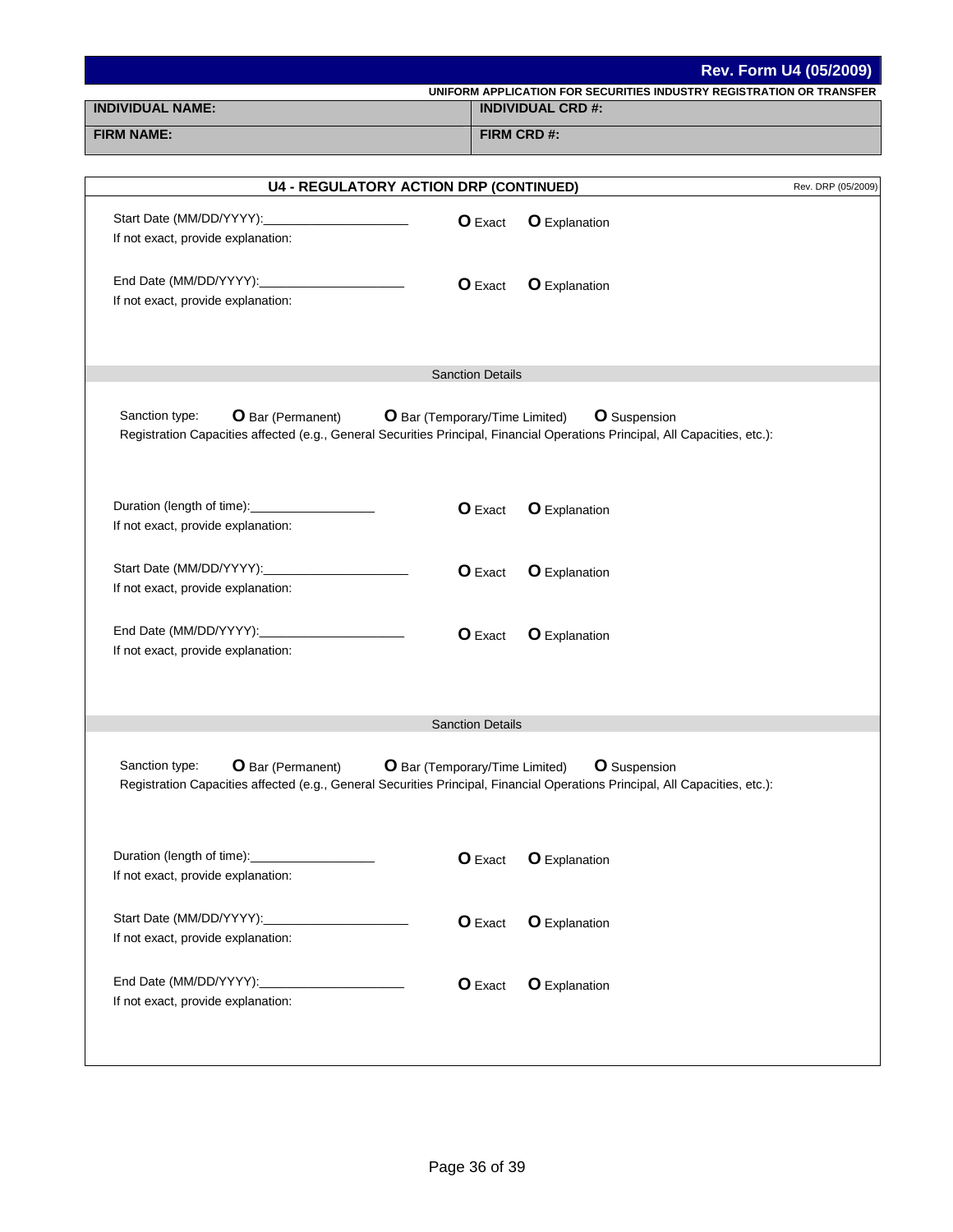**Rev. Form U4 (05/2009)**

**UNIFORM APPLICATION FOR SECURITIES INDUSTRY REGISTRATION OR TRANSFER**

| **INDIVIDUAL NAME:** | **INDIVIDUAL CRD #:** |
|---|---|
| **FIRM NAME:** | **FIRM CRD #:** |

## U4 - REGULATORY ACTION DRP (CONTINUED)

Rev. DRP (05/2009)

Start Date (MM/DD/YYYY):____________________ O Exact O Explanation

If not exact, provide explanation:

End Date (MM/DD/YYYY):____________________ O Exact O Explanation

If not exact, provide explanation:

### Sanction Details

Sanction type: O Bar (Permanent) O Bar (Temporary/Time Limited) O Suspension

Registration Capacities affected (e.g., General Securities Principal, Financial Operations Principal, All Capacities, etc.):

Duration (length of time):__________________ O Exact O Explanation

If not exact, provide explanation:

Start Date (MM/DD/YYYY):____________________ O Exact O Explanation

If not exact, provide explanation:

End Date (MM/DD/YYYY):____________________ O Exact O Explanation

If not exact, provide explanation:

### Sanction Details

Sanction type: O Bar (Permanent) O Bar (Temporary/Time Limited) O Suspension

Registration Capacities affected (e.g., General Securities Principal, Financial Operations Principal, All Capacities, etc.):

Duration (length of time):__________________ O Exact O Explanation

If not exact, provide explanation:

Start Date (MM/DD/YYYY):____________________ O Exact O Explanation

If not exact, provide explanation:

End Date (MM/DD/YYYY):____________________ O Exact O Explanation

If not exact, provide explanation: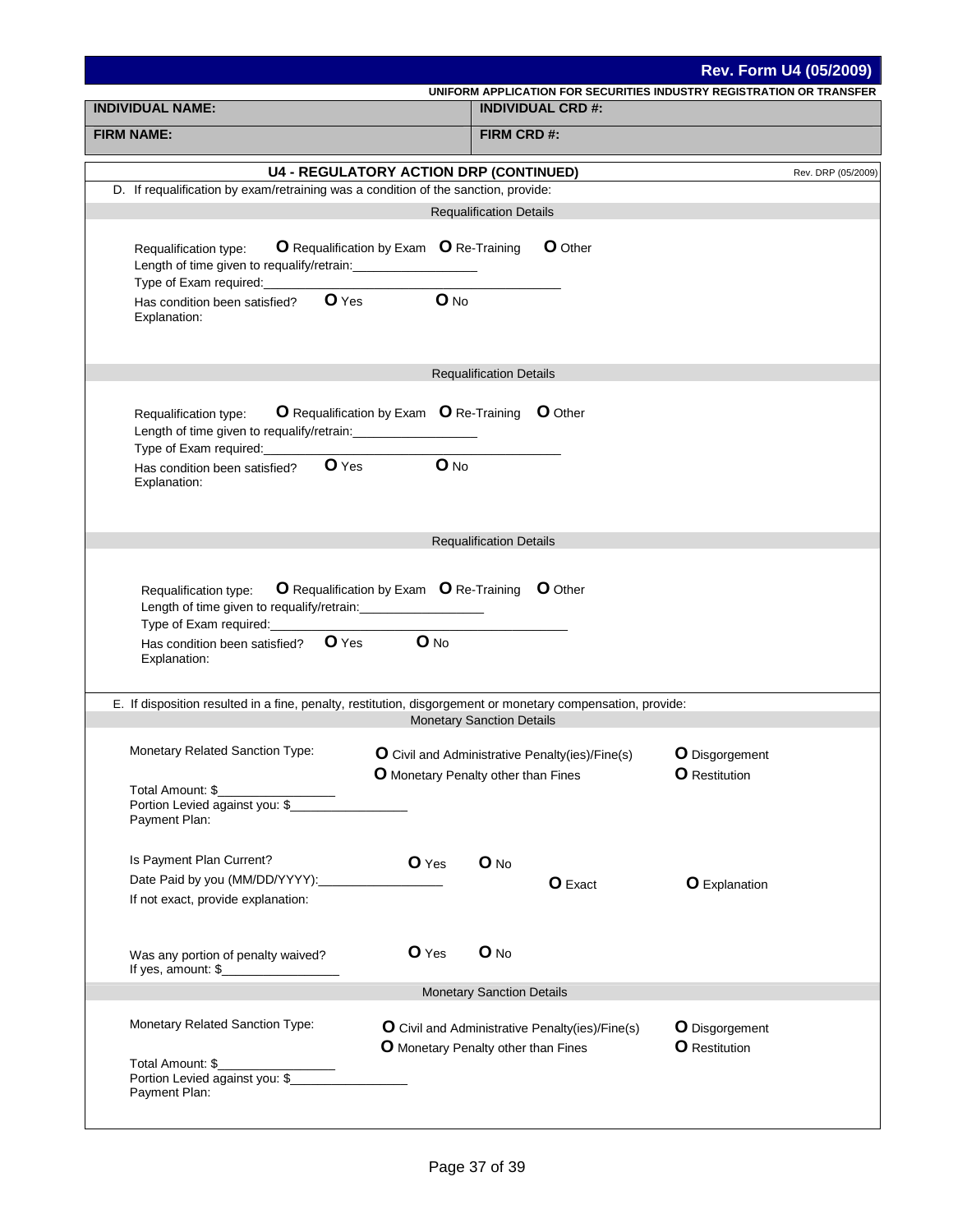**Rev. Form U4 (05/2009)**

**UNIFORM APPLICATION FOR SECURITIES INDUSTRY REGISTRATION OR TRANSFER**

| **INDIVIDUAL NAME:** | **INDIVIDUAL CRD #:** |
|---|---|
| **FIRM NAME:** | **FIRM CRD #:** |

## U4 - REGULATORY ACTION DRP (CONTINUED)

Rev. DRP (05/2009)

D. If requalification by exam/retraining was a condition of the sanction, provide:

**Requalification Details**

Requalification type: O Requalification by Exam O Re-Training O Other

Length of time given to requalify/retrain:__________________

Type of Exam required:__________________________________________

Has condition been satisfied? O Yes O No

Explanation:

**Requalification Details**

Requalification type: O Requalification by Exam O Re-Training O Other

Length of time given to requalify/retrain:__________________

Type of Exam required:__________________________________________

Has condition been satisfied? O Yes O No

Explanation:

**Requalification Details**

Requalification type: O Requalification by Exam O Re-Training O Other

Length of time given to requalify/retrain:__________________

Type of Exam required:__________________________________________

Has condition been satisfied? O Yes O No

Explanation:

E. If disposition resulted in a fine, penalty, restitution, disgorgement or monetary compensation, provide:

**Monetary Sanction Details**

Monetary Related Sanction Type: O Civil and Administrative Penalty(ies)/Fine(s) O Disgorgement O Monetary Penalty other than Fines O Restitution

Total Amount: $_________________

Portion Levied against you: $_________________

Payment Plan:

Is Payment Plan Current? O Yes O No

Date Paid by you (MM/DD/YYYY):_________________ O Exact O Explanation

If not exact, provide explanation:

Was any portion of penalty waived? O Yes O No

If yes, amount: $_________________

**Monetary Sanction Details**

Monetary Related Sanction Type: O Civil and Administrative Penalty(ies)/Fine(s) O Disgorgement O Monetary Penalty other than Fines O Restitution

Total Amount: $_________________

Portion Levied against you: $_________________

Payment Plan: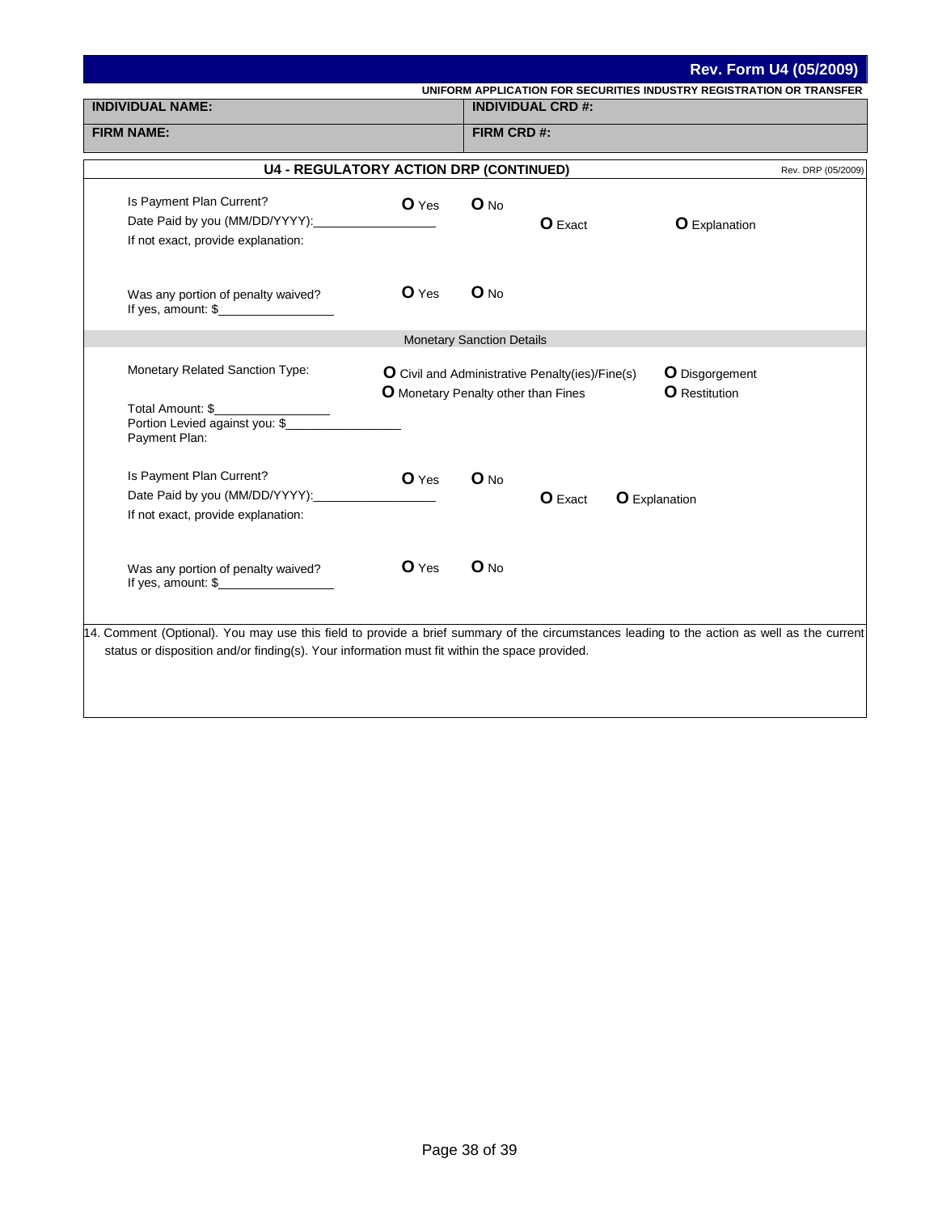**Rev. Form U4 (05/2009)**

**UNIFORM APPLICATION FOR SECURITIES INDUSTRY REGISTRATION OR TRANSFER**

| **INDIVIDUAL NAME:** | **INDIVIDUAL CRD #:** |
|---|---|
| **FIRM NAME:** | **FIRM CRD #:** |

## U4 - REGULATORY ACTION DRP (CONTINUED)

Rev. DRP (05/2009)

Is Payment Plan Current? O Yes O No

Date Paid by you (MM/DD/YYYY):__________________ O Exact O Explanation

If not exact, provide explanation:

Was any portion of penalty waived? O Yes O No

If yes, amount: $_________________

### Monetary Sanction Details

Monetary Related Sanction Type:

O Civil and Administrative Penalty(ies)/Fine(s)
O Monetary Penalty other than Fines
O Disgorgement
O Restitution

Total Amount: $_________________

Portion Levied against you: $_________________

Payment Plan:

Is Payment Plan Current? O Yes O No

Date Paid by you (MM/DD/YYYY):__________________ O Exact O Explanation

If not exact, provide explanation:

Was any portion of penalty waived? O Yes O No

If yes, amount: $_________________

14. Comment (Optional). You may use this field to provide a brief summary of the circumstances leading to the action as well as the current status or disposition and/or finding(s). Your information must fit within the space provided.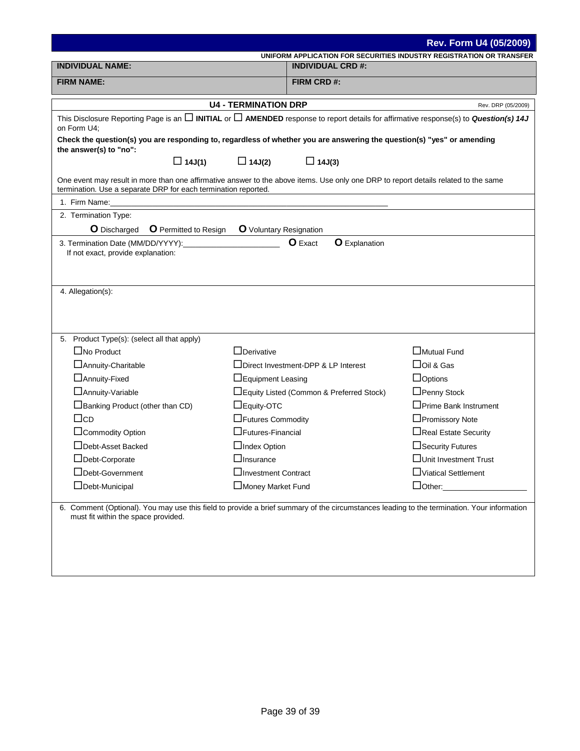**Rev. Form U4 (05/2009)**

**UNIFORM APPLICATION FOR SECURITIES INDUSTRY REGISTRATION OR TRANSFER**

| | |
|---|---|
| **INDIVIDUAL NAME:** | **INDIVIDUAL CRD #:** |
| **FIRM NAME:** | **FIRM CRD #:** |

## U4 - TERMINATION DRP

Rev. DRP (05/2009)

This Disclosure Reporting Page is an ☐ **INITIAL** or ☐ **AMENDED** response to report details for affirmative response(s) to ***Question(s) 14J*** on Form U4;

**Check the question(s) you are responding to, regardless of whether you are answering the question(s) "yes" or amending the answer(s) to "no":**

☐ **14J(1)** ☐ **14J(2)** ☐ **14J(3)**

One event may result in more than one affirmative answer to the above items. Use only one DRP to report details related to the same termination. Use a separate DRP for each termination reported.

1. Firm Name: ______________________________

2. Termination Type:

   O Discharged  O Permitted to Resign  O Voluntary Resignation

3. Termination Date (MM/DD/YYYY): ____________________ O Exact  O Explanation

   If not exact, provide explanation:

4. Allegation(s):

5. Product Type(s): (select all that apply)

| | | |
|---|---|---|
| ☐No Product | ☐Derivative | ☐Mutual Fund |
| ☐Annuity-Charitable | ☐Direct Investment-DPP & LP Interest | ☐Oil & Gas |
| ☐Annuity-Fixed | ☐Equipment Leasing | ☐Options |
| ☐Annuity-Variable | ☐Equity Listed (Common & Preferred Stock) | ☐Penny Stock |
| ☐Banking Product (other than CD) | ☐Equity-OTC | ☐Prime Bank Instrument |
| ☐CD | ☐Futures Commodity | ☐Promissory Note |
| ☐Commodity Option | ☐Futures-Financial | ☐Real Estate Security |
| ☐Debt-Asset Backed | ☐Index Option | ☐Security Futures |
| ☐Debt-Corporate | ☐Insurance | ☐Unit Investment Trust |
| ☐Debt-Government | ☐Investment Contract | ☐Viatical Settlement |
| ☐Debt-Municipal | ☐Money Market Fund | ☐Other:____________ |

6. Comment (Optional). You may use this field to provide a brief summary of the circumstances leading to the termination. Your information must fit within the space provided.